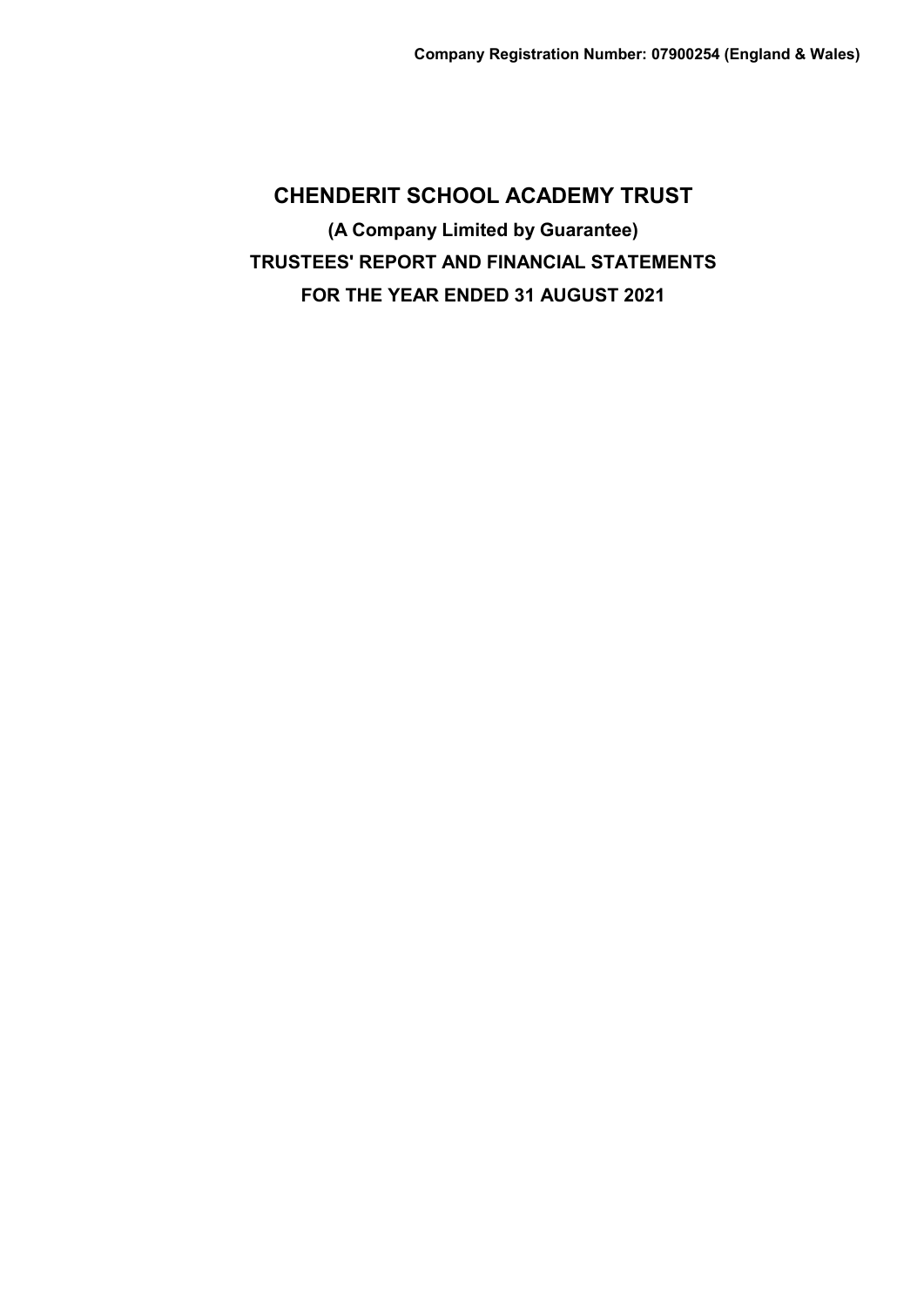**Company Registration Number: 07900254 (England & Wales)**

# CHENDERIT SCHOOL ACADEMY TRUST

**(A Company Limited by Guarantee)**

**TRUSTEES' REPORT AND FINANCIAL STATEMENTS**

**FOR THE YEAR ENDED 31 AUGUST 2021**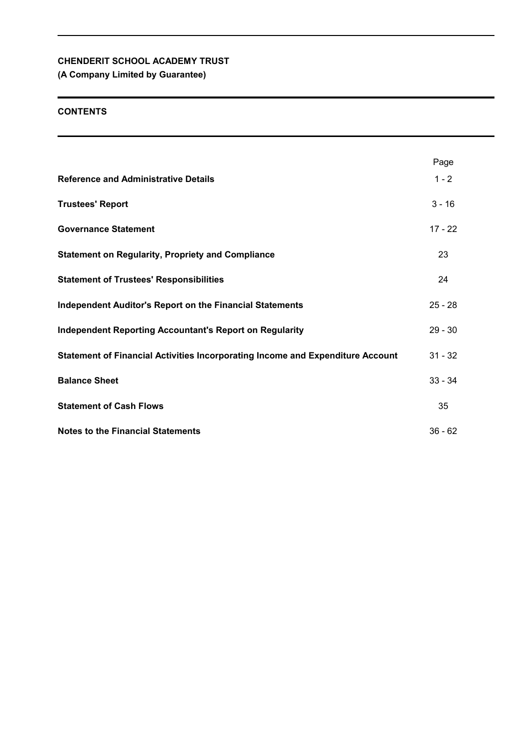**CHENDERIT SCHOOL ACADEMY TRUST**
**(A Company Limited by Guarantee)**

# CONTENTS

| | Page |
|---|---|
| **Reference and Administrative Details** | 1 - 2 |
| **Trustees' Report** | 3 - 16 |
| **Governance Statement** | 17 - 22 |
| **Statement on Regularity, Propriety and Compliance** | 23 |
| **Statement of Trustees' Responsibilities** | 24 |
| **Independent Auditor's Report on the Financial Statements** | 25 - 28 |
| **Independent Reporting Accountant's Report on Regularity** | 29 - 30 |
| **Statement of Financial Activities Incorporating Income and Expenditure Account** | 31 - 32 |
| **Balance Sheet** | 33 - 34 |
| **Statement of Cash Flows** | 35 |
| **Notes to the Financial Statements** | 36 - 62 |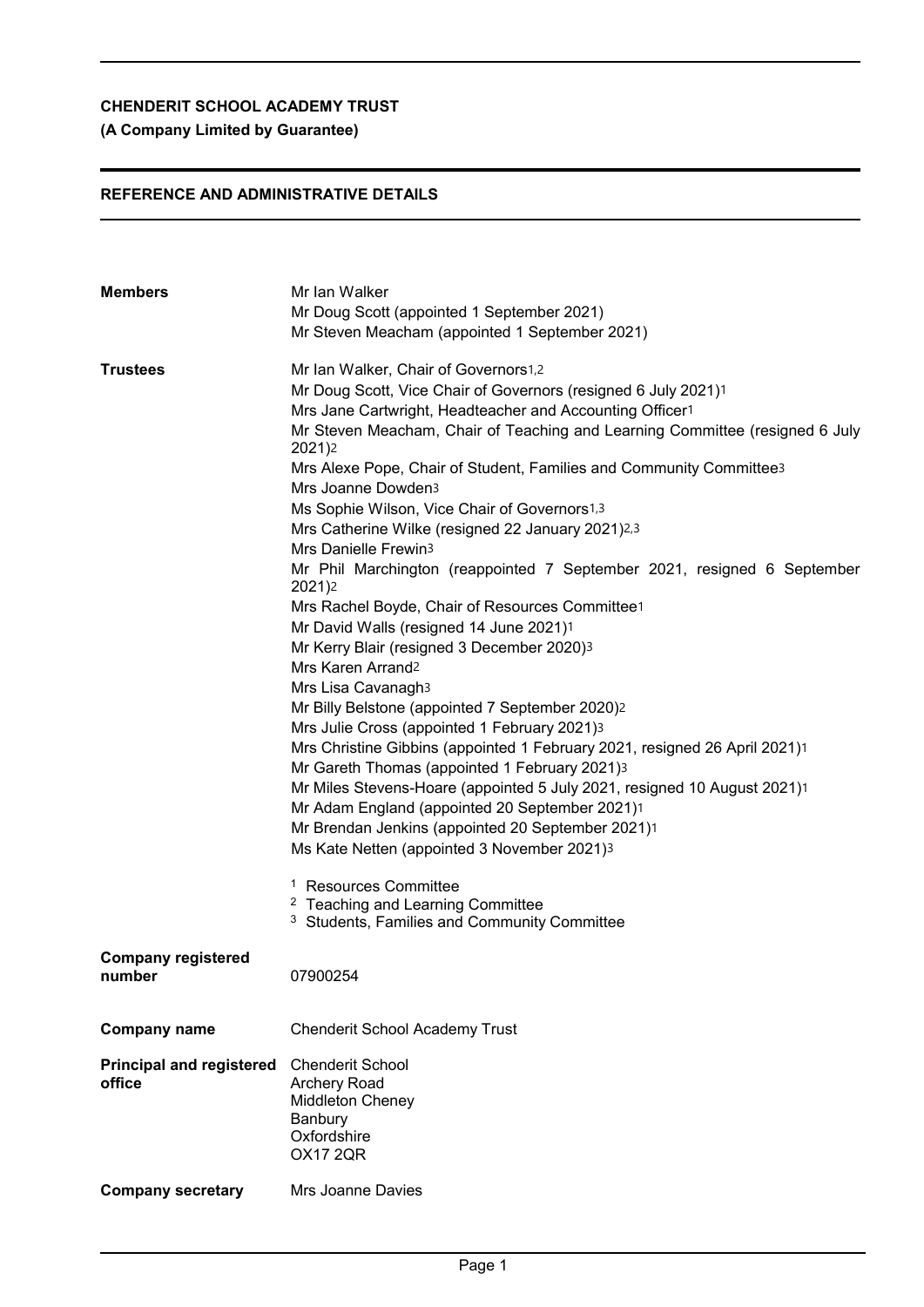**CHENDERIT SCHOOL ACADEMY TRUST**
**(A Company Limited by Guarantee)**

## REFERENCE AND ADMINISTRATIVE DETAILS

**Members**

Mr Ian Walker
Mr Doug Scott (appointed 1 September 2021)
Mr Steven Meacham (appointed 1 September 2021)

**Trustees**

Mr Ian Walker, Chair of Governors[1,2]
Mr Doug Scott, Vice Chair of Governors (resigned 6 July 2021)[1]
Mrs Jane Cartwright, Headteacher and Accounting Officer[1]
Mr Steven Meacham, Chair of Teaching and Learning Committee (resigned 6 July 2021)[2]
Mrs Alexe Pope, Chair of Student, Families and Community Committee[3]
Mrs Joanne Dowden[3]
Ms Sophie Wilson, Vice Chair of Governors[1,3]
Mrs Catherine Wilke (resigned 22 January 2021)[2,3]
Mrs Danielle Frewin[3]
Mr Phil Marchington (reappointed 7 September 2021, resigned 6 September 2021)[2]
Mrs Rachel Boyde, Chair of Resources Committee[1]
Mr David Walls (resigned 14 June 2021)[1]
Mr Kerry Blair (resigned 3 December 2020)[3]
Mrs Karen Arrand[2]
Mrs Lisa Cavanagh[3]
Mr Billy Belstone (appointed 7 September 2020)[2]
Mrs Julie Cross (appointed 1 February 2021)[3]
Mrs Christine Gibbins (appointed 1 February 2021, resigned 26 April 2021)[1]
Mr Gareth Thomas (appointed 1 February 2021)[3]
Mr Miles Stevens-Hoare (appointed 5 July 2021, resigned 10 August 2021)[1]
Mr Adam England (appointed 20 September 2021)[1]
Mr Brendan Jenkins (appointed 20 September 2021)[1]
Ms Kate Netten (appointed 3 November 2021)[3]

[1] Resources Committee
[2] Teaching and Learning Committee
[3] Students, Families and Community Committee

**Company registered number**

07900254

**Company name**

Chenderit School Academy Trust

**Principal and registered office**

Chenderit School
Archery Road
Middleton Cheney
Banbury
Oxfordshire
OX17 2QR

**Company secretary**

Mrs Joanne Davies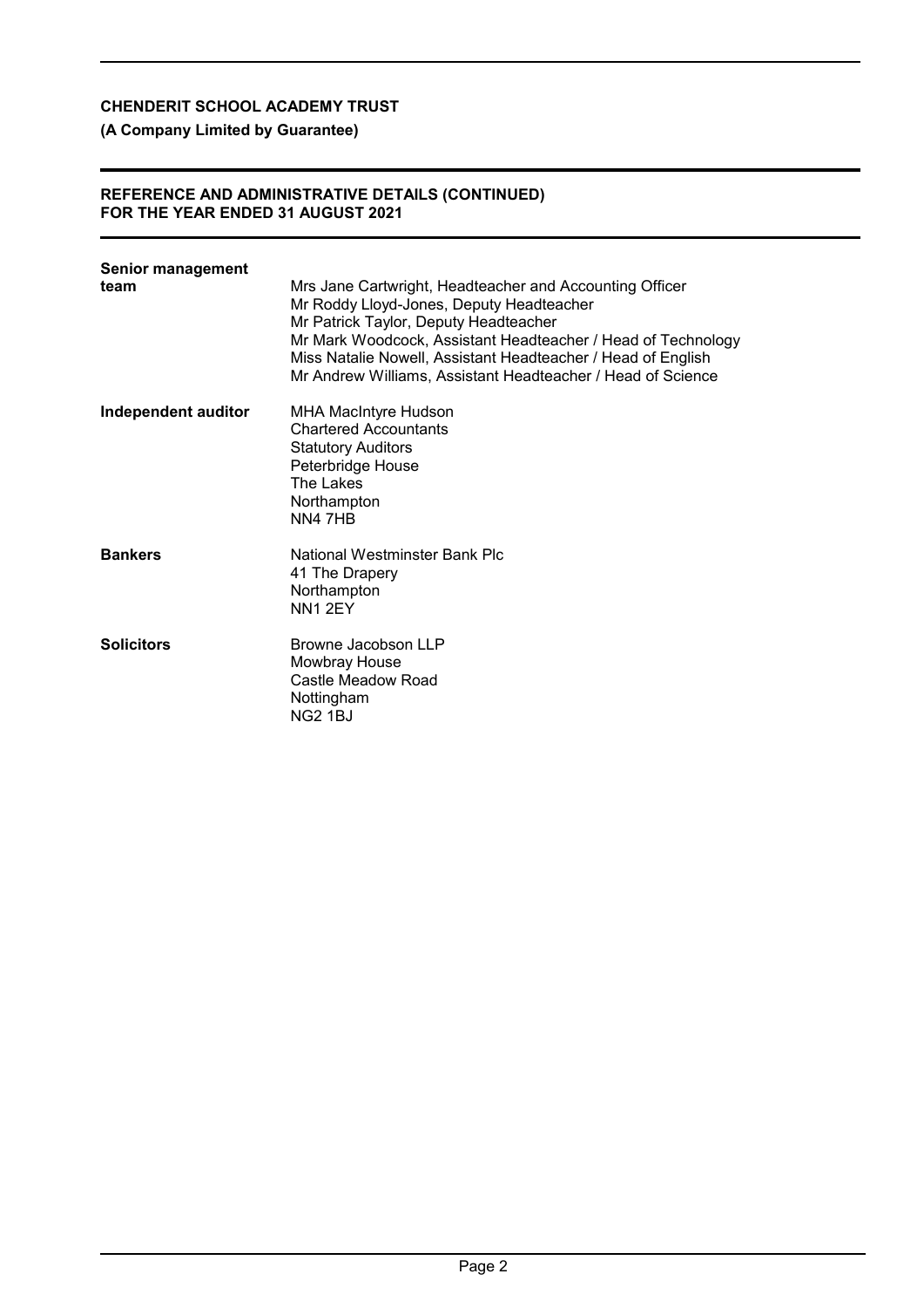**CHENDERIT SCHOOL ACADEMY TRUST**

**(A Company Limited by Guarantee)**

**REFERENCE AND ADMINISTRATIVE DETAILS (CONTINUED)**
**FOR THE YEAR ENDED 31 AUGUST 2021**

| | |
|---|---|
| **Senior management team** | Mrs Jane Cartwright, Headteacher and Accounting Officer<br>Mr Roddy Lloyd-Jones, Deputy Headteacher<br>Mr Patrick Taylor, Deputy Headteacher<br>Mr Mark Woodcock, Assistant Headteacher / Head of Technology<br>Miss Natalie Nowell, Assistant Headteacher / Head of English<br>Mr Andrew Williams, Assistant Headteacher / Head of Science |
| **Independent auditor** | MHA MacIntyre Hudson<br>Chartered Accountants<br>Statutory Auditors<br>Peterbridge House<br>The Lakes<br>Northampton<br>NN4 7HB |
| **Bankers** | National Westminster Bank Plc<br>41 The Drapery<br>Northampton<br>NN1 2EY |
| **Solicitors** | Browne Jacobson LLP<br>Mowbray House<br>Castle Meadow Road<br>Nottingham<br>NG2 1BJ |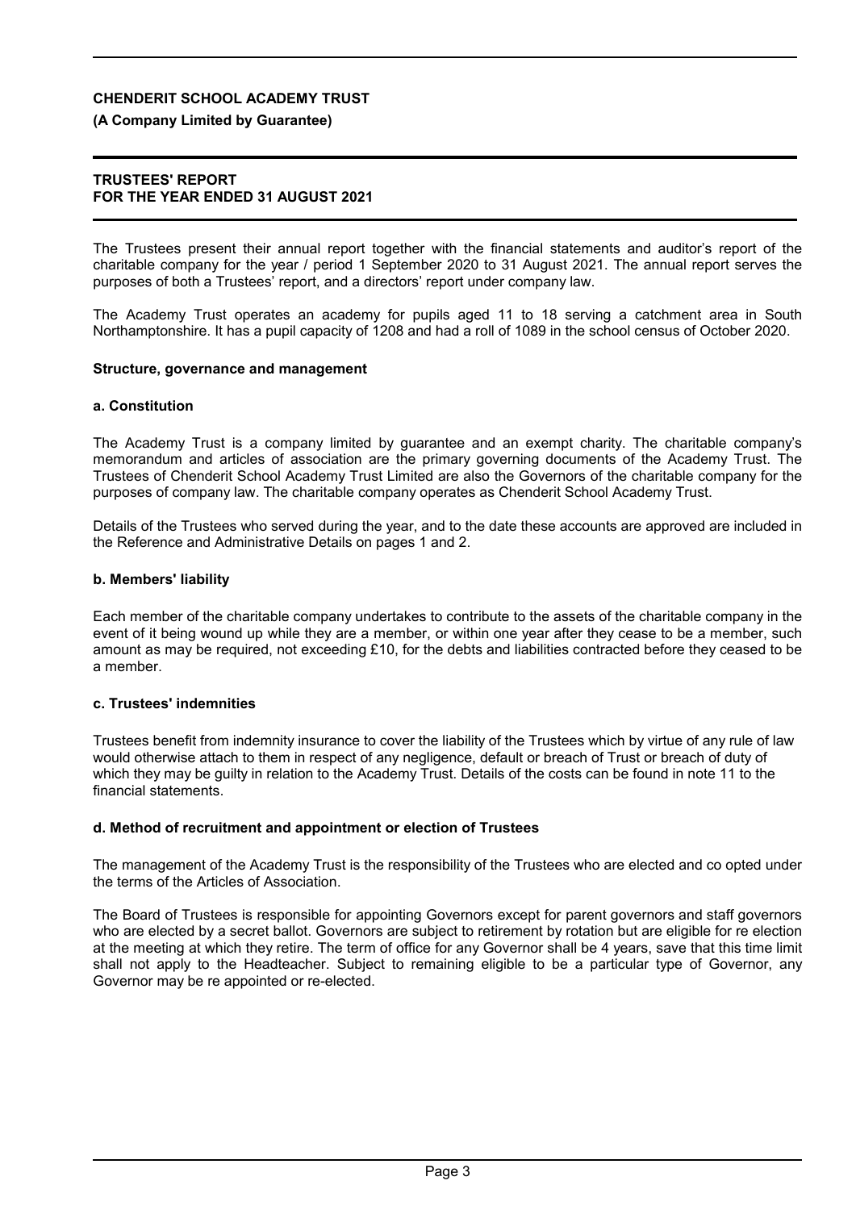**CHENDERIT SCHOOL ACADEMY TRUST**

**(A Company Limited by Guarantee)**

**TRUSTEES' REPORT**
**FOR THE YEAR ENDED 31 AUGUST 2021**

The Trustees present their annual report together with the financial statements and auditor's report of the charitable company for the year / period 1 September 2020 to 31 August 2021. The annual report serves the purposes of both a Trustees' report, and a directors' report under company law.

The Academy Trust operates an academy for pupils aged 11 to 18 serving a catchment area in South Northamptonshire. It has a pupil capacity of 1208 and had a roll of 1089 in the school census of October 2020.

**Structure, governance and management**

**a. Constitution**

The Academy Trust is a company limited by guarantee and an exempt charity. The charitable company's memorandum and articles of association are the primary governing documents of the Academy Trust. The Trustees of Chenderit School Academy Trust Limited are also the Governors of the charitable company for the purposes of company law. The charitable company operates as Chenderit School Academy Trust.

Details of the Trustees who served during the year, and to the date these accounts are approved are included in the Reference and Administrative Details on pages 1 and 2.

**b. Members' liability**

Each member of the charitable company undertakes to contribute to the assets of the charitable company in the event of it being wound up while they are a member, or within one year after they cease to be a member, such amount as may be required, not exceeding £10, for the debts and liabilities contracted before they ceased to be a member.

**c. Trustees' indemnities**

Trustees benefit from indemnity insurance to cover the liability of the Trustees which by virtue of any rule of law would otherwise attach to them in respect of any negligence, default or breach of Trust or breach of duty of which they may be guilty in relation to the Academy Trust. Details of the costs can be found in note 11 to the financial statements.

**d. Method of recruitment and appointment or election of Trustees**

The management of the Academy Trust is the responsibility of the Trustees who are elected and co opted under the terms of the Articles of Association.

The Board of Trustees is responsible for appointing Governors except for parent governors and staff governors who are elected by a secret ballot. Governors are subject to retirement by rotation but are eligible for re election at the meeting at which they retire. The term of office for any Governor shall be 4 years, save that this time limit shall not apply to the Headteacher. Subject to remaining eligible to be a particular type of Governor, any Governor may be re appointed or re-elected.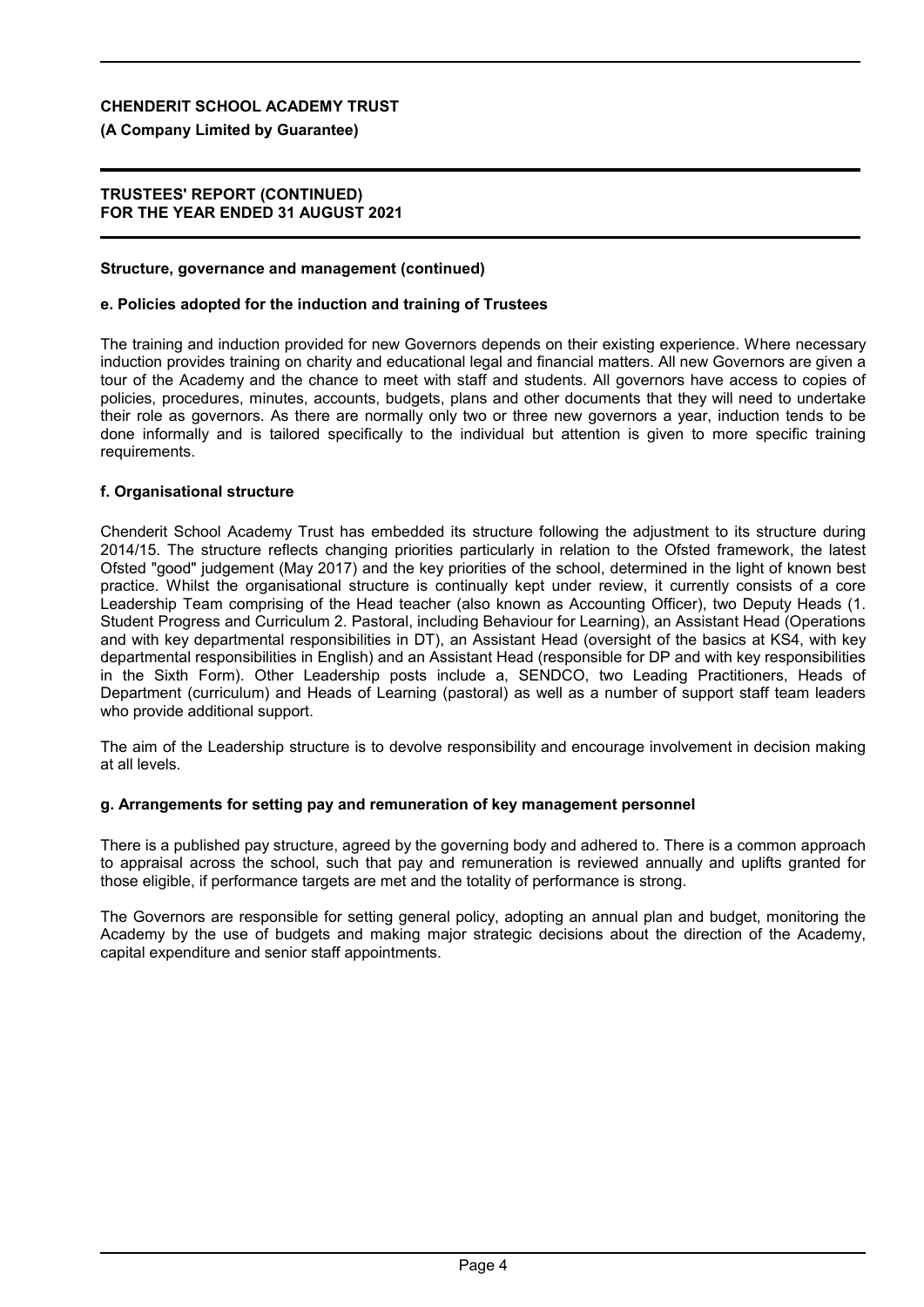### Structure, governance and management (continued)

#### e. Policies adopted for the induction and training of Trustees

The training and induction provided for new Governors depends on their existing experience. Where necessary induction provides training on charity and educational legal and financial matters. All new Governors are given a tour of the Academy and the chance to meet with staff and students. All governors have access to copies of policies, procedures, minutes, accounts, budgets, plans and other documents that they will need to undertake their role as governors. As there are normally only two or three new governors a year, induction tends to be done informally and is tailored specifically to the individual but attention is given to more specific training requirements.

#### f. Organisational structure

Chenderit School Academy Trust has embedded its structure following the adjustment to its structure during 2014/15. The structure reflects changing priorities particularly in relation to the Ofsted framework, the latest Ofsted "good" judgement (May 2017) and the key priorities of the school, determined in the light of known best practice. Whilst the organisational structure is continually kept under review, it currently consists of a core Leadership Team comprising of the Head teacher (also known as Accounting Officer), two Deputy Heads (1. Student Progress and Curriculum 2. Pastoral, including Behaviour for Learning), an Assistant Head (Operations and with key departmental responsibilities in DT), an Assistant Head (oversight of the basics at KS4, with key departmental responsibilities in English) and an Assistant Head (responsible for DP and with key responsibilities in the Sixth Form). Other Leadership posts include a, SENDCO, two Leading Practitioners, Heads of Department (curriculum) and Heads of Learning (pastoral) as well as a number of support staff team leaders who provide additional support.

The aim of the Leadership structure is to devolve responsibility and encourage involvement in decision making at all levels.

#### g. Arrangements for setting pay and remuneration of key management personnel

There is a published pay structure, agreed by the governing body and adhered to. There is a common approach to appraisal across the school, such that pay and remuneration is reviewed annually and uplifts granted for those eligible, if performance targets are met and the totality of performance is strong.

The Governors are responsible for setting general policy, adopting an annual plan and budget, monitoring the Academy by the use of budgets and making major strategic decisions about the direction of the Academy, capital expenditure and senior staff appointments.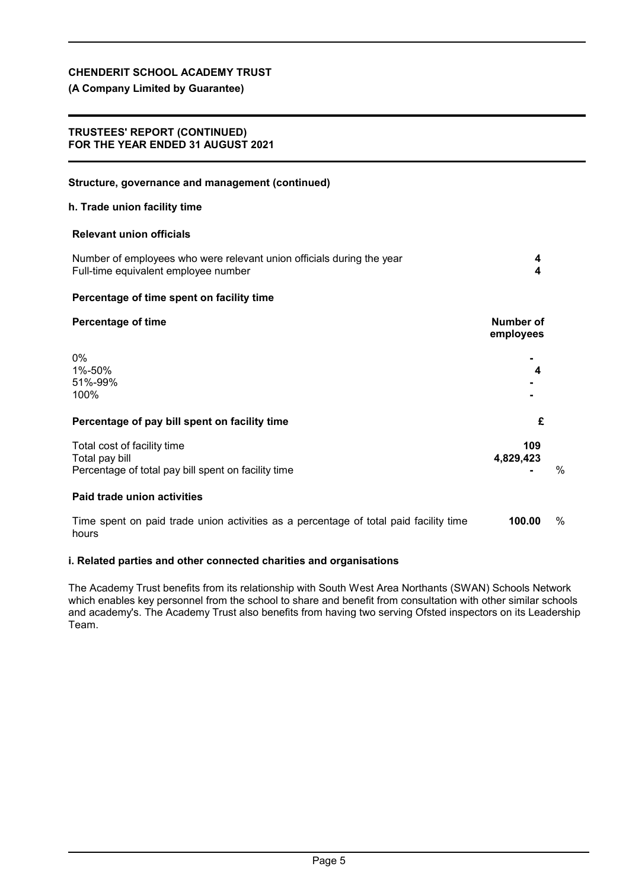**CHENDERIT SCHOOL ACADEMY TRUST**

**(A Company Limited by Guarantee)**

**TRUSTEES' REPORT (CONTINUED)**
**FOR THE YEAR ENDED 31 AUGUST 2021**

**Structure, governance and management (continued)**

**h. Trade union facility time**

**Relevant union officials**

| | |
|---|---|
| Number of employees who were relevant union officials during the year | **4** |
| Full-time equivalent employee number | **4** |

**Percentage of time spent on facility time**

| **Percentage of time** | **Number of employees** |
|---|---|
| 0% | **-** |
| 1%-50% | **4** |
| 51%-99% | **-** |
| 100% | **-** |

**Percentage of pay bill spent on facility time**

| | **£** | |
|---|---|---|
| Total cost of facility time | **109** | |
| Total pay bill | **4,829,423** | |
| Percentage of total pay bill spent on facility time | **-** | % |

**Paid trade union activities**

| | | |
|---|---|---|
| Time spent on paid trade union activities as a percentage of total paid facility time hours | **100.00** | % |

**i. Related parties and other connected charities and organisations**

The Academy Trust benefits from its relationship with South West Area Northants (SWAN) Schools Network which enables key personnel from the school to share and benefit from consultation with other similar schools and academy's. The Academy Trust also benefits from having two serving Ofsted inspectors on its Leadership Team.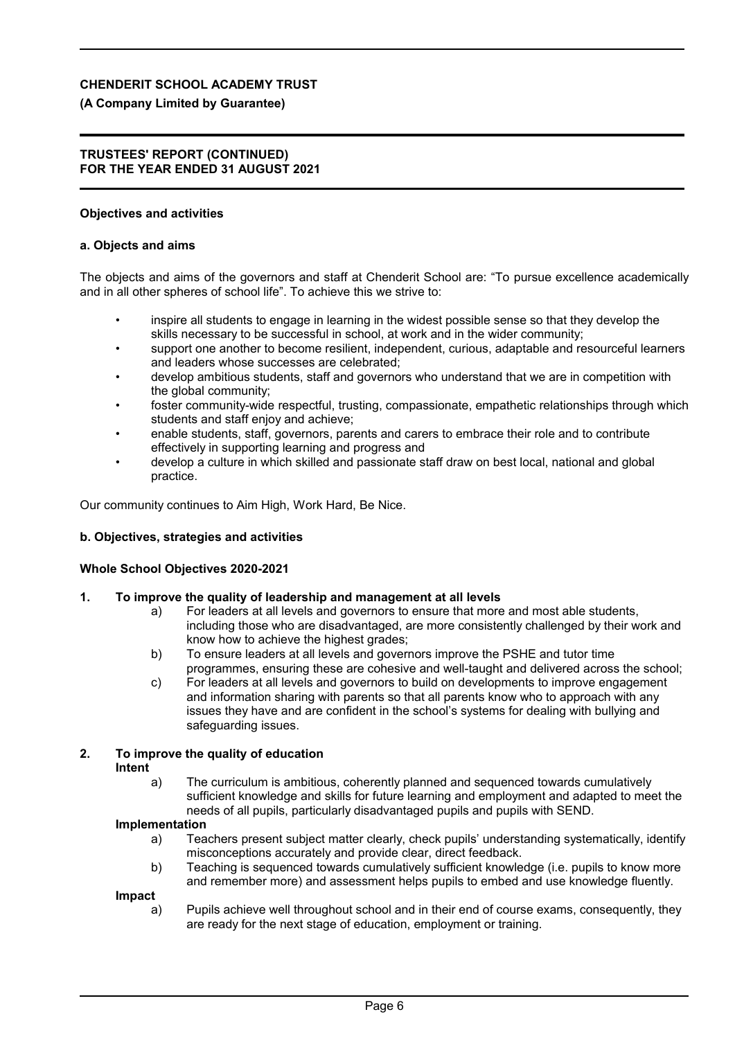## Objectives and activities

### a. Objects and aims

The objects and aims of the governors and staff at Chenderit School are: "To pursue excellence academically and in all other spheres of school life". To achieve this we strive to:

- inspire all students to engage in learning in the widest possible sense so that they develop the skills necessary to be successful in school, at work and in the wider community;
- support one another to become resilient, independent, curious, adaptable and resourceful learners and leaders whose successes are celebrated;
- develop ambitious students, staff and governors who understand that we are in competition with the global community;
- foster community-wide respectful, trusting, compassionate, empathetic relationships through which students and staff enjoy and achieve;
- enable students, staff, governors, parents and carers to embrace their role and to contribute effectively in supporting learning and progress and
- develop a culture in which skilled and passionate staff draw on best local, national and global practice.

Our community continues to Aim High, Work Hard, Be Nice.

### b. Objectives, strategies and activities

**Whole School Objectives 2020-2021**

**1. To improve the quality of leadership and management at all levels**

a) For leaders at all levels and governors to ensure that more and most able students, including those who are disadvantaged, are more consistently challenged by their work and know how to achieve the highest grades;

b) To ensure leaders at all levels and governors improve the PSHE and tutor time programmes, ensuring these are cohesive and well-taught and delivered across the school;

c) For leaders at all levels and governors to build on developments to improve engagement and information sharing with parents so that all parents know who to approach with any issues they have and are confident in the school's systems for dealing with bullying and safeguarding issues.

**2. To improve the quality of education**

**Intent**

a) The curriculum is ambitious, coherently planned and sequenced towards cumulatively sufficient knowledge and skills for future learning and employment and adapted to meet the needs of all pupils, particularly disadvantaged pupils and pupils with SEND.

**Implementation**

a) Teachers present subject matter clearly, check pupils' understanding systematically, identify misconceptions accurately and provide clear, direct feedback.

b) Teaching is sequenced towards cumulatively sufficient knowledge (i.e. pupils to know more and remember more) and assessment helps pupils to embed and use knowledge fluently.

**Impact**

a) Pupils achieve well throughout school and in their end of course exams, consequently, they are ready for the next stage of education, employment or training.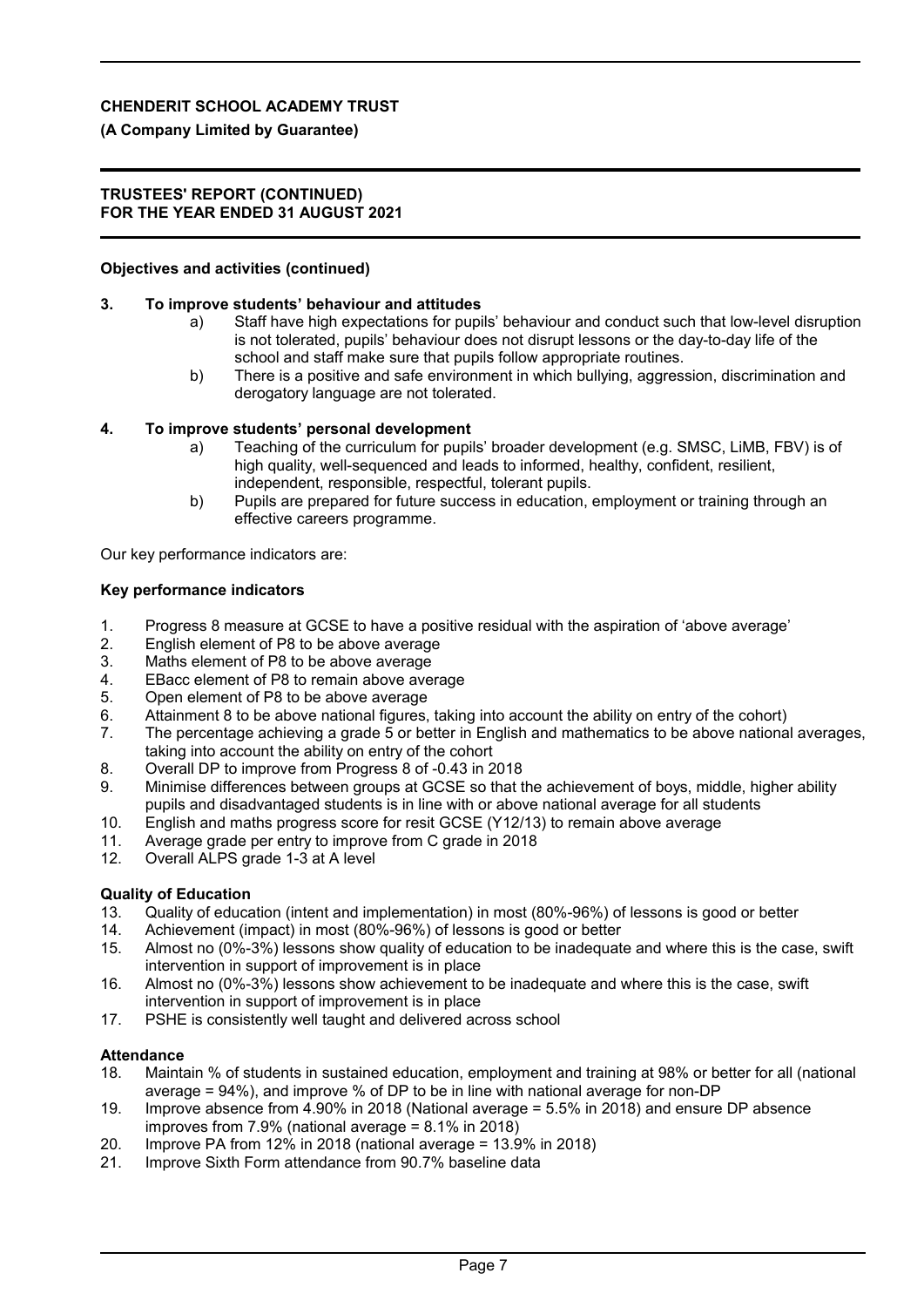**Objectives and activities (continued)**

**3. To improve students' behaviour and attitudes**

a) Staff have high expectations for pupils' behaviour and conduct such that low-level disruption is not tolerated, pupils' behaviour does not disrupt lessons or the day-to-day life of the school and staff make sure that pupils follow appropriate routines.

b) There is a positive and safe environment in which bullying, aggression, discrimination and derogatory language are not tolerated.

**4. To improve students' personal development**

a) Teaching of the curriculum for pupils' broader development (e.g. SMSC, LiMB, FBV) is of high quality, well-sequenced and leads to informed, healthy, confident, resilient, independent, responsible, respectful, tolerant pupils.

b) Pupils are prepared for future success in education, employment or training through an effective careers programme.

Our key performance indicators are:

**Key performance indicators**

1. Progress 8 measure at GCSE to have a positive residual with the aspiration of 'above average'
2. English element of P8 to be above average
3. Maths element of P8 to be above average
4. EBacc element of P8 to remain above average
5. Open element of P8 to be above average
6. Attainment 8 to be above national figures, taking into account the ability on entry of the cohort)
7. The percentage achieving a grade 5 or better in English and mathematics to be above national averages, taking into account the ability on entry of the cohort
8. Overall DP to improve from Progress 8 of -0.43 in 2018
9. Minimise differences between groups at GCSE so that the achievement of boys, middle, higher ability pupils and disadvantaged students is in line with or above national average for all students
10. English and maths progress score for resit GCSE (Y12/13) to remain above average
11. Average grade per entry to improve from C grade in 2018
12. Overall ALPS grade 1-3 at A level

**Quality of Education**

13. Quality of education (intent and implementation) in most (80%-96%) of lessons is good or better
14. Achievement (impact) in most (80%-96%) of lessons is good or better
15. Almost no (0%-3%) lessons show quality of education to be inadequate and where this is the case, swift intervention in support of improvement is in place
16. Almost no (0%-3%) lessons show achievement to be inadequate and where this is the case, swift intervention in support of improvement is in place
17. PSHE is consistently well taught and delivered across school

**Attendance**

18. Maintain % of students in sustained education, employment and training at 98% or better for all (national average = 94%), and improve % of DP to be in line with national average for non-DP
19. Improve absence from 4.90% in 2018 (National average = 5.5% in 2018) and ensure DP absence improves from 7.9% (national average = 8.1% in 2018)
20. Improve PA from 12% in 2018 (national average = 13.9% in 2018)
21. Improve Sixth Form attendance from 90.7% baseline data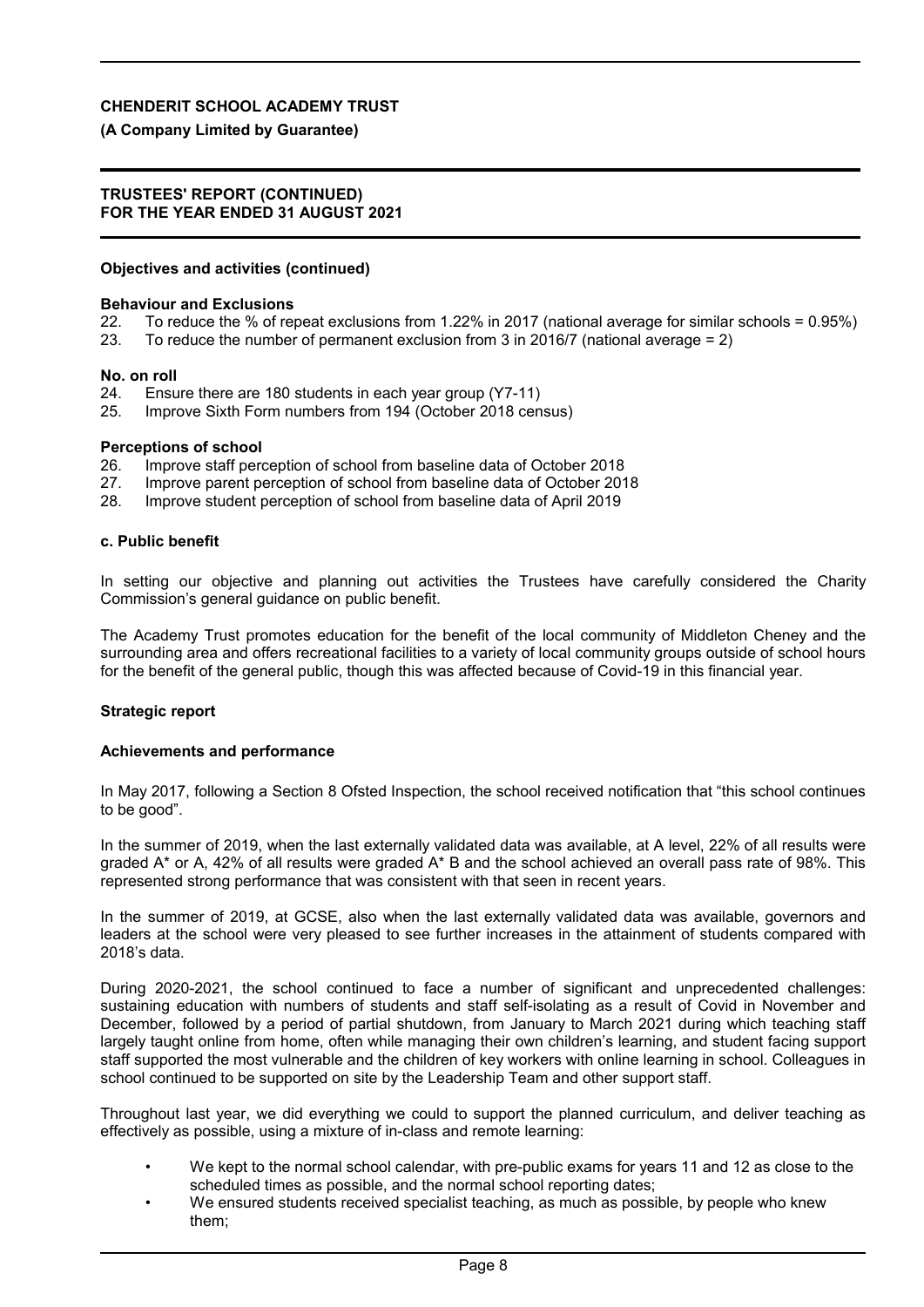**Objectives and activities (continued)**

**Behaviour and Exclusions**

22. To reduce the % of repeat exclusions from 1.22% in 2017 (national average for similar schools = 0.95%)
23. To reduce the number of permanent exclusion from 3 in 2016/7 (national average = 2)

**No. on roll**

24. Ensure there are 180 students in each year group (Y7-11)
25. Improve Sixth Form numbers from 194 (October 2018 census)

**Perceptions of school**

26. Improve staff perception of school from baseline data of October 2018
27. Improve parent perception of school from baseline data of October 2018
28. Improve student perception of school from baseline data of April 2019

**c. Public benefit**

In setting our objective and planning out activities the Trustees have carefully considered the Charity Commission's general guidance on public benefit.

The Academy Trust promotes education for the benefit of the local community of Middleton Cheney and the surrounding area and offers recreational facilities to a variety of local community groups outside of school hours for the benefit of the general public, though this was affected because of Covid-19 in this financial year.

## Strategic report

**Achievements and performance**

In May 2017, following a Section 8 Ofsted Inspection, the school received notification that "this school continues to be good".

In the summer of 2019, when the last externally validated data was available, at A level, 22% of all results were graded A* or A, 42% of all results were graded A* B and the school achieved an overall pass rate of 98%. This represented strong performance that was consistent with that seen in recent years.

In the summer of 2019, at GCSE, also when the last externally validated data was available, governors and leaders at the school were very pleased to see further increases in the attainment of students compared with 2018's data.

During 2020-2021, the school continued to face a number of significant and unprecedented challenges: sustaining education with numbers of students and staff self-isolating as a result of Covid in November and December, followed by a period of partial shutdown, from January to March 2021 during which teaching staff largely taught online from home, often while managing their own children's learning, and student facing support staff supported the most vulnerable and the children of key workers with online learning in school. Colleagues in school continued to be supported on site by the Leadership Team and other support staff.

Throughout last year, we did everything we could to support the planned curriculum, and deliver teaching as effectively as possible, using a mixture of in-class and remote learning:

- We kept to the normal school calendar, with pre-public exams for years 11 and 12 as close to the scheduled times as possible, and the normal school reporting dates;
- We ensured students received specialist teaching, as much as possible, by people who knew them;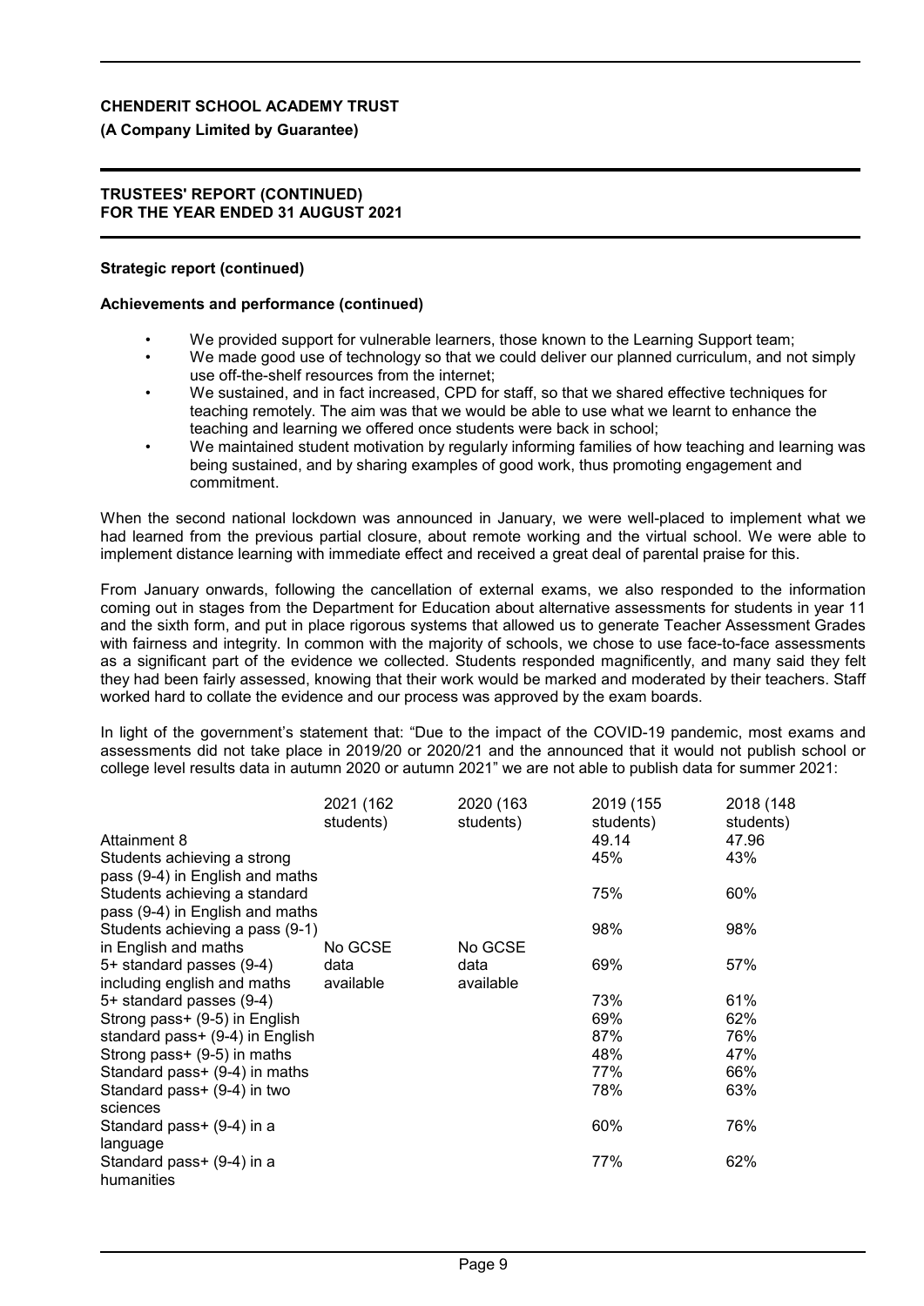**CHENDERIT SCHOOL ACADEMY TRUST**

**(A Company Limited by Guarantee)**

**TRUSTEES' REPORT (CONTINUED)**
**FOR THE YEAR ENDED 31 AUGUST 2021**

**Strategic report (continued)**

**Achievements and performance (continued)**

- We provided support for vulnerable learners, those known to the Learning Support team;
- We made good use of technology so that we could deliver our planned curriculum, and not simply use off-the-shelf resources from the internet;
- We sustained, and in fact increased, CPD for staff, so that we shared effective techniques for teaching remotely. The aim was that we would be able to use what we learnt to enhance the teaching and learning we offered once students were back in school;
- We maintained student motivation by regularly informing families of how teaching and learning was being sustained, and by sharing examples of good work, thus promoting engagement and commitment.

When the second national lockdown was announced in January, we were well-placed to implement what we had learned from the previous partial closure, about remote working and the virtual school. We were able to implement distance learning with immediate effect and received a great deal of parental praise for this.

From January onwards, following the cancellation of external exams, we also responded to the information coming out in stages from the Department for Education about alternative assessments for students in year 11 and the sixth form, and put in place rigorous systems that allowed us to generate Teacher Assessment Grades with fairness and integrity. In common with the majority of schools, we chose to use face-to-face assessments as a significant part of the evidence we collected. Students responded magnificently, and many said they felt they had been fairly assessed, knowing that their work would be marked and moderated by their teachers. Staff worked hard to collate the evidence and our process was approved by the exam boards.

In light of the government's statement that: "Due to the impact of the COVID-19 pandemic, most exams and assessments did not take place in 2019/20 or 2020/21 and the announced that it would not publish school or college level results data in autumn 2020 or autumn 2021" we are not able to publish data for summer 2021:

| | 2021 (162 students) | 2020 (163 students) | 2019 (155 students) | 2018 (148 students) |
|---|---|---|---|---|
| Attainment 8 | No GCSE data available | No GCSE data available | 49.14 | 47.96 |
| Students achieving a strong pass (9-4) in English and maths | | | 45% | 43% |
| Students achieving a standard pass (9-4) in English and maths | | | 75% | 60% |
| Students achieving a pass (9-1) in English and maths | | | 98% | 98% |
| 5+ standard passes (9-4) including english and maths | | | 69% | 57% |
| 5+ standard passes (9-4) | | | 73% | 61% |
| Strong pass+ (9-5) in English | | | 69% | 62% |
| standard pass+ (9-4) in English | | | 87% | 76% |
| Strong pass+ (9-5) in maths | | | 48% | 47% |
| Standard pass+ (9-4) in maths | | | 77% | 66% |
| Standard pass+ (9-4) in two sciences | | | 78% | 63% |
| Standard pass+ (9-4) in a language | | | 60% | 76% |
| Standard pass+ (9-4) in a humanities | | | 77% | 62% |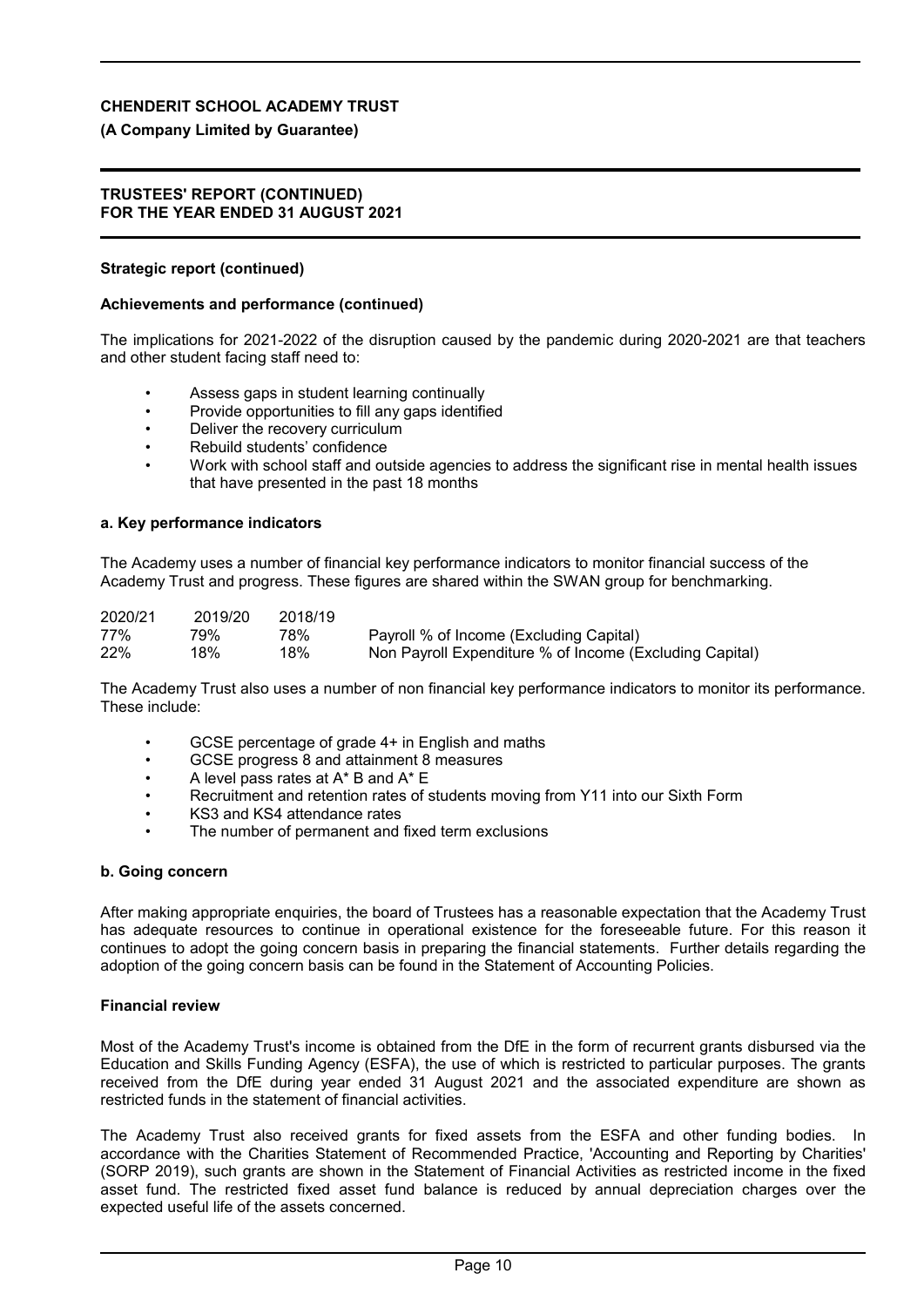**Strategic report (continued)**

**Achievements and performance (continued)**

The implications for 2021-2022 of the disruption caused by the pandemic during 2020-2021 are that teachers and other student facing staff need to:

- Assess gaps in student learning continually
- Provide opportunities to fill any gaps identified
- Deliver the recovery curriculum
- Rebuild students' confidence
- Work with school staff and outside agencies to address the significant rise in mental health issues that have presented in the past 18 months

**a. Key performance indicators**

The Academy uses a number of financial key performance indicators to monitor financial success of the Academy Trust and progress. These figures are shared within the SWAN group for benchmarking.

| 2020/21 | 2019/20 | 2018/19 | |
|---|---|---|---|
| 77% | 79% | 78% | Payroll % of Income (Excluding Capital) |
| 22% | 18% | 18% | Non Payroll Expenditure % of Income (Excluding Capital) |

The Academy Trust also uses a number of non financial key performance indicators to monitor its performance. These include:

- GCSE percentage of grade 4+ in English and maths
- GCSE progress 8 and attainment 8 measures
- A level pass rates at A* B and A* E
- Recruitment and retention rates of students moving from Y11 into our Sixth Form
- KS3 and KS4 attendance rates
- The number of permanent and fixed term exclusions

**b. Going concern**

After making appropriate enquiries, the board of Trustees has a reasonable expectation that the Academy Trust has adequate resources to continue in operational existence for the foreseeable future. For this reason it continues to adopt the going concern basis in preparing the financial statements. Further details regarding the adoption of the going concern basis can be found in the Statement of Accounting Policies.

**Financial review**

Most of the Academy Trust's income is obtained from the DfE in the form of recurrent grants disbursed via the Education and Skills Funding Agency (ESFA), the use of which is restricted to particular purposes. The grants received from the DfE during year ended 31 August 2021 and the associated expenditure are shown as restricted funds in the statement of financial activities.

The Academy Trust also received grants for fixed assets from the ESFA and other funding bodies. In accordance with the Charities Statement of Recommended Practice, 'Accounting and Reporting by Charities' (SORP 2019), such grants are shown in the Statement of Financial Activities as restricted income in the fixed asset fund. The restricted fixed asset fund balance is reduced by annual depreciation charges over the expected useful life of the assets concerned.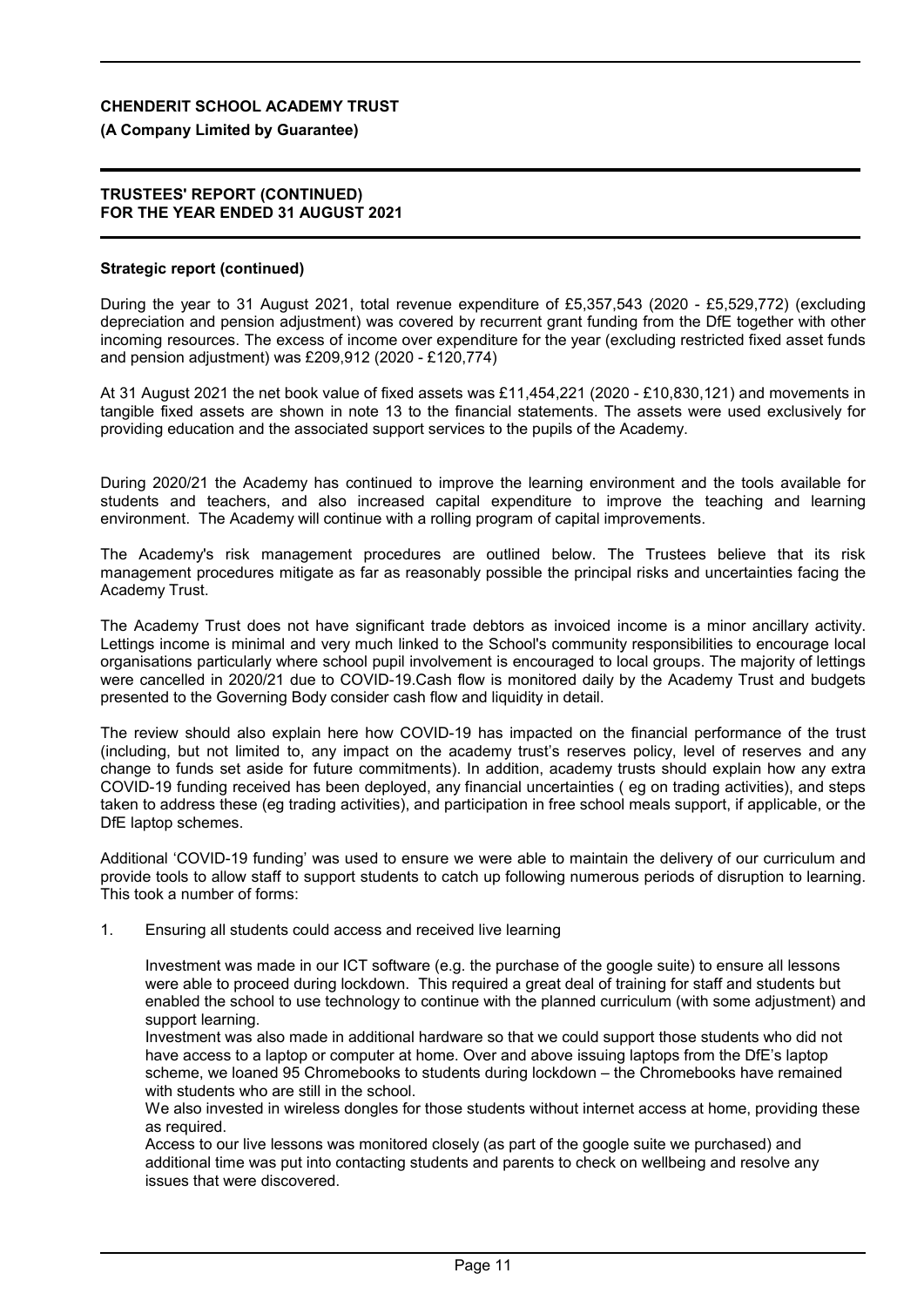### Strategic report (continued)

During the year to 31 August 2021, total revenue expenditure of £5,357,543 (2020 - £5,529,772) (excluding depreciation and pension adjustment) was covered by recurrent grant funding from the DfE together with other incoming resources. The excess of income over expenditure for the year (excluding restricted fixed asset funds and pension adjustment) was £209,912 (2020 - £120,774)

At 31 August 2021 the net book value of fixed assets was £11,454,221 (2020 - £10,830,121) and movements in tangible fixed assets are shown in note 13 to the financial statements. The assets were used exclusively for providing education and the associated support services to the pupils of the Academy.

During 2020/21 the Academy has continued to improve the learning environment and the tools available for students and teachers, and also increased capital expenditure to improve the teaching and learning environment. The Academy will continue with a rolling program of capital improvements.

The Academy's risk management procedures are outlined below. The Trustees believe that its risk management procedures mitigate as far as reasonably possible the principal risks and uncertainties facing the Academy Trust.

The Academy Trust does not have significant trade debtors as invoiced income is a minor ancillary activity. Lettings income is minimal and very much linked to the School's community responsibilities to encourage local organisations particularly where school pupil involvement is encouraged to local groups. The majority of lettings were cancelled in 2020/21 due to COVID-19.Cash flow is monitored daily by the Academy Trust and budgets presented to the Governing Body consider cash flow and liquidity in detail.

The review should also explain here how COVID-19 has impacted on the financial performance of the trust (including, but not limited to, any impact on the academy trust's reserves policy, level of reserves and any change to funds set aside for future commitments). In addition, academy trusts should explain how any extra COVID-19 funding received has been deployed, any financial uncertainties ( eg on trading activities), and steps taken to address these (eg trading activities), and participation in free school meals support, if applicable, or the DfE laptop schemes.

Additional 'COVID-19 funding' was used to ensure we were able to maintain the delivery of our curriculum and provide tools to allow staff to support students to catch up following numerous periods of disruption to learning. This took a number of forms:

1. Ensuring all students could access and received live learning

   Investment was made in our ICT software (e.g. the purchase of the google suite) to ensure all lessons were able to proceed during lockdown. This required a great deal of training for staff and students but enabled the school to use technology to continue with the planned curriculum (with some adjustment) and support learning.

   Investment was also made in additional hardware so that we could support those students who did not have access to a laptop or computer at home. Over and above issuing laptops from the DfE's laptop scheme, we loaned 95 Chromebooks to students during lockdown – the Chromebooks have remained with students who are still in the school.

   We also invested in wireless dongles for those students without internet access at home, providing these as required.

   Access to our live lessons was monitored closely (as part of the google suite we purchased) and additional time was put into contacting students and parents to check on wellbeing and resolve any issues that were discovered.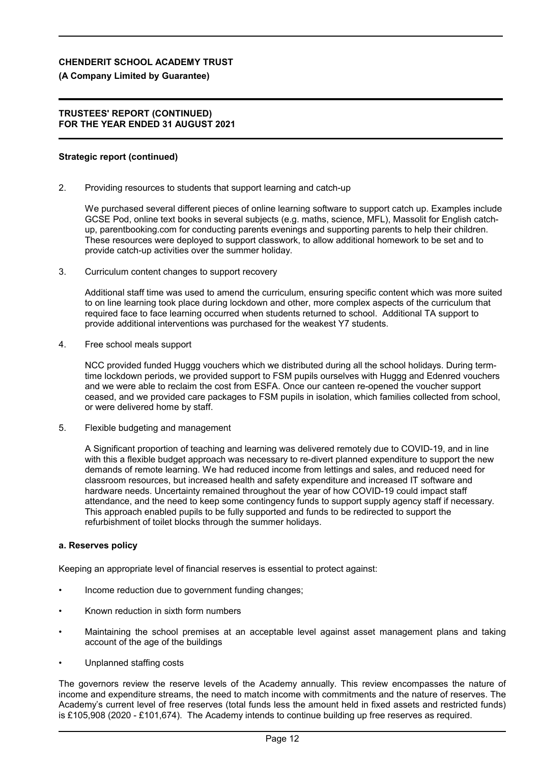**Strategic report (continued)**

2. Providing resources to students that support learning and catch-up

   We purchased several different pieces of online learning software to support catch up. Examples include GCSE Pod, online text books in several subjects (e.g. maths, science, MFL), Massolit for English catch-up, parentbooking.com for conducting parents evenings and supporting parents to help their children. These resources were deployed to support classwork, to allow additional homework to be set and to provide catch-up activities over the summer holiday.

3. Curriculum content changes to support recovery

   Additional staff time was used to amend the curriculum, ensuring specific content which was more suited to on line learning took place during lockdown and other, more complex aspects of the curriculum that required face to face learning occurred when students returned to school. Additional TA support to provide additional interventions was purchased for the weakest Y7 students.

4. Free school meals support

   NCC provided funded Huggg vouchers which we distributed during all the school holidays. During term-time lockdown periods, we provided support to FSM pupils ourselves with Huggg and Edenred vouchers and we were able to reclaim the cost from ESFA. Once our canteen re-opened the voucher support ceased, and we provided care packages to FSM pupils in isolation, which families collected from school, or were delivered home by staff.

5. Flexible budgeting and management

   A Significant proportion of teaching and learning was delivered remotely due to COVID-19, and in line with this a flexible budget approach was necessary to re-divert planned expenditure to support the new demands of remote learning. We had reduced income from lettings and sales, and reduced need for classroom resources, but increased health and safety expenditure and increased IT software and hardware needs. Uncertainty remained throughout the year of how COVID-19 could impact staff attendance, and the need to keep some contingency funds to support supply agency staff if necessary. This approach enabled pupils to be fully supported and funds to be redirected to support the refurbishment of toilet blocks through the summer holidays.

**a. Reserves policy**

Keeping an appropriate level of financial reserves is essential to protect against:

- Income reduction due to government funding changes;
- Known reduction in sixth form numbers
- Maintaining the school premises at an acceptable level against asset management plans and taking account of the age of the buildings
- Unplanned staffing costs

The governors review the reserve levels of the Academy annually. This review encompasses the nature of income and expenditure streams, the need to match income with commitments and the nature of reserves. The Academy's current level of free reserves (total funds less the amount held in fixed assets and restricted funds) is £105,908 (2020 - £101,674). The Academy intends to continue building up free reserves as required.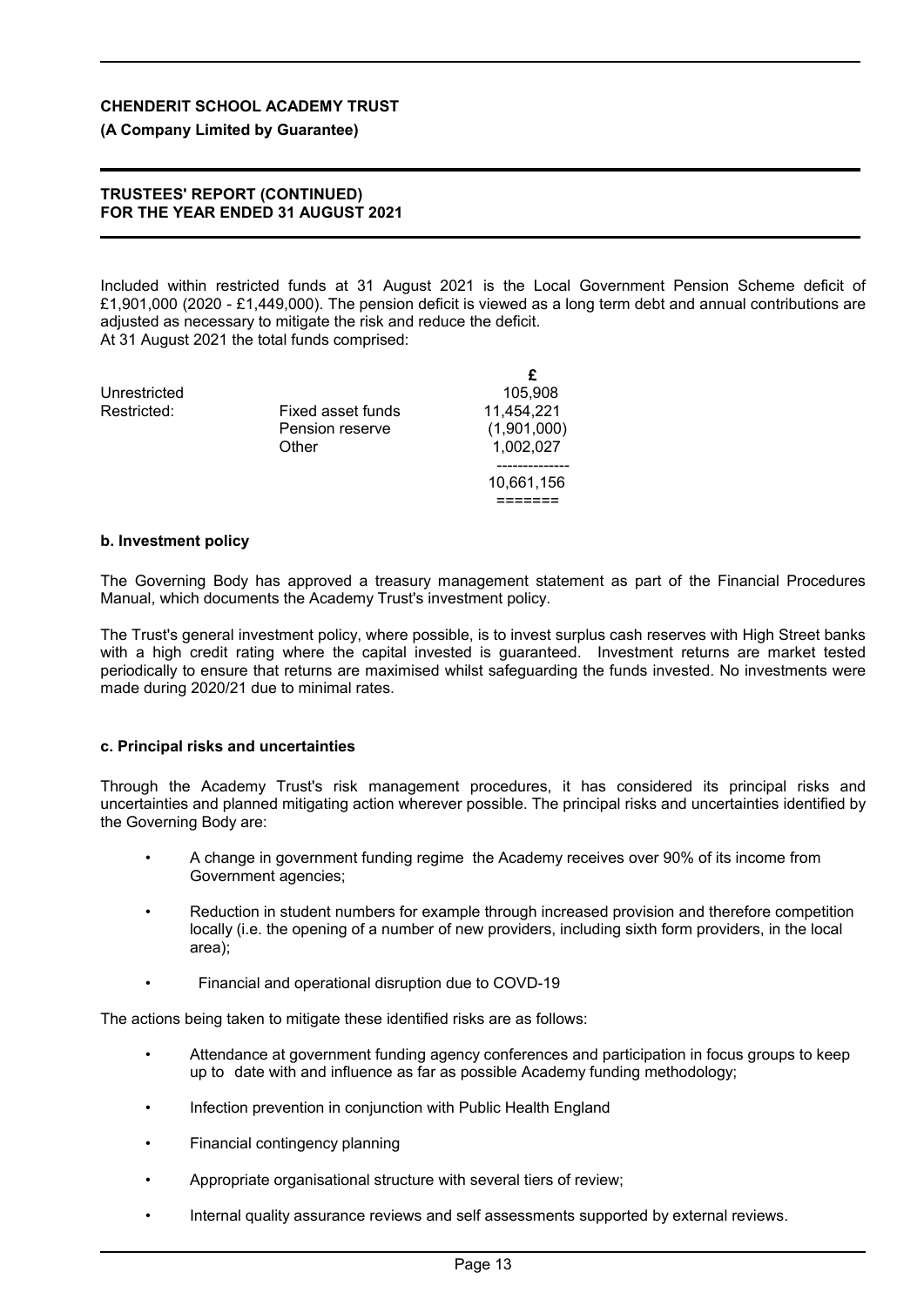Included within restricted funds at 31 August 2021 is the Local Government Pension Scheme deficit of £1,901,000 (2020 - £1,449,000). The pension deficit is viewed as a long term debt and annual contributions are adjusted as necessary to mitigate the risk and reduce the deficit.
At 31 August 2021 the total funds comprised:

| | | £ |
|---|---|---|
| Unrestricted | | 105,908 |
| Restricted: | Fixed asset funds | 11,454,221 |
| | Pension reserve | (1,901,000) |
| | Other | 1,002,027 |
| | | 10,661,156 |

### b. Investment policy

The Governing Body has approved a treasury management statement as part of the Financial Procedures Manual, which documents the Academy Trust's investment policy.

The Trust's general investment policy, where possible, is to invest surplus cash reserves with High Street banks with a high credit rating where the capital invested is guaranteed. Investment returns are market tested periodically to ensure that returns are maximised whilst safeguarding the funds invested. No investments were made during 2020/21 due to minimal rates.

### c. Principal risks and uncertainties

Through the Academy Trust's risk management procedures, it has considered its principal risks and uncertainties and planned mitigating action wherever possible. The principal risks and uncertainties identified by the Governing Body are:

- A change in government funding regime the Academy receives over 90% of its income from Government agencies;
- Reduction in student numbers for example through increased provision and therefore competition locally (i.e. the opening of a number of new providers, including sixth form providers, in the local area);
- Financial and operational disruption due to COVD-19

The actions being taken to mitigate these identified risks are as follows:

- Attendance at government funding agency conferences and participation in focus groups to keep up to date with and influence as far as possible Academy funding methodology;
- Infection prevention in conjunction with Public Health England
- Financial contingency planning
- Appropriate organisational structure with several tiers of review;
- Internal quality assurance reviews and self assessments supported by external reviews.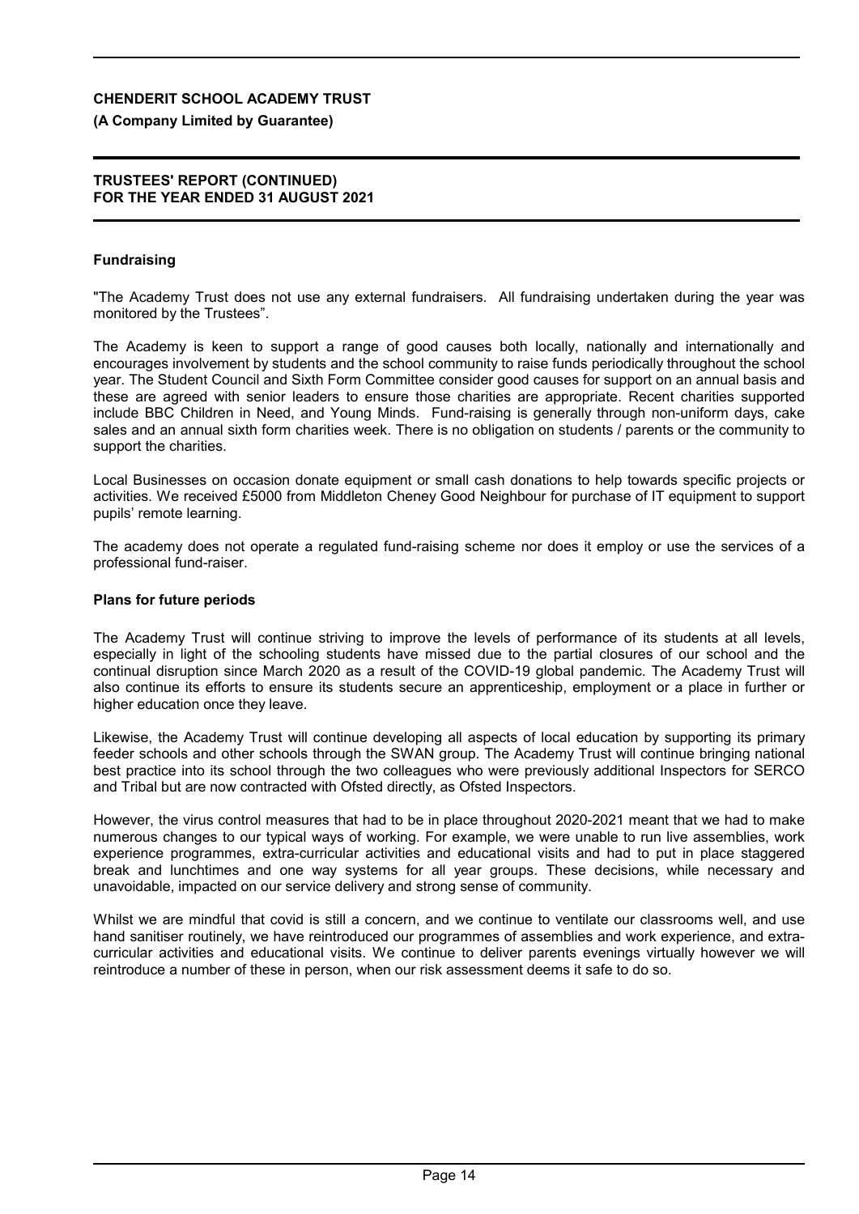### Fundraising

"The Academy Trust does not use any external fundraisers. All fundraising undertaken during the year was monitored by the Trustees".

The Academy is keen to support a range of good causes both locally, nationally and internationally and encourages involvement by students and the school community to raise funds periodically throughout the school year. The Student Council and Sixth Form Committee consider good causes for support on an annual basis and these are agreed with senior leaders to ensure those charities are appropriate. Recent charities supported include BBC Children in Need, and Young Minds. Fund-raising is generally through non-uniform days, cake sales and an annual sixth form charities week. There is no obligation on students / parents or the community to support the charities.

Local Businesses on occasion donate equipment or small cash donations to help towards specific projects or activities. We received £5000 from Middleton Cheney Good Neighbour for purchase of IT equipment to support pupils' remote learning.

The academy does not operate a regulated fund-raising scheme nor does it employ or use the services of a professional fund-raiser.

### Plans for future periods

The Academy Trust will continue striving to improve the levels of performance of its students at all levels, especially in light of the schooling students have missed due to the partial closures of our school and the continual disruption since March 2020 as a result of the COVID-19 global pandemic. The Academy Trust will also continue its efforts to ensure its students secure an apprenticeship, employment or a place in further or higher education once they leave.

Likewise, the Academy Trust will continue developing all aspects of local education by supporting its primary feeder schools and other schools through the SWAN group. The Academy Trust will continue bringing national best practice into its school through the two colleagues who were previously additional Inspectors for SERCO and Tribal but are now contracted with Ofsted directly, as Ofsted Inspectors.

However, the virus control measures that had to be in place throughout 2020-2021 meant that we had to make numerous changes to our typical ways of working. For example, we were unable to run live assemblies, work experience programmes, extra-curricular activities and educational visits and had to put in place staggered break and lunchtimes and one way systems for all year groups. These decisions, while necessary and unavoidable, impacted on our service delivery and strong sense of community.

Whilst we are mindful that covid is still a concern, and we continue to ventilate our classrooms well, and use hand sanitiser routinely, we have reintroduced our programmes of assemblies and work experience, and extra-curricular activities and educational visits. We continue to deliver parents evenings virtually however we will reintroduce a number of these in person, when our risk assessment deems it safe to do so.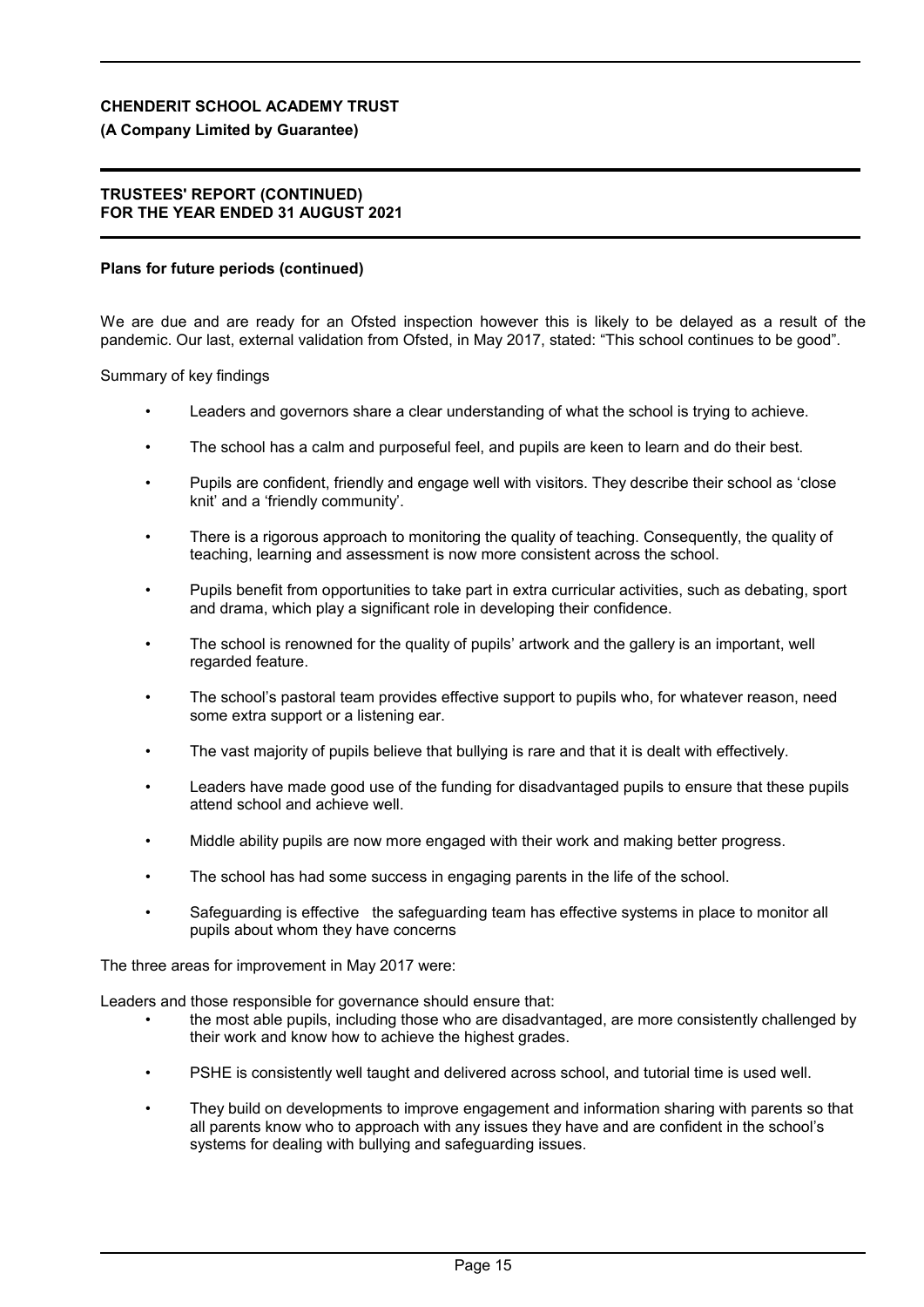**Plans for future periods (continued)**

We are due and are ready for an Ofsted inspection however this is likely to be delayed as a result of the pandemic. Our last, external validation from Ofsted, in May 2017, stated: "This school continues to be good".

Summary of key findings

- Leaders and governors share a clear understanding of what the school is trying to achieve.
- The school has a calm and purposeful feel, and pupils are keen to learn and do their best.
- Pupils are confident, friendly and engage well with visitors. They describe their school as 'close knit' and a 'friendly community'.
- There is a rigorous approach to monitoring the quality of teaching. Consequently, the quality of teaching, learning and assessment is now more consistent across the school.
- Pupils benefit from opportunities to take part in extra curricular activities, such as debating, sport and drama, which play a significant role in developing their confidence.
- The school is renowned for the quality of pupils' artwork and the gallery is an important, well regarded feature.
- The school's pastoral team provides effective support to pupils who, for whatever reason, need some extra support or a listening ear.
- The vast majority of pupils believe that bullying is rare and that it is dealt with effectively.
- Leaders have made good use of the funding for disadvantaged pupils to ensure that these pupils attend school and achieve well.
- Middle ability pupils are now more engaged with their work and making better progress.
- The school has had some success in engaging parents in the life of the school.
- Safeguarding is effective the safeguarding team has effective systems in place to monitor all pupils about whom they have concerns

The three areas for improvement in May 2017 were:

Leaders and those responsible for governance should ensure that:

- the most able pupils, including those who are disadvantaged, are more consistently challenged by their work and know how to achieve the highest grades.
- PSHE is consistently well taught and delivered across school, and tutorial time is used well.
- They build on developments to improve engagement and information sharing with parents so that all parents know who to approach with any issues they have and are confident in the school's systems for dealing with bullying and safeguarding issues.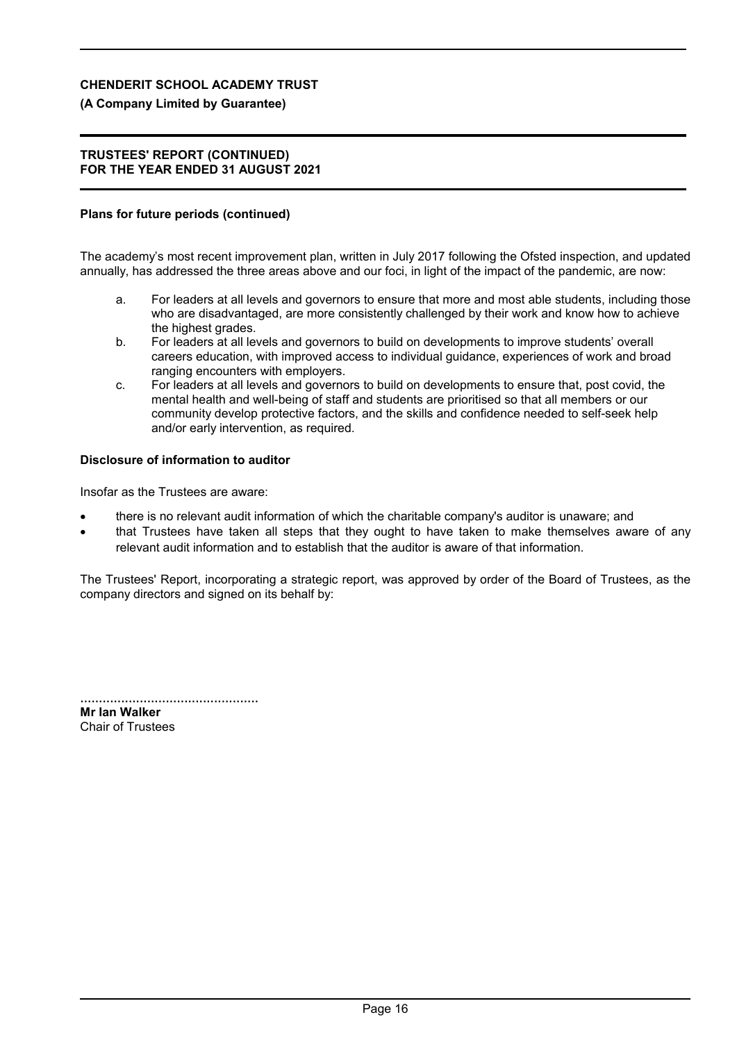**Plans for future periods (continued)**

The academy's most recent improvement plan, written in July 2017 following the Ofsted inspection, and updated annually, has addressed the three areas above and our foci, in light of the impact of the pandemic, are now:

a. For leaders at all levels and governors to ensure that more and most able students, including those who are disadvantaged, are more consistently challenged by their work and know how to achieve the highest grades.
b. For leaders at all levels and governors to build on developments to improve students' overall careers education, with improved access to individual guidance, experiences of work and broad ranging encounters with employers.
c. For leaders at all levels and governors to build on developments to ensure that, post covid, the mental health and well-being of staff and students are prioritised so that all members or our community develop protective factors, and the skills and confidence needed to self-seek help and/or early intervention, as required.

**Disclosure of information to auditor**

Insofar as the Trustees are aware:

- there is no relevant audit information of which the charitable company's auditor is unaware; and
- that Trustees have taken all steps that they ought to have taken to make themselves aware of any relevant audit information and to establish that the auditor is aware of that information.

The Trustees' Report, incorporating a strategic report, was approved by order of the Board of Trustees, as the company directors and signed on its behalf by:

................................................
**Mr Ian Walker**
Chair of Trustees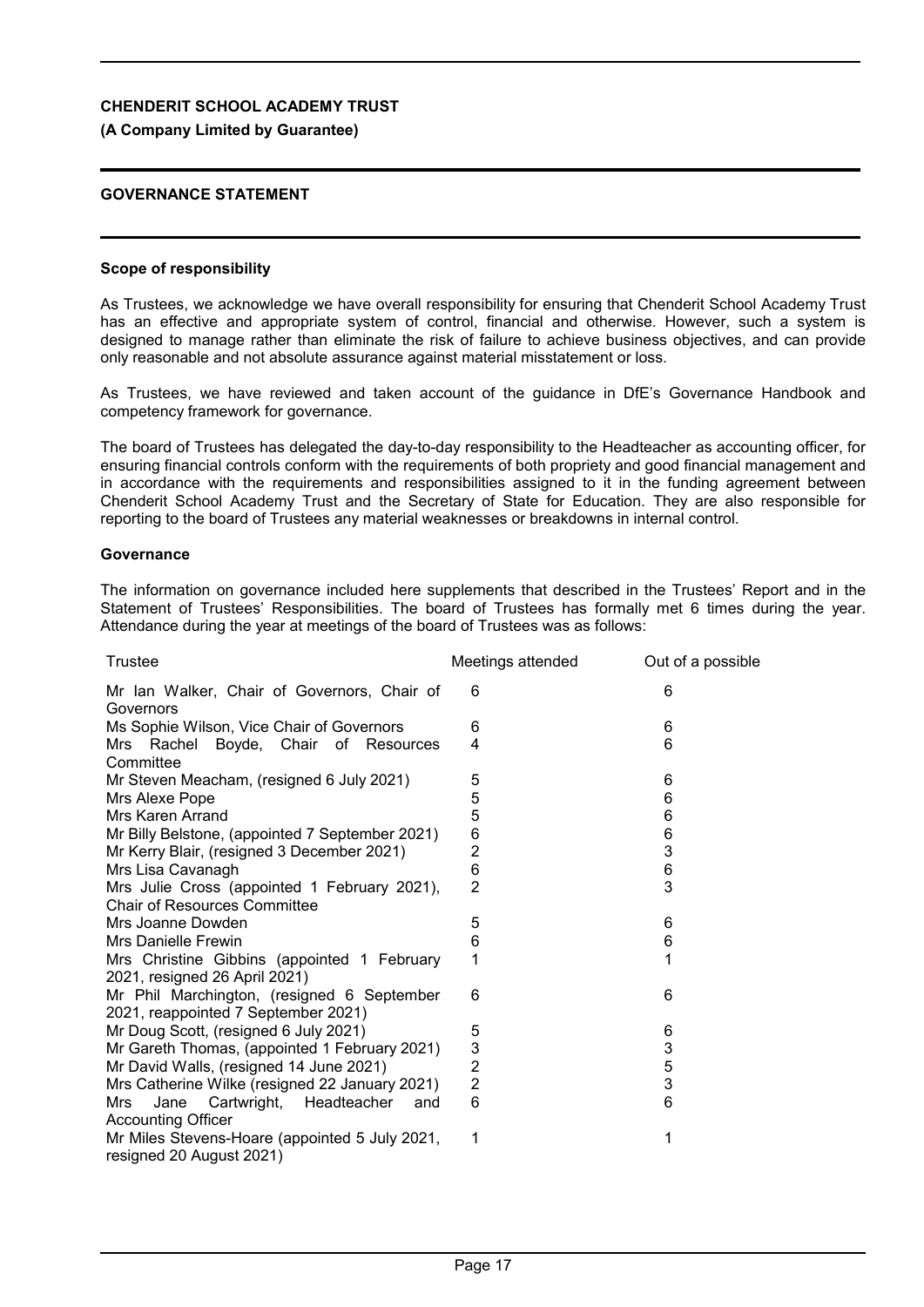**CHENDERIT SCHOOL ACADEMY TRUST**

**(A Company Limited by Guarantee)**

**GOVERNANCE STATEMENT**

**Scope of responsibility**

As Trustees, we acknowledge we have overall responsibility for ensuring that Chenderit School Academy Trust has an effective and appropriate system of control, financial and otherwise. However, such a system is designed to manage rather than eliminate the risk of failure to achieve business objectives, and can provide only reasonable and not absolute assurance against material misstatement or loss.

As Trustees, we have reviewed and taken account of the guidance in DfE's Governance Handbook and competency framework for governance.

The board of Trustees has delegated the day-to-day responsibility to the Headteacher as accounting officer, for ensuring financial controls conform with the requirements of both propriety and good financial management and in accordance with the requirements and responsibilities assigned to it in the funding agreement between Chenderit School Academy Trust and the Secretary of State for Education. They are also responsible for reporting to the board of Trustees any material weaknesses or breakdowns in internal control.

**Governance**

The information on governance included here supplements that described in the Trustees' Report and in the Statement of Trustees' Responsibilities. The board of Trustees has formally met 6 times during the year. Attendance during the year at meetings of the board of Trustees was as follows:

| Trustee | Meetings attended | Out of a possible |
|---|---|---|
| Mr Ian Walker, Chair of Governors, Chair of Governors | 6 | 6 |
| Ms Sophie Wilson, Vice Chair of Governors | 6 | 6 |
| Mrs Rachel Boyde, Chair of Resources Committee | 4 | 6 |
| Mr Steven Meacham, (resigned 6 July 2021) | 5 | 6 |
| Mrs Alexe Pope | 5 | 6 |
| Mrs Karen Arrand | 5 | 6 |
| Mr Billy Belstone, (appointed 7 September 2021) | 6 | 6 |
| Mr Kerry Blair, (resigned 3 December 2021) | 2 | 3 |
| Mrs Lisa Cavanagh | 6 | 6 |
| Mrs Julie Cross (appointed 1 February 2021), Chair of Resources Committee | 2 | 3 |
| Mrs Joanne Dowden | 5 | 6 |
| Mrs Danielle Frewin | 6 | 6 |
| Mrs Christine Gibbins (appointed 1 February 2021, resigned 26 April 2021) | 1 | 1 |
| Mr Phil Marchington, (resigned 6 September 2021, reappointed 7 September 2021) | 6 | 6 |
| Mr Doug Scott, (resigned 6 July 2021) | 5 | 6 |
| Mr Gareth Thomas, (appointed 1 February 2021) | 3 | 3 |
| Mr David Walls, (resigned 14 June 2021) | 2 | 5 |
| Mrs Catherine Wilke (resigned 22 January 2021) | 2 | 3 |
| Mrs Jane Cartwright, Headteacher and Accounting Officer | 6 | 6 |
| Mr Miles Stevens-Hoare (appointed 5 July 2021, resigned 20 August 2021) | 1 | 1 |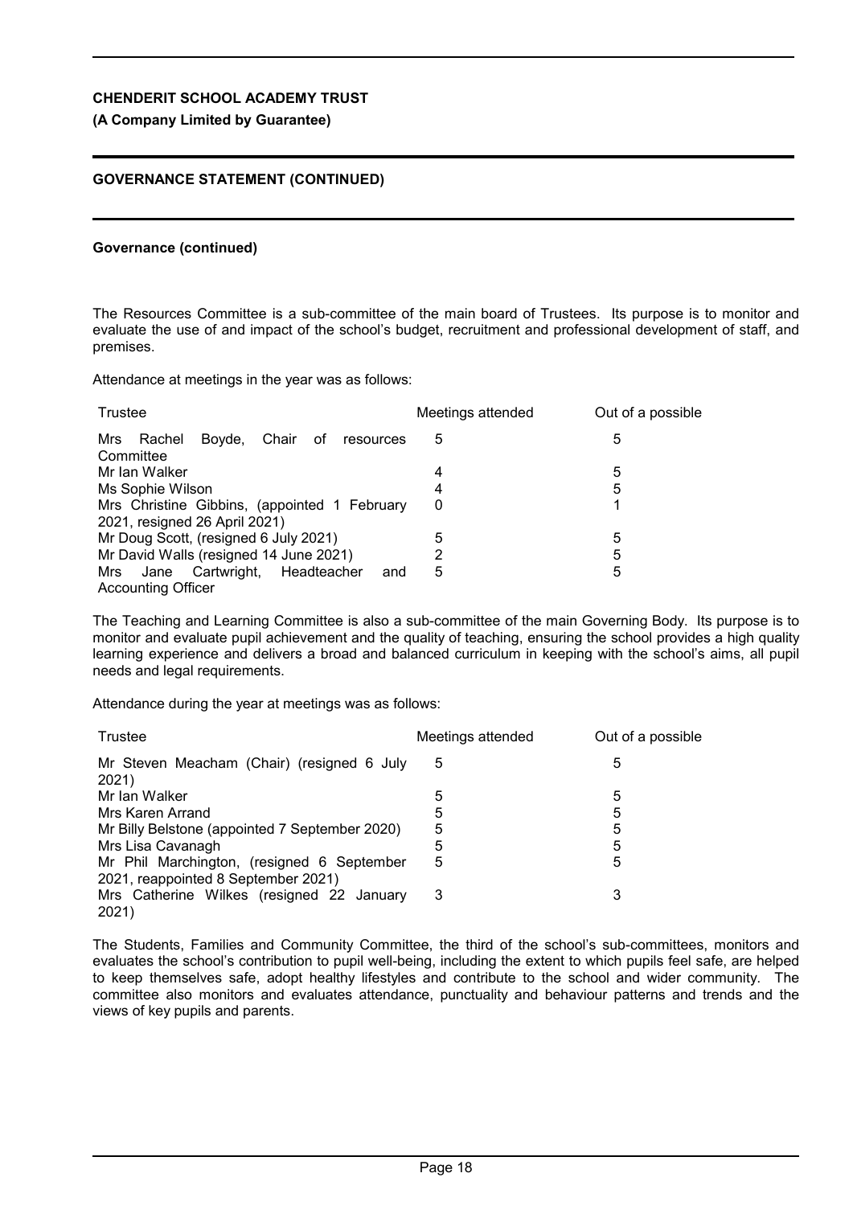## GOVERNANCE STATEMENT (CONTINUED)

### Governance (continued)

The Resources Committee is a sub-committee of the main board of Trustees. Its purpose is to monitor and evaluate the use of and impact of the school's budget, recruitment and professional development of staff, and premises.

Attendance at meetings in the year was as follows:

| Trustee | Meetings attended | Out of a possible |
|---|---|---|
| Mrs Rachel Boyde, Chair of resources Committee | 5 | 5 |
| Mr Ian Walker | 4 | 5 |
| Ms Sophie Wilson | 4 | 5 |
| Mrs Christine Gibbins, (appointed 1 February 2021, resigned 26 April 2021) | 0 | 1 |
| Mr Doug Scott, (resigned 6 July 2021) | 5 | 5 |
| Mr David Walls (resigned 14 June 2021) | 2 | 5 |
| Mrs Jane Cartwright, Headteacher and Accounting Officer | 5 | 5 |

The Teaching and Learning Committee is also a sub-committee of the main Governing Body. Its purpose is to monitor and evaluate pupil achievement and the quality of teaching, ensuring the school provides a high quality learning experience and delivers a broad and balanced curriculum in keeping with the school's aims, all pupil needs and legal requirements.

Attendance during the year at meetings was as follows:

| Trustee | Meetings attended | Out of a possible |
|---|---|---|
| Mr Steven Meacham (Chair) (resigned 6 July 2021) | 5 | 5 |
| Mr Ian Walker | 5 | 5 |
| Mrs Karen Arrand | 5 | 5 |
| Mr Billy Belstone (appointed 7 September 2020) | 5 | 5 |
| Mrs Lisa Cavanagh | 5 | 5 |
| Mr Phil Marchington, (resigned 6 September 2021, reappointed 8 September 2021) | 5 | 5 |
| Mrs Catherine Wilkes (resigned 22 January 2021) | 3 | 3 |

The Students, Families and Community Committee, the third of the school's sub-committees, monitors and evaluates the school's contribution to pupil well-being, including the extent to which pupils feel safe, are helped to keep themselves safe, adopt healthy lifestyles and contribute to the school and wider community. The committee also monitors and evaluates attendance, punctuality and behaviour patterns and trends and the views of key pupils and parents.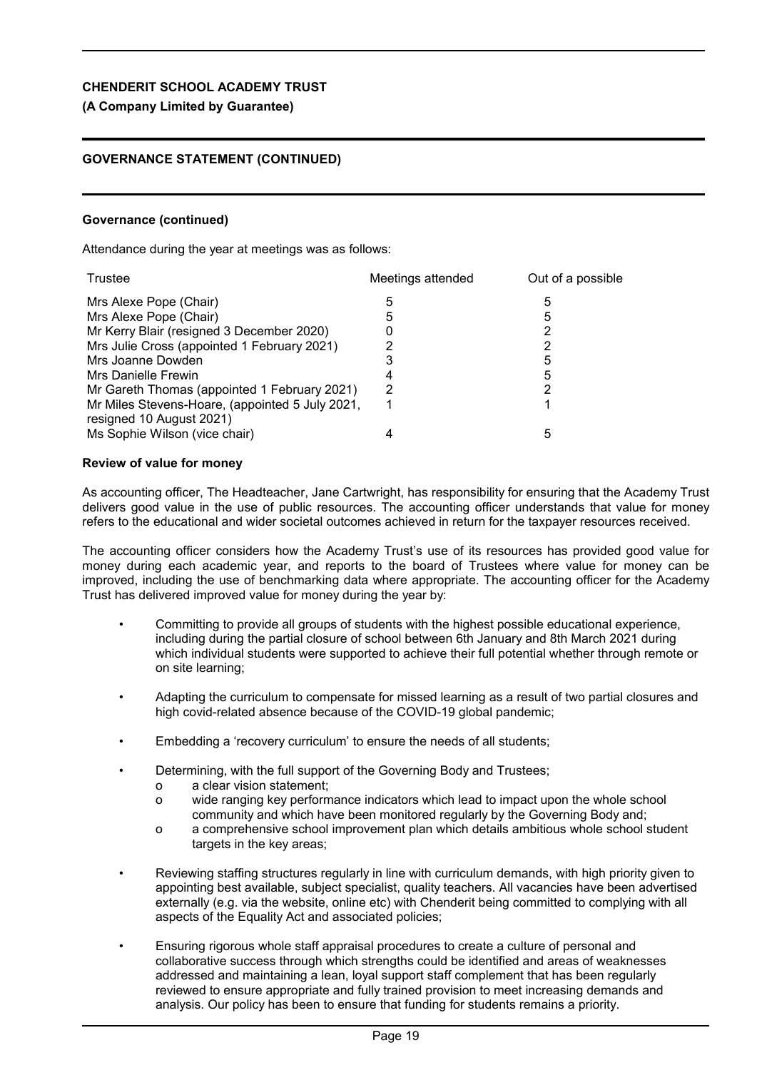**Governance (continued)**

Attendance during the year at meetings was as follows:

| Trustee | Meetings attended | Out of a possible |
| --- | --- | --- |
| Mrs Alexe Pope (Chair) | 5 | 5 |
| Mrs Alexe Pope (Chair) | 5 | 5 |
| Mr Kerry Blair (resigned 3 December 2020) | 0 | 2 |
| Mrs Julie Cross (appointed 1 February 2021) | 2 | 2 |
| Mrs Joanne Dowden | 3 | 5 |
| Mrs Danielle Frewin | 4 | 5 |
| Mr Gareth Thomas (appointed 1 February 2021) | 2 | 2 |
| Mr Miles Stevens-Hoare, (appointed 5 July 2021, resigned 10 August 2021) | 1 | 1 |
| Ms Sophie Wilson (vice chair) | 4 | 5 |

**Review of value for money**

As accounting officer, The Headteacher, Jane Cartwright, has responsibility for ensuring that the Academy Trust delivers good value in the use of public resources. The accounting officer understands that value for money refers to the educational and wider societal outcomes achieved in return for the taxpayer resources received.

The accounting officer considers how the Academy Trust's use of its resources has provided good value for money during each academic year, and reports to the board of Trustees where value for money can be improved, including the use of benchmarking data where appropriate. The accounting officer for the Academy Trust has delivered improved value for money during the year by:

- Committing to provide all groups of students with the highest possible educational experience, including during the partial closure of school between 6th January and 8th March 2021 during which individual students were supported to achieve their full potential whether through remote or on site learning;
- Adapting the curriculum to compensate for missed learning as a result of two partial closures and high covid-related absence because of the COVID-19 global pandemic;
- Embedding a 'recovery curriculum' to ensure the needs of all students;
- Determining, with the full support of the Governing Body and Trustees;
  - a clear vision statement;
  - wide ranging key performance indicators which lead to impact upon the whole school community and which have been monitored regularly by the Governing Body and;
  - a comprehensive school improvement plan which details ambitious whole school student targets in the key areas;
- Reviewing staffing structures regularly in line with curriculum demands, with high priority given to appointing best available, subject specialist, quality teachers. All vacancies have been advertised externally (e.g. via the website, online etc) with Chenderit being committed to complying with all aspects of the Equality Act and associated policies;
- Ensuring rigorous whole staff appraisal procedures to create a culture of personal and collaborative success through which strengths could be identified and areas of weaknesses addressed and maintaining a lean, loyal support staff complement that has been regularly reviewed to ensure appropriate and fully trained provision to meet increasing demands and analysis. Our policy has been to ensure that funding for students remains a priority.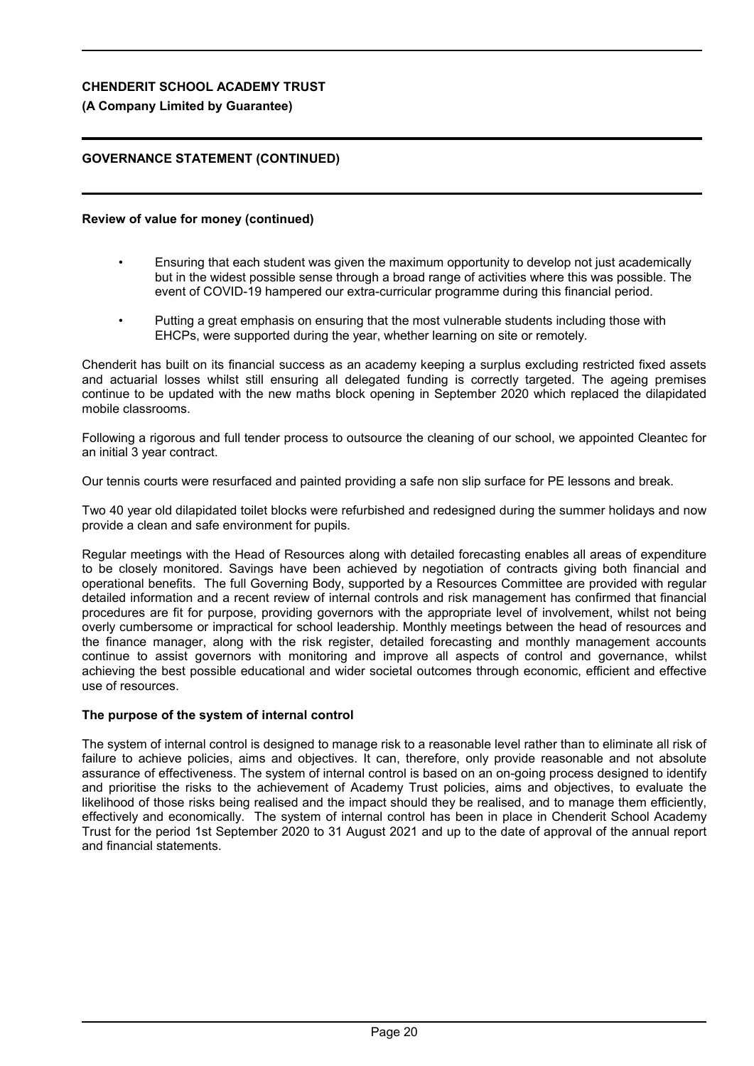## GOVERNANCE STATEMENT (CONTINUED)

### Review of value for money (continued)

- Ensuring that each student was given the maximum opportunity to develop not just academically but in the widest possible sense through a broad range of activities where this was possible. The event of COVID-19 hampered our extra-curricular programme during this financial period.
- Putting a great emphasis on ensuring that the most vulnerable students including those with EHCPs, were supported during the year, whether learning on site or remotely.

Chenderit has built on its financial success as an academy keeping a surplus excluding restricted fixed assets and actuarial losses whilst still ensuring all delegated funding is correctly targeted. The ageing premises continue to be updated with the new maths block opening in September 2020 which replaced the dilapidated mobile classrooms.

Following a rigorous and full tender process to outsource the cleaning of our school, we appointed Cleantec for an initial 3 year contract.

Our tennis courts were resurfaced and painted providing a safe non slip surface for PE lessons and break.

Two 40 year old dilapidated toilet blocks were refurbished and redesigned during the summer holidays and now provide a clean and safe environment for pupils.

Regular meetings with the Head of Resources along with detailed forecasting enables all areas of expenditure to be closely monitored. Savings have been achieved by negotiation of contracts giving both financial and operational benefits. The full Governing Body, supported by a Resources Committee are provided with regular detailed information and a recent review of internal controls and risk management has confirmed that financial procedures are fit for purpose, providing governors with the appropriate level of involvement, whilst not being overly cumbersome or impractical for school leadership. Monthly meetings between the head of resources and the finance manager, along with the risk register, detailed forecasting and monthly management accounts continue to assist governors with monitoring and improve all aspects of control and governance, whilst achieving the best possible educational and wider societal outcomes through economic, efficient and effective use of resources.

### The purpose of the system of internal control

The system of internal control is designed to manage risk to a reasonable level rather than to eliminate all risk of failure to achieve policies, aims and objectives. It can, therefore, only provide reasonable and not absolute assurance of effectiveness. The system of internal control is based on an on-going process designed to identify and prioritise the risks to the achievement of Academy Trust policies, aims and objectives, to evaluate the likelihood of those risks being realised and the impact should they be realised, and to manage them efficiently, effectively and economically. The system of internal control has been in place in Chenderit School Academy Trust for the period 1st September 2020 to 31 August 2021 and up to the date of approval of the annual report and financial statements.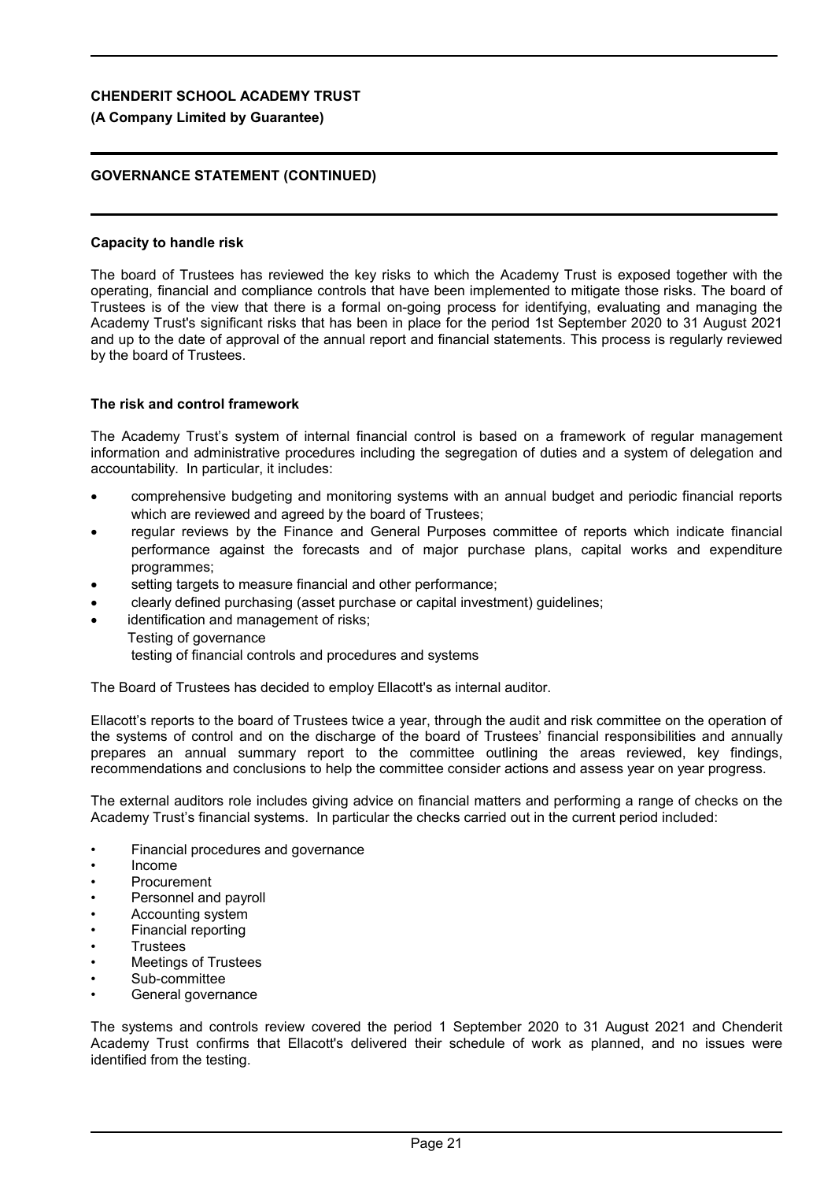**CHENDERIT SCHOOL ACADEMY TRUST**

**(A Company Limited by Guarantee)**

**GOVERNANCE STATEMENT (CONTINUED)**

**Capacity to handle risk**

The board of Trustees has reviewed the key risks to which the Academy Trust is exposed together with the operating, financial and compliance controls that have been implemented to mitigate those risks. The board of Trustees is of the view that there is a formal on-going process for identifying, evaluating and managing the Academy Trust's significant risks that has been in place for the period 1st September 2020 to 31 August 2021 and up to the date of approval of the annual report and financial statements. This process is regularly reviewed by the board of Trustees.

**The risk and control framework**

The Academy Trust's system of internal financial control is based on a framework of regular management information and administrative procedures including the segregation of duties and a system of delegation and accountability. In particular, it includes:

- comprehensive budgeting and monitoring systems with an annual budget and periodic financial reports which are reviewed and agreed by the board of Trustees;
- regular reviews by the Finance and General Purposes committee of reports which indicate financial performance against the forecasts and of major purchase plans, capital works and expenditure programmes;
- setting targets to measure financial and other performance;
- clearly defined purchasing (asset purchase or capital investment) guidelines;
- identification and management of risks;
  Testing of governance
  testing of financial controls and procedures and systems

The Board of Trustees has decided to employ Ellacott's as internal auditor.

Ellacott's reports to the board of Trustees twice a year, through the audit and risk committee on the operation of the systems of control and on the discharge of the board of Trustees' financial responsibilities and annually prepares an annual summary report to the committee outlining the areas reviewed, key findings, recommendations and conclusions to help the committee consider actions and assess year on year progress.

The external auditors role includes giving advice on financial matters and performing a range of checks on the Academy Trust's financial systems. In particular the checks carried out in the current period included:

- Financial procedures and governance
- Income
- Procurement
- Personnel and payroll
- Accounting system
- Financial reporting
- Trustees
- Meetings of Trustees
- Sub-committee
- General governance

The systems and controls review covered the period 1 September 2020 to 31 August 2021 and Chenderit Academy Trust confirms that Ellacott's delivered their schedule of work as planned, and no issues were identified from the testing.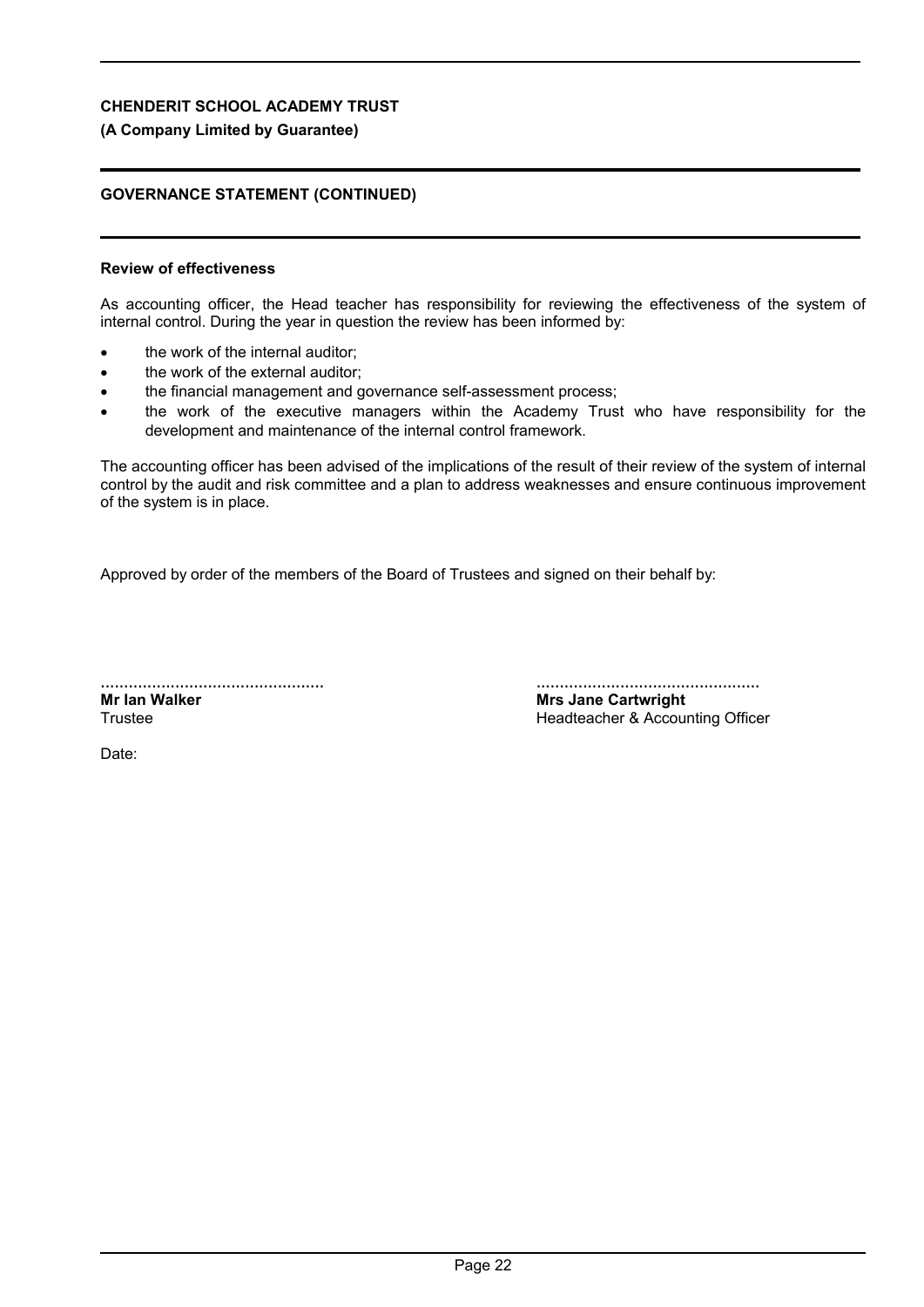## GOVERNANCE STATEMENT (CONTINUED)

### Review of effectiveness

As accounting officer, the Head teacher has responsibility for reviewing the effectiveness of the system of internal control. During the year in question the review has been informed by:

- the work of the internal auditor;
- the work of the external auditor;
- the financial management and governance self-assessment process;
- the work of the executive managers within the Academy Trust who have responsibility for the development and maintenance of the internal control framework.

The accounting officer has been advised of the implications of the result of their review of the system of internal control by the audit and risk committee and a plan to address weaknesses and ensure continuous improvement of the system is in place.

Approved by order of the members of the Board of Trustees and signed on their behalf by:

................................................
**Mr Ian Walker**
Trustee

................................................
**Mrs Jane Cartwright**
Headteacher & Accounting Officer

Date: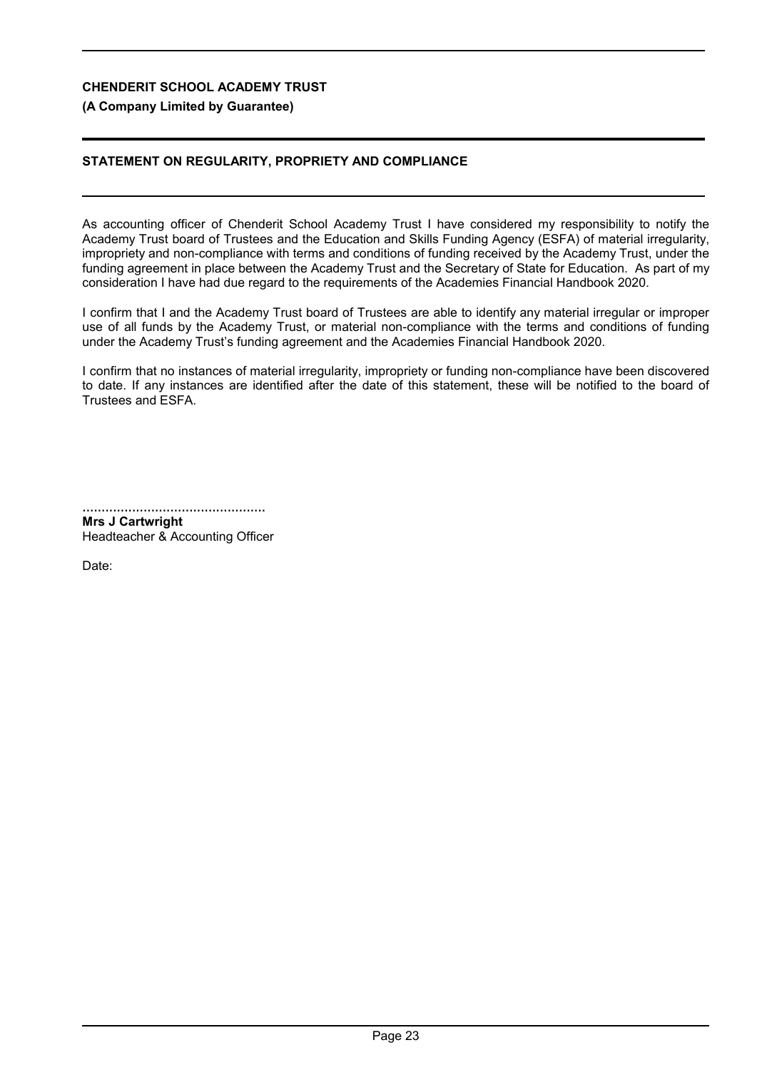**CHENDERIT SCHOOL ACADEMY TRUST**

**(A Company Limited by Guarantee)**

## STATEMENT ON REGULARITY, PROPRIETY AND COMPLIANCE

As accounting officer of Chenderit School Academy Trust I have considered my responsibility to notify the Academy Trust board of Trustees and the Education and Skills Funding Agency (ESFA) of material irregularity, impropriety and non-compliance with terms and conditions of funding received by the Academy Trust, under the funding agreement in place between the Academy Trust and the Secretary of State for Education. As part of my consideration I have had due regard to the requirements of the Academies Financial Handbook 2020.

I confirm that I and the Academy Trust board of Trustees are able to identify any material irregular or improper use of all funds by the Academy Trust, or material non-compliance with the terms and conditions of funding under the Academy Trust's funding agreement and the Academies Financial Handbook 2020.

I confirm that no instances of material irregularity, impropriety or funding non-compliance have been discovered to date. If any instances are identified after the date of this statement, these will be notified to the board of Trustees and ESFA.

................................................

**Mrs J Cartwright**

Headteacher & Accounting Officer

Date: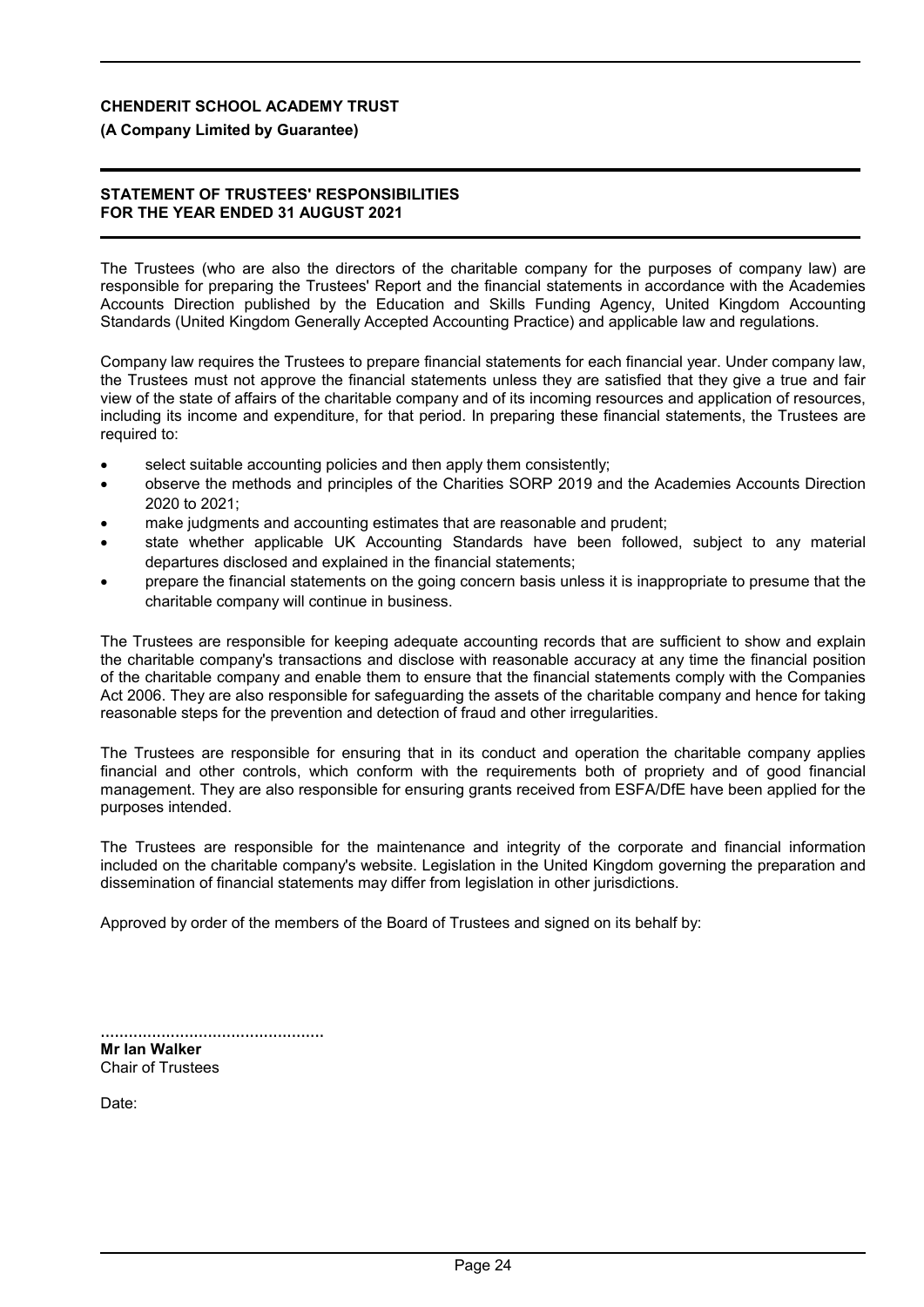**CHENDERIT SCHOOL ACADEMY TRUST**

**(A Company Limited by Guarantee)**

## STATEMENT OF TRUSTEES' RESPONSIBILITIES FOR THE YEAR ENDED 31 AUGUST 2021

The Trustees (who are also the directors of the charitable company for the purposes of company law) are responsible for preparing the Trustees' Report and the financial statements in accordance with the Academies Accounts Direction published by the Education and Skills Funding Agency, United Kingdom Accounting Standards (United Kingdom Generally Accepted Accounting Practice) and applicable law and regulations.

Company law requires the Trustees to prepare financial statements for each financial year. Under company law, the Trustees must not approve the financial statements unless they are satisfied that they give a true and fair view of the state of affairs of the charitable company and of its incoming resources and application of resources, including its income and expenditure, for that period. In preparing these financial statements, the Trustees are required to:

- select suitable accounting policies and then apply them consistently;
- observe the methods and principles of the Charities SORP 2019 and the Academies Accounts Direction 2020 to 2021;
- make judgments and accounting estimates that are reasonable and prudent;
- state whether applicable UK Accounting Standards have been followed, subject to any material departures disclosed and explained in the financial statements;
- prepare the financial statements on the going concern basis unless it is inappropriate to presume that the charitable company will continue in business.

The Trustees are responsible for keeping adequate accounting records that are sufficient to show and explain the charitable company's transactions and disclose with reasonable accuracy at any time the financial position of the charitable company and enable them to ensure that the financial statements comply with the Companies Act 2006. They are also responsible for safeguarding the assets of the charitable company and hence for taking reasonable steps for the prevention and detection of fraud and other irregularities.

The Trustees are responsible for ensuring that in its conduct and operation the charitable company applies financial and other controls, which conform with the requirements both of propriety and of good financial management. They are also responsible for ensuring grants received from ESFA/DfE have been applied for the purposes intended.

The Trustees are responsible for the maintenance and integrity of the corporate and financial information included on the charitable company's website. Legislation in the United Kingdom governing the preparation and dissemination of financial statements may differ from legislation in other jurisdictions.

Approved by order of the members of the Board of Trustees and signed on its behalf by:

................................................
**Mr Ian Walker**
Chair of Trustees

Date: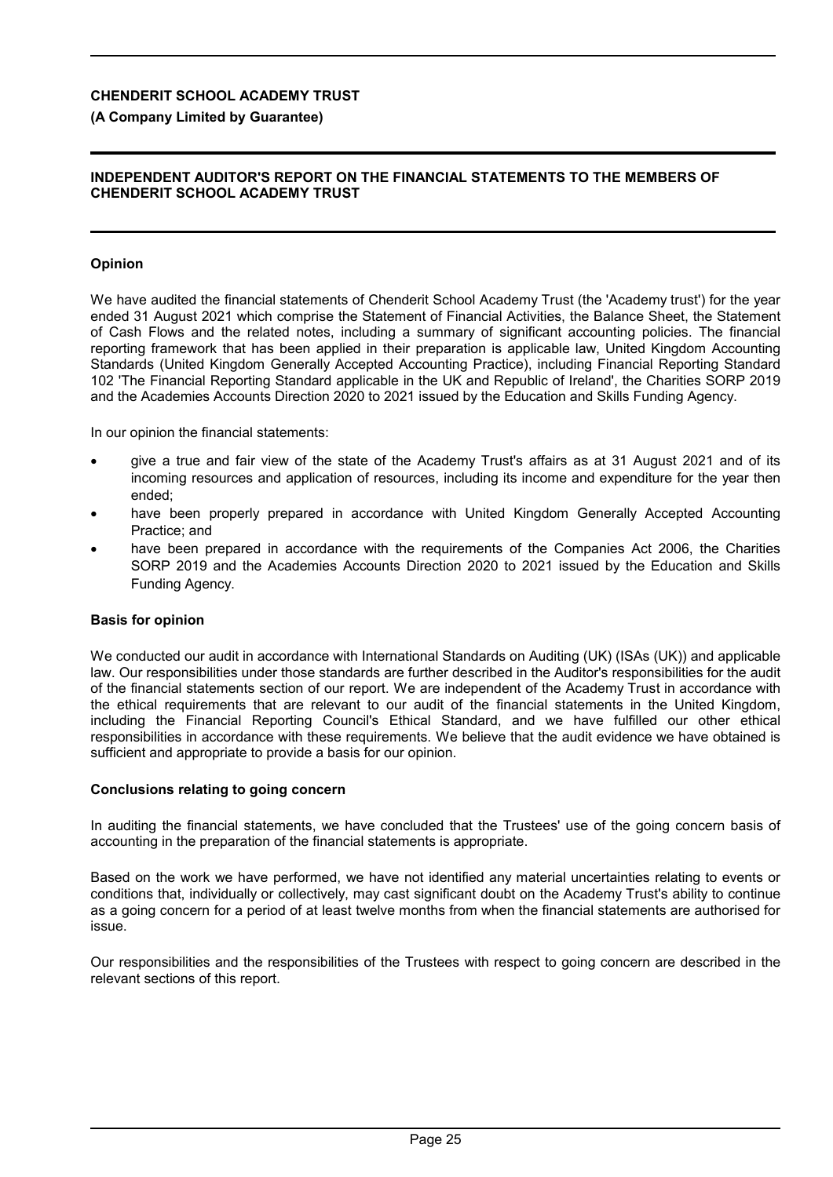# CHENDERIT SCHOOL ACADEMY TRUST

**(A Company Limited by Guarantee)**

## INDEPENDENT AUDITOR'S REPORT ON THE FINANCIAL STATEMENTS TO THE MEMBERS OF CHENDERIT SCHOOL ACADEMY TRUST

### Opinion

We have audited the financial statements of Chenderit School Academy Trust (the 'Academy trust') for the year ended 31 August 2021 which comprise the Statement of Financial Activities, the Balance Sheet, the Statement of Cash Flows and the related notes, including a summary of significant accounting policies. The financial reporting framework that has been applied in their preparation is applicable law, United Kingdom Accounting Standards (United Kingdom Generally Accepted Accounting Practice), including Financial Reporting Standard 102 'The Financial Reporting Standard applicable in the UK and Republic of Ireland', the Charities SORP 2019 and the Academies Accounts Direction 2020 to 2021 issued by the Education and Skills Funding Agency.

In our opinion the financial statements:

- give a true and fair view of the state of the Academy Trust's affairs as at 31 August 2021 and of its incoming resources and application of resources, including its income and expenditure for the year then ended;
- have been properly prepared in accordance with United Kingdom Generally Accepted Accounting Practice; and
- have been prepared in accordance with the requirements of the Companies Act 2006, the Charities SORP 2019 and the Academies Accounts Direction 2020 to 2021 issued by the Education and Skills Funding Agency.

### Basis for opinion

We conducted our audit in accordance with International Standards on Auditing (UK) (ISAs (UK)) and applicable law. Our responsibilities under those standards are further described in the Auditor's responsibilities for the audit of the financial statements section of our report. We are independent of the Academy Trust in accordance with the ethical requirements that are relevant to our audit of the financial statements in the United Kingdom, including the Financial Reporting Council's Ethical Standard, and we have fulfilled our other ethical responsibilities in accordance with these requirements. We believe that the audit evidence we have obtained is sufficient and appropriate to provide a basis for our opinion.

### Conclusions relating to going concern

In auditing the financial statements, we have concluded that the Trustees' use of the going concern basis of accounting in the preparation of the financial statements is appropriate.

Based on the work we have performed, we have not identified any material uncertainties relating to events or conditions that, individually or collectively, may cast significant doubt on the Academy Trust's ability to continue as a going concern for a period of at least twelve months from when the financial statements are authorised for issue.

Our responsibilities and the responsibilities of the Trustees with respect to going concern are described in the relevant sections of this report.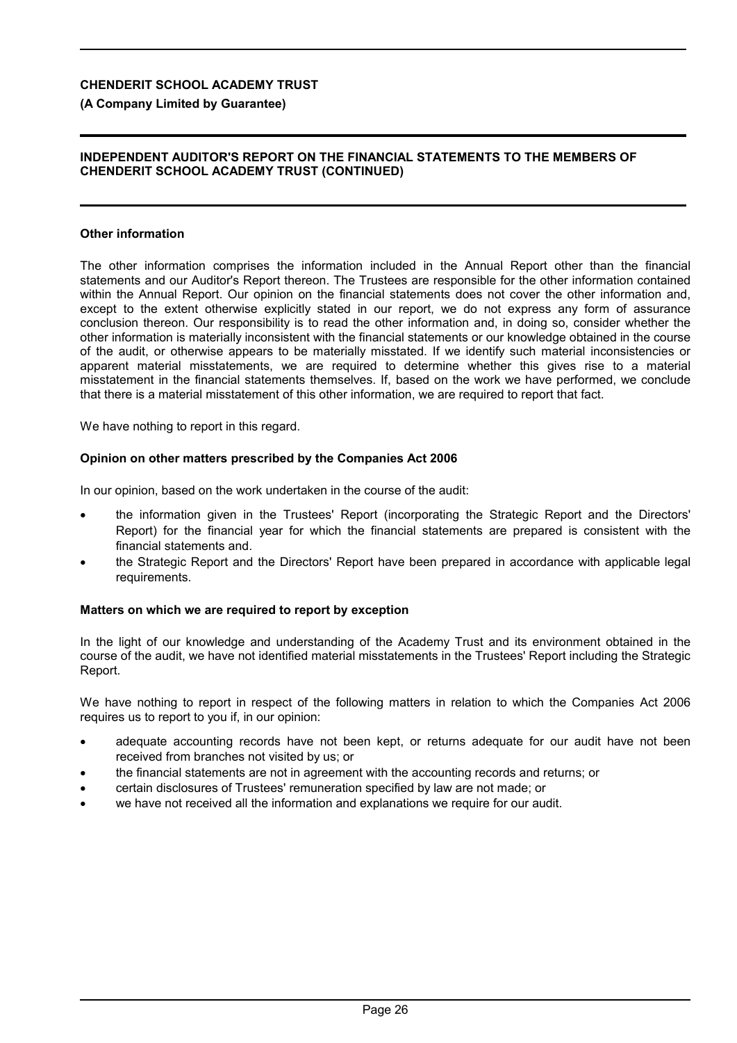**CHENDERIT SCHOOL ACADEMY TRUST**

**(A Company Limited by Guarantee)**

**INDEPENDENT AUDITOR'S REPORT ON THE FINANCIAL STATEMENTS TO THE MEMBERS OF CHENDERIT SCHOOL ACADEMY TRUST (CONTINUED)**

**Other information**

The other information comprises the information included in the Annual Report other than the financial statements and our Auditor's Report thereon. The Trustees are responsible for the other information contained within the Annual Report. Our opinion on the financial statements does not cover the other information and, except to the extent otherwise explicitly stated in our report, we do not express any form of assurance conclusion thereon. Our responsibility is to read the other information and, in doing so, consider whether the other information is materially inconsistent with the financial statements or our knowledge obtained in the course of the audit, or otherwise appears to be materially misstated. If we identify such material inconsistencies or apparent material misstatements, we are required to determine whether this gives rise to a material misstatement in the financial statements themselves. If, based on the work we have performed, we conclude that there is a material misstatement of this other information, we are required to report that fact.

We have nothing to report in this regard.

**Opinion on other matters prescribed by the Companies Act 2006**

In our opinion, based on the work undertaken in the course of the audit:

- the information given in the Trustees' Report (incorporating the Strategic Report and the Directors' Report) for the financial year for which the financial statements are prepared is consistent with the financial statements and.
- the Strategic Report and the Directors' Report have been prepared in accordance with applicable legal requirements.

**Matters on which we are required to report by exception**

In the light of our knowledge and understanding of the Academy Trust and its environment obtained in the course of the audit, we have not identified material misstatements in the Trustees' Report including the Strategic Report.

We have nothing to report in respect of the following matters in relation to which the Companies Act 2006 requires us to report to you if, in our opinion:

- adequate accounting records have not been kept, or returns adequate for our audit have not been received from branches not visited by us; or
- the financial statements are not in agreement with the accounting records and returns; or
- certain disclosures of Trustees' remuneration specified by law are not made; or
- we have not received all the information and explanations we require for our audit.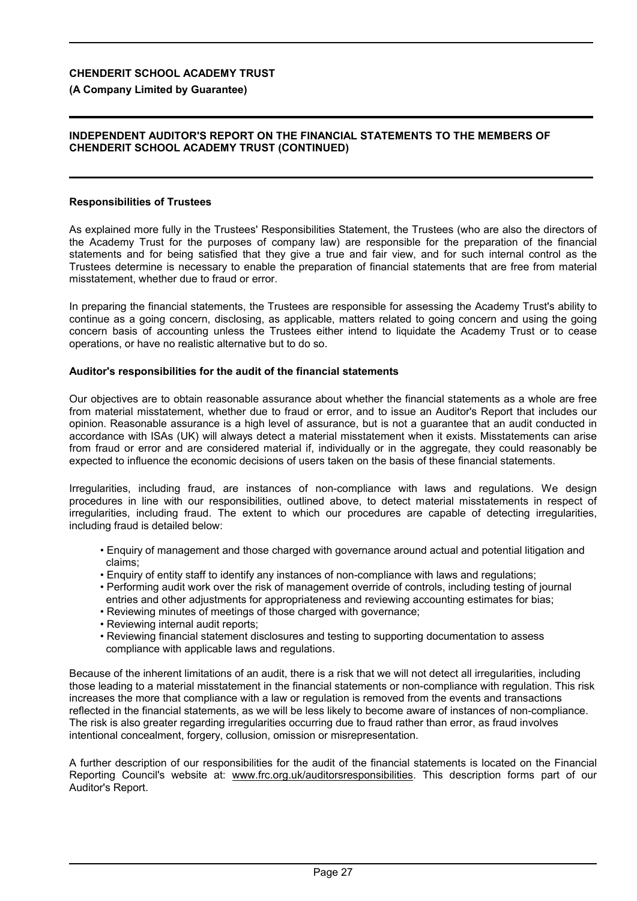## Responsibilities of Trustees

As explained more fully in the Trustees' Responsibilities Statement, the Trustees (who are also the directors of the Academy Trust for the purposes of company law) are responsible for the preparation of the financial statements and for being satisfied that they give a true and fair view, and for such internal control as the Trustees determine is necessary to enable the preparation of financial statements that are free from material misstatement, whether due to fraud or error.

In preparing the financial statements, the Trustees are responsible for assessing the Academy Trust's ability to continue as a going concern, disclosing, as applicable, matters related to going concern and using the going concern basis of accounting unless the Trustees either intend to liquidate the Academy Trust or to cease operations, or have no realistic alternative but to do so.

## Auditor's responsibilities for the audit of the financial statements

Our objectives are to obtain reasonable assurance about whether the financial statements as a whole are free from material misstatement, whether due to fraud or error, and to issue an Auditor's Report that includes our opinion. Reasonable assurance is a high level of assurance, but is not a guarantee that an audit conducted in accordance with ISAs (UK) will always detect a material misstatement when it exists. Misstatements can arise from fraud or error and are considered material if, individually or in the aggregate, they could reasonably be expected to influence the economic decisions of users taken on the basis of these financial statements.

Irregularities, including fraud, are instances of non-compliance with laws and regulations. We design procedures in line with our responsibilities, outlined above, to detect material misstatements in respect of irregularities, including fraud. The extent to which our procedures are capable of detecting irregularities, including fraud is detailed below:

- Enquiry of management and those charged with governance around actual and potential litigation and claims;
- Enquiry of entity staff to identify any instances of non-compliance with laws and regulations;
- Performing audit work over the risk of management override of controls, including testing of journal entries and other adjustments for appropriateness and reviewing accounting estimates for bias;
- Reviewing minutes of meetings of those charged with governance;
- Reviewing internal audit reports;
- Reviewing financial statement disclosures and testing to supporting documentation to assess compliance with applicable laws and regulations.

Because of the inherent limitations of an audit, there is a risk that we will not detect all irregularities, including those leading to a material misstatement in the financial statements or non-compliance with regulation. This risk increases the more that compliance with a law or regulation is removed from the events and transactions reflected in the financial statements, as we will be less likely to become aware of instances of non-compliance. The risk is also greater regarding irregularities occurring due to fraud rather than error, as fraud involves intentional concealment, forgery, collusion, omission or misrepresentation.

A further description of our responsibilities for the audit of the financial statements is located on the Financial Reporting Council's website at: www.frc.org.uk/auditorsresponsibilities. This description forms part of our Auditor's Report.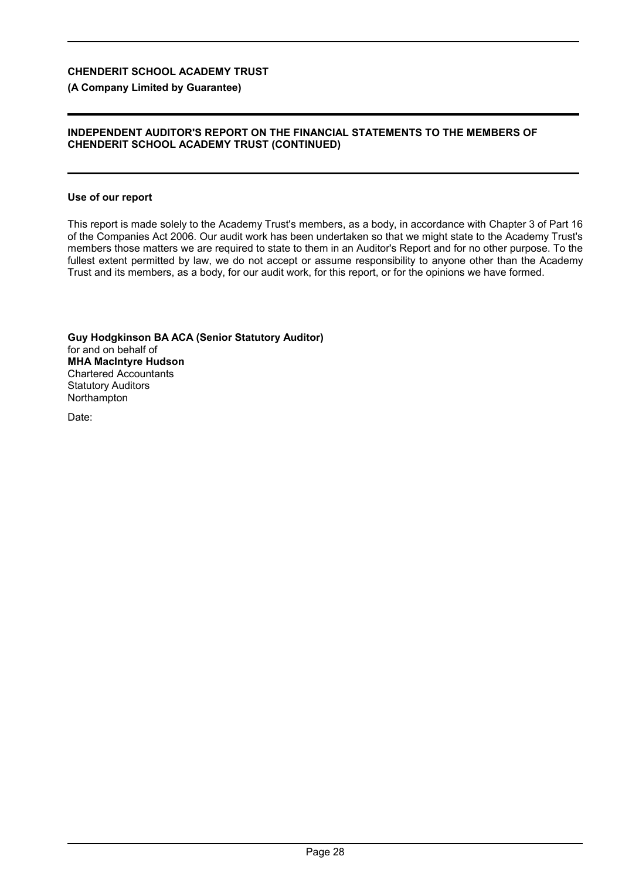**CHENDERIT SCHOOL ACADEMY TRUST**

**(A Company Limited by Guarantee)**

**INDEPENDENT AUDITOR'S REPORT ON THE FINANCIAL STATEMENTS TO THE MEMBERS OF CHENDERIT SCHOOL ACADEMY TRUST (CONTINUED)**

**Use of our report**

This report is made solely to the Academy Trust's members, as a body, in accordance with Chapter 3 of Part 16 of the Companies Act 2006. Our audit work has been undertaken so that we might state to the Academy Trust's members those matters we are required to state to them in an Auditor's Report and for no other purpose. To the fullest extent permitted by law, we do not accept or assume responsibility to anyone other than the Academy Trust and its members, as a body, for our audit work, for this report, or for the opinions we have formed.

**Guy Hodgkinson BA ACA (Senior Statutory Auditor)**
for and on behalf of
**MHA MacIntyre Hudson**
Chartered Accountants
Statutory Auditors
Northampton

Date: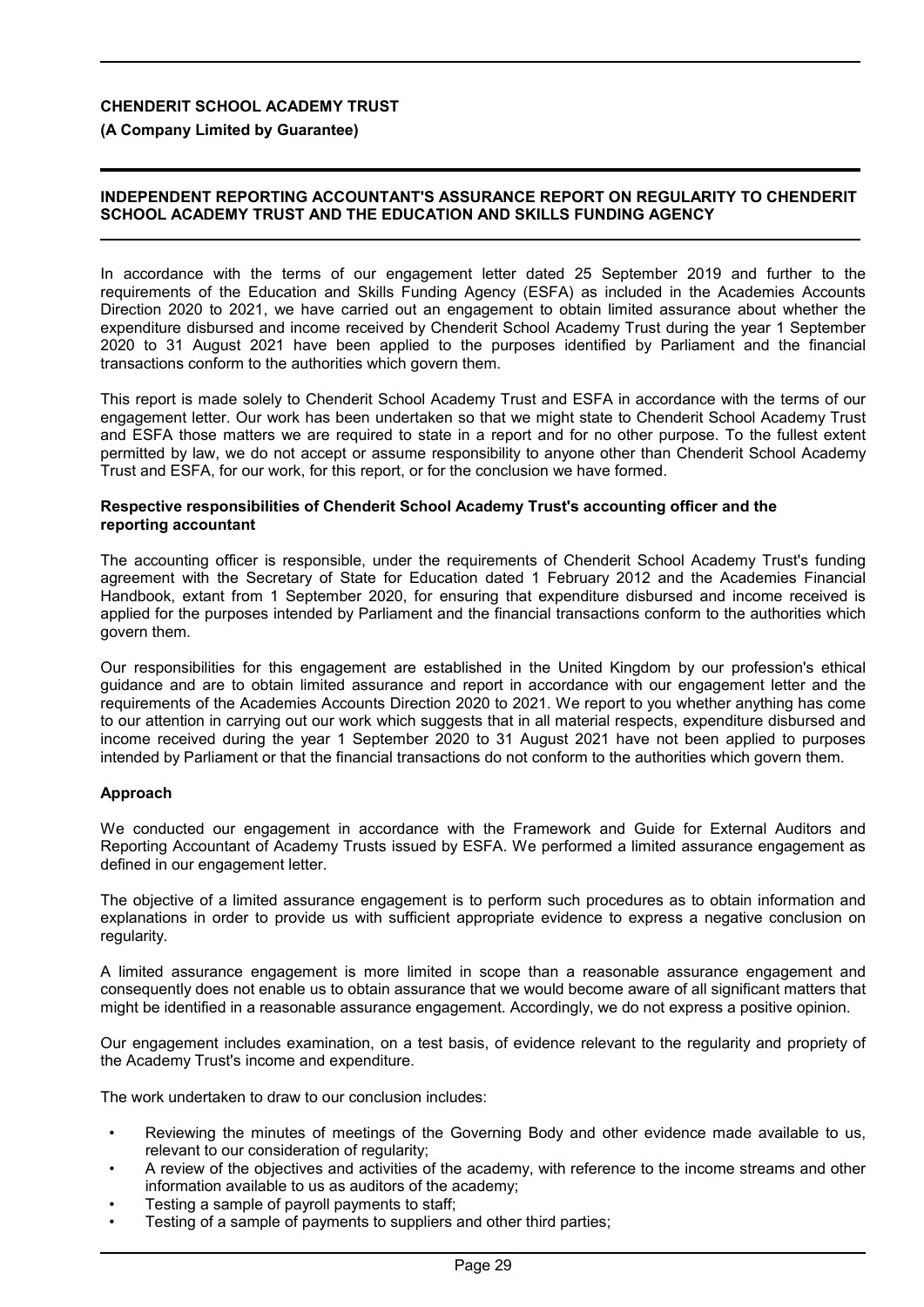## INDEPENDENT REPORTING ACCOUNTANT'S ASSURANCE REPORT ON REGULARITY TO CHENDERIT SCHOOL ACADEMY TRUST AND THE EDUCATION AND SKILLS FUNDING AGENCY

In accordance with the terms of our engagement letter dated 25 September 2019 and further to the requirements of the Education and Skills Funding Agency (ESFA) as included in the Academies Accounts Direction 2020 to 2021, we have carried out an engagement to obtain limited assurance about whether the expenditure disbursed and income received by Chenderit School Academy Trust during the year 1 September 2020 to 31 August 2021 have been applied to the purposes identified by Parliament and the financial transactions conform to the authorities which govern them.

This report is made solely to Chenderit School Academy Trust and ESFA in accordance with the terms of our engagement letter. Our work has been undertaken so that we might state to Chenderit School Academy Trust and ESFA those matters we are required to state in a report and for no other purpose. To the fullest extent permitted by law, we do not accept or assume responsibility to anyone other than Chenderit School Academy Trust and ESFA, for our work, for this report, or for the conclusion we have formed.

**Respective responsibilities of Chenderit School Academy Trust's accounting officer and the reporting accountant**

The accounting officer is responsible, under the requirements of Chenderit School Academy Trust's funding agreement with the Secretary of State for Education dated 1 February 2012 and the Academies Financial Handbook, extant from 1 September 2020, for ensuring that expenditure disbursed and income received is applied for the purposes intended by Parliament and the financial transactions conform to the authorities which govern them.

Our responsibilities for this engagement are established in the United Kingdom by our profession's ethical guidance and are to obtain limited assurance and report in accordance with our engagement letter and the requirements of the Academies Accounts Direction 2020 to 2021. We report to you whether anything has come to our attention in carrying out our work which suggests that in all material respects, expenditure disbursed and income received during the year 1 September 2020 to 31 August 2021 have not been applied to purposes intended by Parliament or that the financial transactions do not conform to the authorities which govern them.

**Approach**

We conducted our engagement in accordance with the Framework and Guide for External Auditors and Reporting Accountant of Academy Trusts issued by ESFA. We performed a limited assurance engagement as defined in our engagement letter.

The objective of a limited assurance engagement is to perform such procedures as to obtain information and explanations in order to provide us with sufficient appropriate evidence to express a negative conclusion on regularity.

A limited assurance engagement is more limited in scope than a reasonable assurance engagement and consequently does not enable us to obtain assurance that we would become aware of all significant matters that might be identified in a reasonable assurance engagement. Accordingly, we do not express a positive opinion.

Our engagement includes examination, on a test basis, of evidence relevant to the regularity and propriety of the Academy Trust's income and expenditure.

The work undertaken to draw to our conclusion includes:

- Reviewing the minutes of meetings of the Governing Body and other evidence made available to us, relevant to our consideration of regularity;
- A review of the objectives and activities of the academy, with reference to the income streams and other information available to us as auditors of the academy;
- Testing a sample of payroll payments to staff;
- Testing of a sample of payments to suppliers and other third parties;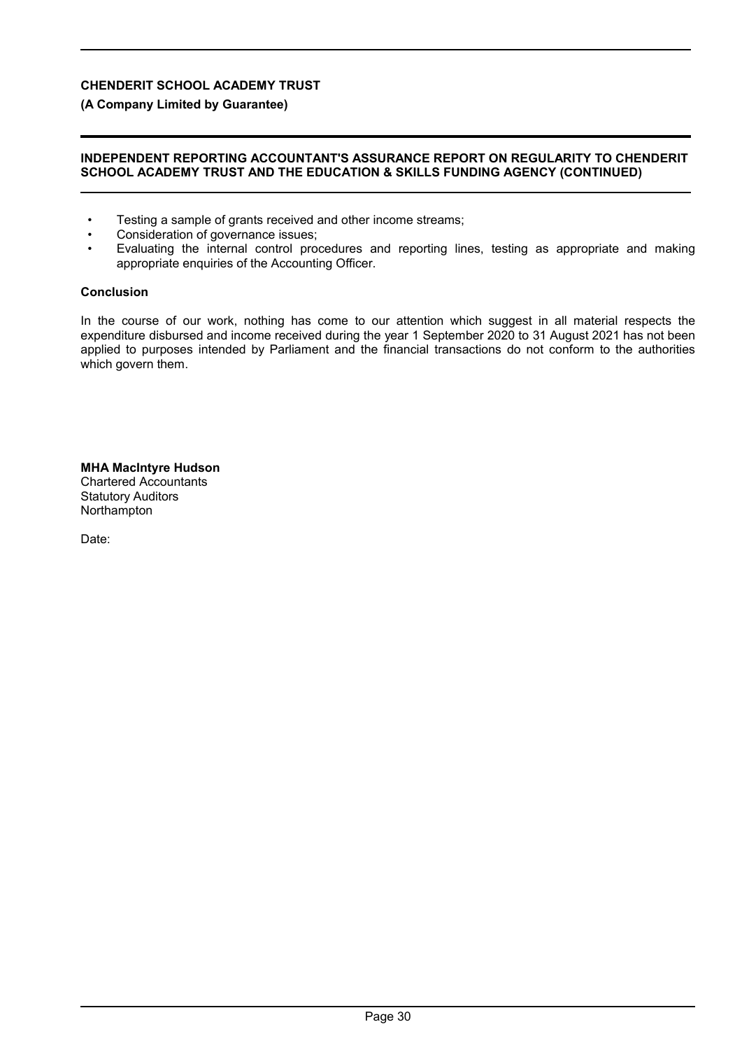**CHENDERIT SCHOOL ACADEMY TRUST**

**(A Company Limited by Guarantee)**

**INDEPENDENT REPORTING ACCOUNTANT'S ASSURANCE REPORT ON REGULARITY TO CHENDERIT SCHOOL ACADEMY TRUST AND THE EDUCATION & SKILLS FUNDING AGENCY (CONTINUED)**

- Testing a sample of grants received and other income streams;
- Consideration of governance issues;
- Evaluating the internal control procedures and reporting lines, testing as appropriate and making appropriate enquiries of the Accounting Officer.

**Conclusion**

In the course of our work, nothing has come to our attention which suggest in all material respects the expenditure disbursed and income received during the year 1 September 2020 to 31 August 2021 has not been applied to purposes intended by Parliament and the financial transactions do not conform to the authorities which govern them.

**MHA MacIntyre Hudson**
Chartered Accountants
Statutory Auditors
Northampton

Date: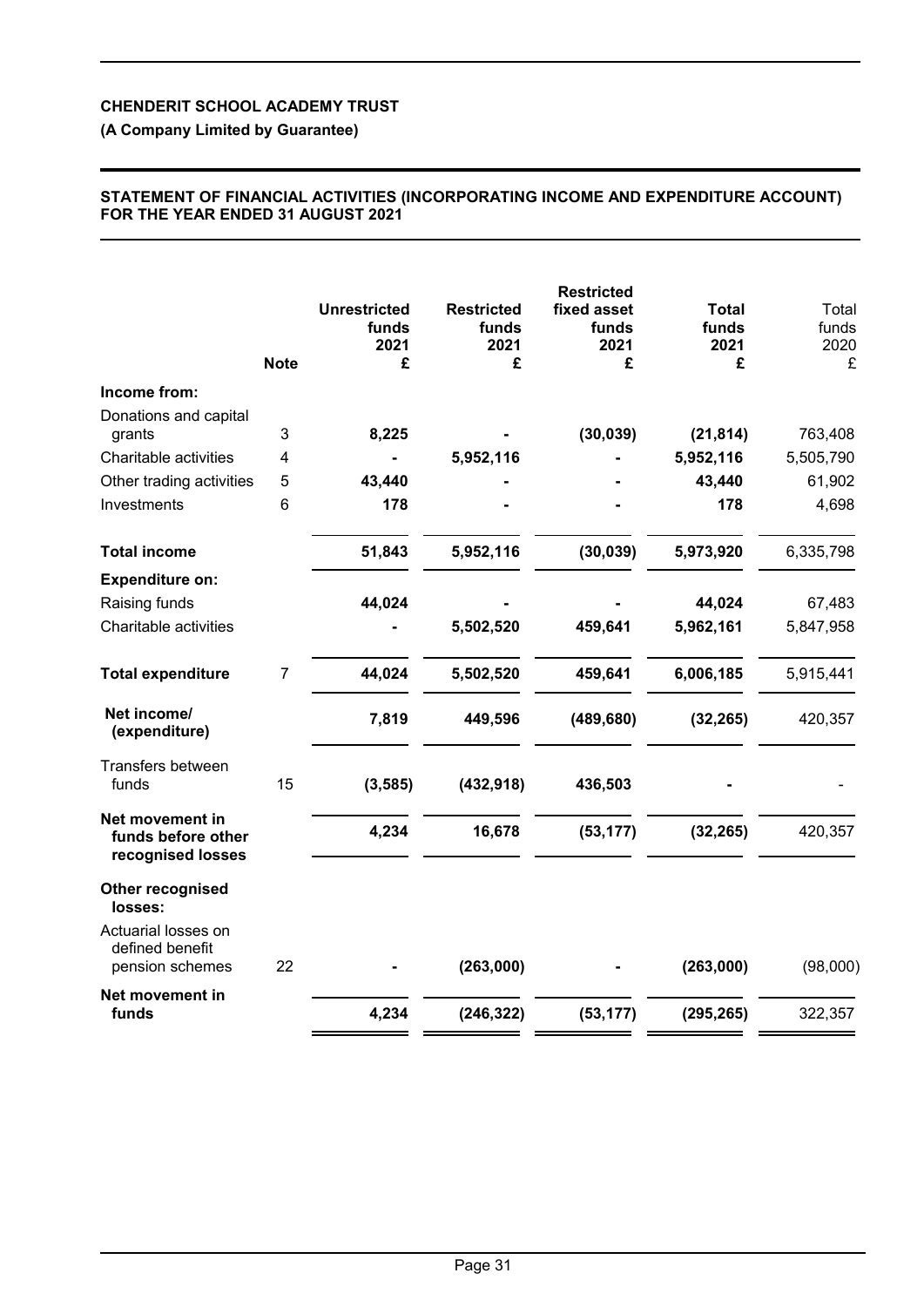**CHENDERIT SCHOOL ACADEMY TRUST**

**(A Company Limited by Guarantee)**

**STATEMENT OF FINANCIAL ACTIVITIES (INCORPORATING INCOME AND EXPENDITURE ACCOUNT) FOR THE YEAR ENDED 31 AUGUST 2021**

| | Note | Unrestricted funds 2021 £ | Restricted funds 2021 £ | Restricted fixed asset funds 2021 £ | Total funds 2021 £ | Total funds 2020 £ |
|---|---|---|---|---|---|---|
| **Income from:** | | | | | | |
| Donations and capital grants | 3 | **8,225** | **-** | **(30,039)** | **(21,814)** | 763,408 |
| Charitable activities | 4 | **-** | **5,952,116** | **-** | **5,952,116** | 5,505,790 |
| Other trading activities | 5 | **43,440** | **-** | **-** | **43,440** | 61,902 |
| Investments | 6 | **178** | **-** | **-** | **178** | 4,698 |
| **Total income** | | **51,843** | **5,952,116** | **(30,039)** | **5,973,920** | 6,335,798 |
| **Expenditure on:** | | | | | | |
| Raising funds | | **44,024** | **-** | **-** | **44,024** | 67,483 |
| Charitable activities | | **-** | **5,502,520** | **459,641** | **5,962,161** | 5,847,958 |
| **Total expenditure** | 7 | **44,024** | **5,502,520** | **459,641** | **6,006,185** | 5,915,441 |
| **Net income/ (expenditure)** | | **7,819** | **449,596** | **(489,680)** | **(32,265)** | 420,357 |
| Transfers between funds | 15 | **(3,585)** | **(432,918)** | **436,503** | **-** | - |
| **Net movement in funds before other recognised losses** | | **4,234** | **16,678** | **(53,177)** | **(32,265)** | 420,357 |
| **Other recognised losses:** | | | | | | |
| Actuarial losses on defined benefit pension schemes | 22 | **-** | **(263,000)** | **-** | **(263,000)** | (98,000) |
| **Net movement in funds** | | **4,234** | **(246,322)** | **(53,177)** | **(295,265)** | 322,357 |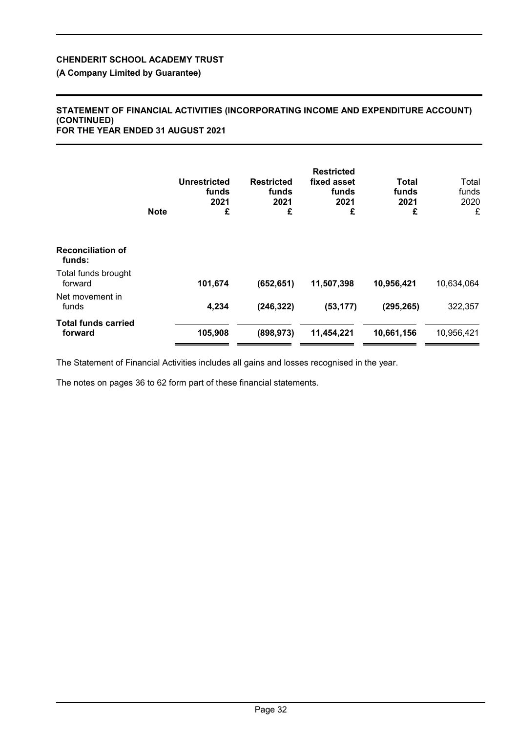**CHENDERIT SCHOOL ACADEMY TRUST**

**(A Company Limited by Guarantee)**

**STATEMENT OF FINANCIAL ACTIVITIES (INCORPORATING INCOME AND EXPENDITURE ACCOUNT) (CONTINUED)**
**FOR THE YEAR ENDED 31 AUGUST 2021**

| | Note | Unrestricted funds 2021 £ | Restricted funds 2021 £ | Restricted fixed asset funds 2021 £ | Total funds 2021 £ | Total funds 2020 £ |
|---|---|---|---|---|---|---|
| **Reconciliation of funds:** | | | | | | |
| Total funds brought forward | | **101,674** | **(652,651)** | **11,507,398** | **10,956,421** | 10,634,064 |
| Net movement in funds | | **4,234** | **(246,322)** | **(53,177)** | **(295,265)** | 322,357 |
| **Total funds carried forward** | | **105,908** | **(898,973)** | **11,454,221** | **10,661,156** | 10,956,421 |

The Statement of Financial Activities includes all gains and losses recognised in the year.

The notes on pages 36 to 62 form part of these financial statements.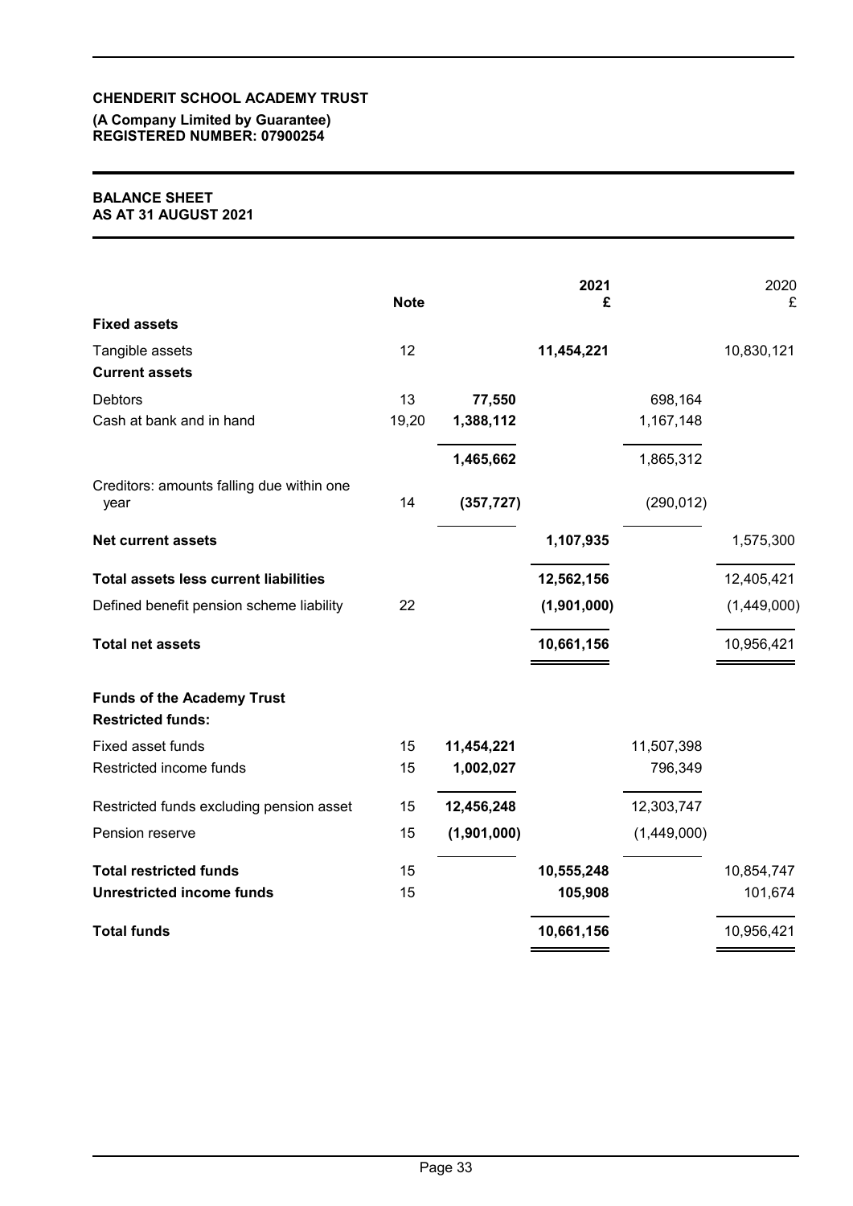**CHENDERIT SCHOOL ACADEMY TRUST**
**(A Company Limited by Guarantee)**
**REGISTERED NUMBER: 07900254**

**BALANCE SHEET**
**AS AT 31 AUGUST 2021**

| | Note | | 2021 £ | | 2020 £ |
|---|---|---|---|---|---|
| **Fixed assets** | | | | | |
| Tangible assets | 12 | | **11,454,221** | | 10,830,121 |
| **Current assets** | | | | | |
| Debtors | 13 | **77,550** | | 698,164 | |
| Cash at bank and in hand | 19,20 | **1,388,112** | | 1,167,148 | |
| | | **1,465,662** | | 1,865,312 | |
| Creditors: amounts falling due within one year | 14 | **(357,727)** | | (290,012) | |
| **Net current assets** | | | **1,107,935** | | 1,575,300 |
| **Total assets less current liabilities** | | | **12,562,156** | | 12,405,421 |
| Defined benefit pension scheme liability | 22 | | **(1,901,000)** | | (1,449,000) |
| **Total net assets** | | | **10,661,156** | | 10,956,421 |
| **Funds of the Academy Trust** | | | | | |
| **Restricted funds:** | | | | | |
| Fixed asset funds | 15 | **11,454,221** | | 11,507,398 | |
| Restricted income funds | 15 | **1,002,027** | | 796,349 | |
| Restricted funds excluding pension asset | 15 | **12,456,248** | | 12,303,747 | |
| Pension reserve | 15 | **(1,901,000)** | | (1,449,000) | |
| **Total restricted funds** | 15 | | **10,555,248** | | 10,854,747 |
| **Unrestricted income funds** | 15 | | **105,908** | | 101,674 |
| **Total funds** | | | **10,661,156** | | 10,956,421 |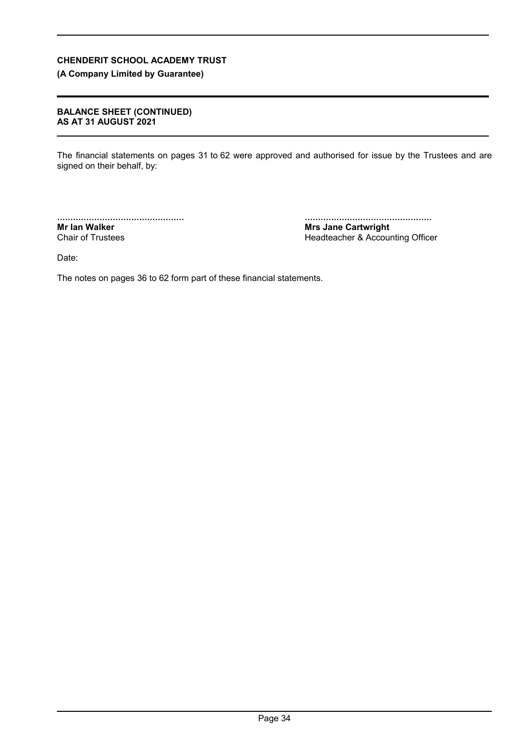**CHENDERIT SCHOOL ACADEMY TRUST**

**(A Company Limited by Guarantee)**

**BALANCE SHEET (CONTINUED)**
**AS AT 31 AUGUST 2021**

The financial statements on pages 31 to 62 were approved and authorised for issue by the Trustees and are signed on their behalf, by:

................................................
**Mr Ian Walker**
Chair of Trustees

................................................
**Mrs Jane Cartwright**
Headteacher & Accounting Officer

Date:

The notes on pages 36 to 62 form part of these financial statements.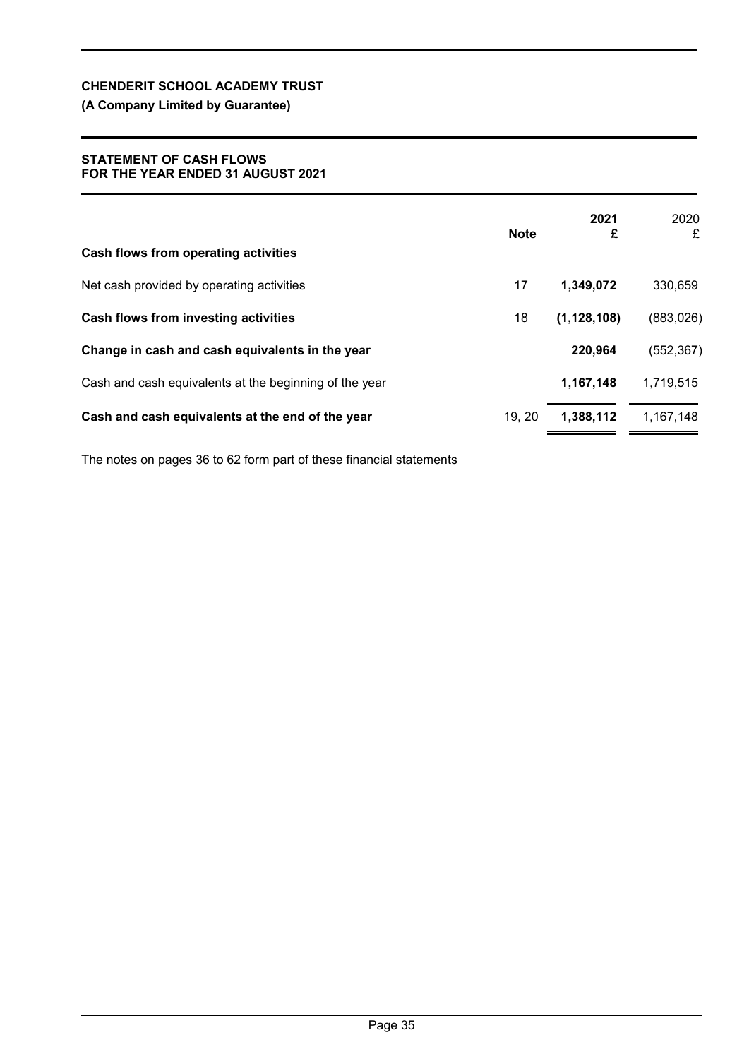**CHENDERIT SCHOOL ACADEMY TRUST**

**(A Company Limited by Guarantee)**

**STATEMENT OF CASH FLOWS**
**FOR THE YEAR ENDED 31 AUGUST 2021**

| | Note | 2021 £ | 2020 £ |
|---|---|---|---|
| **Cash flows from operating activities** | | | |
| Net cash provided by operating activities | 17 | **1,349,072** | 330,659 |
| **Cash flows from investing activities** | 18 | **(1,128,108)** | (883,026) |
| **Change in cash and cash equivalents in the year** | | **220,964** | (552,367) |
| Cash and cash equivalents at the beginning of the year | | **1,167,148** | 1,719,515 |
| **Cash and cash equivalents at the end of the year** | 19, 20 | **1,388,112** | 1,167,148 |

The notes on pages 36 to 62 form part of these financial statements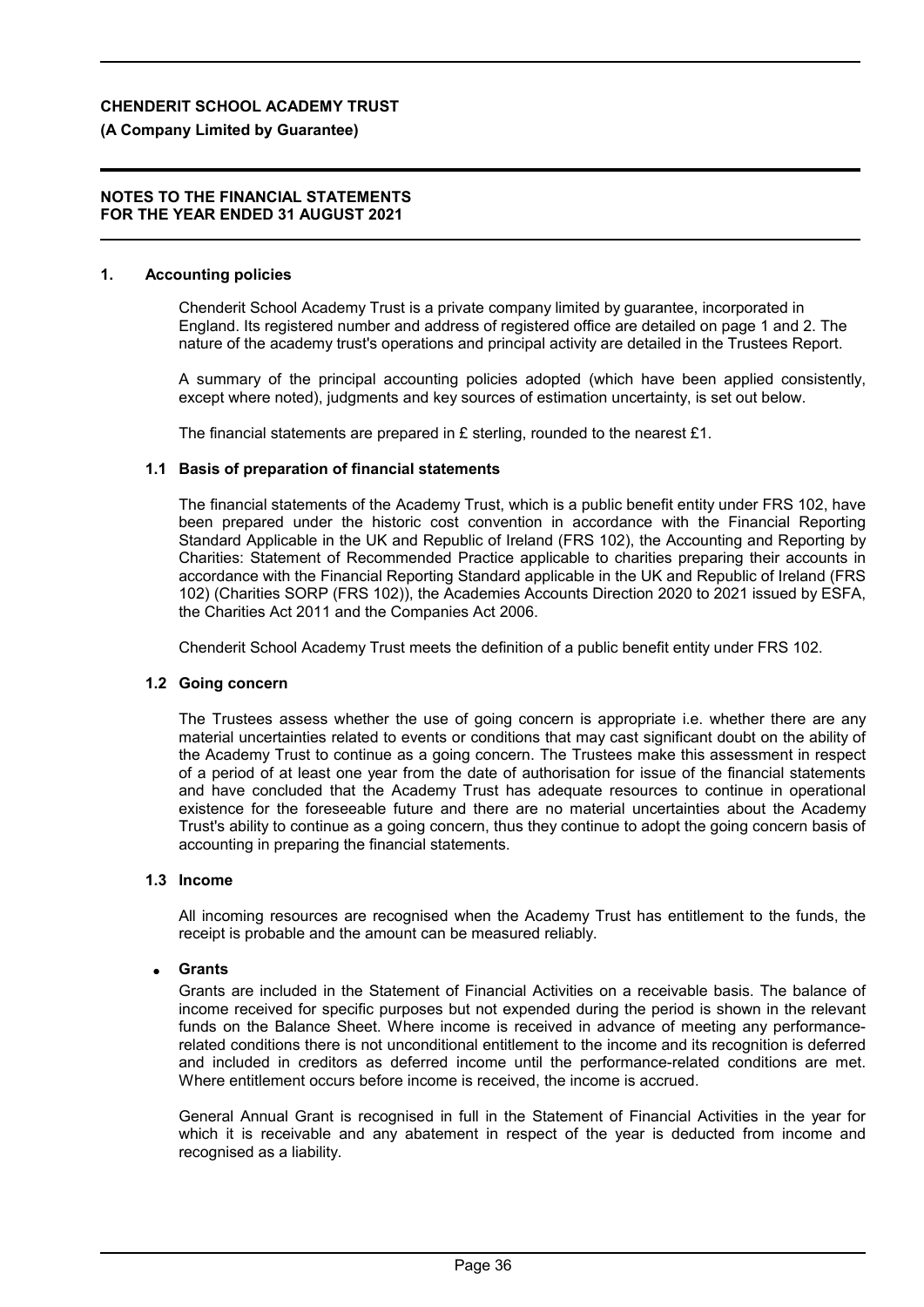**CHENDERIT SCHOOL ACADEMY TRUST**
**(A Company Limited by Guarantee)**

**NOTES TO THE FINANCIAL STATEMENTS**
**FOR THE YEAR ENDED 31 AUGUST 2021**

## 1. Accounting policies

Chenderit School Academy Trust is a private company limited by guarantee, incorporated in England. Its registered number and address of registered office are detailed on page 1 and 2. The nature of the academy trust's operations and principal activity are detailed in the Trustees Report.

A summary of the principal accounting policies adopted (which have been applied consistently, except where noted), judgments and key sources of estimation uncertainty, is set out below.

The financial statements are prepared in £ sterling, rounded to the nearest £1.

### 1.1 Basis of preparation of financial statements

The financial statements of the Academy Trust, which is a public benefit entity under FRS 102, have been prepared under the historic cost convention in accordance with the Financial Reporting Standard Applicable in the UK and Republic of Ireland (FRS 102), the Accounting and Reporting by Charities: Statement of Recommended Practice applicable to charities preparing their accounts in accordance with the Financial Reporting Standard applicable in the UK and Republic of Ireland (FRS 102) (Charities SORP (FRS 102)), the Academies Accounts Direction 2020 to 2021 issued by ESFA, the Charities Act 2011 and the Companies Act 2006.

Chenderit School Academy Trust meets the definition of a public benefit entity under FRS 102.

### 1.2 Going concern

The Trustees assess whether the use of going concern is appropriate i.e. whether there are any material uncertainties related to events or conditions that may cast significant doubt on the ability of the Academy Trust to continue as a going concern. The Trustees make this assessment in respect of a period of at least one year from the date of authorisation for issue of the financial statements and have concluded that the Academy Trust has adequate resources to continue in operational existence for the foreseeable future and there are no material uncertainties about the Academy Trust's ability to continue as a going concern, thus they continue to adopt the going concern basis of accounting in preparing the financial statements.

### 1.3 Income

All incoming resources are recognised when the Academy Trust has entitlement to the funds, the receipt is probable and the amount can be measured reliably.

- **Grants**

Grants are included in the Statement of Financial Activities on a receivable basis. The balance of income received for specific purposes but not expended during the period is shown in the relevant funds on the Balance Sheet. Where income is received in advance of meeting any performance-related conditions there is not unconditional entitlement to the income and its recognition is deferred and included in creditors as deferred income until the performance-related conditions are met. Where entitlement occurs before income is received, the income is accrued.

General Annual Grant is recognised in full in the Statement of Financial Activities in the year for which it is receivable and any abatement in respect of the year is deducted from income and recognised as a liability.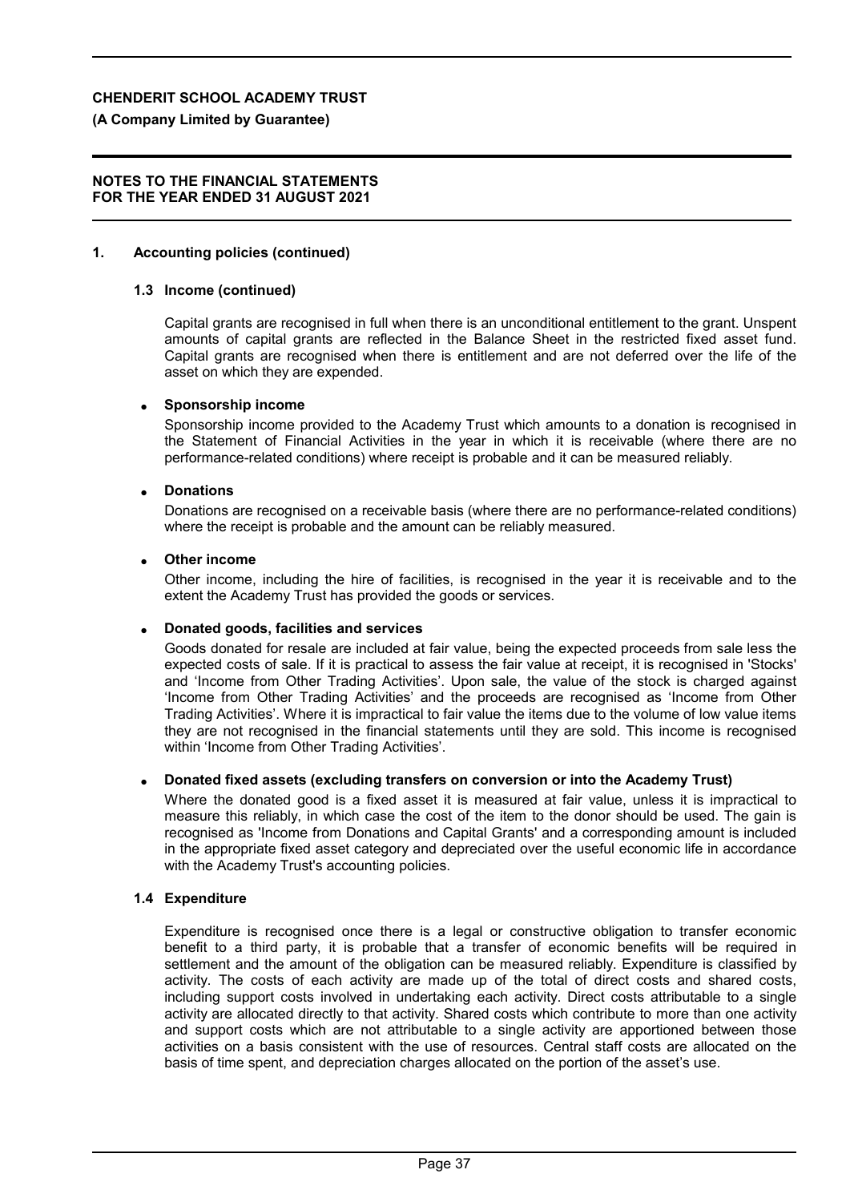## 1. Accounting policies (continued)

### 1.3 Income (continued)

Capital grants are recognised in full when there is an unconditional entitlement to the grant. Unspent amounts of capital grants are reflected in the Balance Sheet in the restricted fixed asset fund. Capital grants are recognised when there is entitlement and are not deferred over the life of the asset on which they are expended.

- **Sponsorship income**

  Sponsorship income provided to the Academy Trust which amounts to a donation is recognised in the Statement of Financial Activities in the year in which it is receivable (where there are no performance-related conditions) where receipt is probable and it can be measured reliably.

- **Donations**

  Donations are recognised on a receivable basis (where there are no performance-related conditions) where the receipt is probable and the amount can be reliably measured.

- **Other income**

  Other income, including the hire of facilities, is recognised in the year it is receivable and to the extent the Academy Trust has provided the goods or services.

- **Donated goods, facilities and services**

  Goods donated for resale are included at fair value, being the expected proceeds from sale less the expected costs of sale. If it is practical to assess the fair value at receipt, it is recognised in 'Stocks' and 'Income from Other Trading Activities'. Upon sale, the value of the stock is charged against 'Income from Other Trading Activities' and the proceeds are recognised as 'Income from Other Trading Activities'. Where it is impractical to fair value the items due to the volume of low value items they are not recognised in the financial statements until they are sold. This income is recognised within 'Income from Other Trading Activities'.

- **Donated fixed assets (excluding transfers on conversion or into the Academy Trust)**

  Where the donated good is a fixed asset it is measured at fair value, unless it is impractical to measure this reliably, in which case the cost of the item to the donor should be used. The gain is recognised as 'Income from Donations and Capital Grants' and a corresponding amount is included in the appropriate fixed asset category and depreciated over the useful economic life in accordance with the Academy Trust's accounting policies.

### 1.4 Expenditure

Expenditure is recognised once there is a legal or constructive obligation to transfer economic benefit to a third party, it is probable that a transfer of economic benefits will be required in settlement and the amount of the obligation can be measured reliably. Expenditure is classified by activity. The costs of each activity are made up of the total of direct costs and shared costs, including support costs involved in undertaking each activity. Direct costs attributable to a single activity are allocated directly to that activity. Shared costs which contribute to more than one activity and support costs which are not attributable to a single activity are apportioned between those activities on a basis consistent with the use of resources. Central staff costs are allocated on the basis of time spent, and depreciation charges allocated on the portion of the asset's use.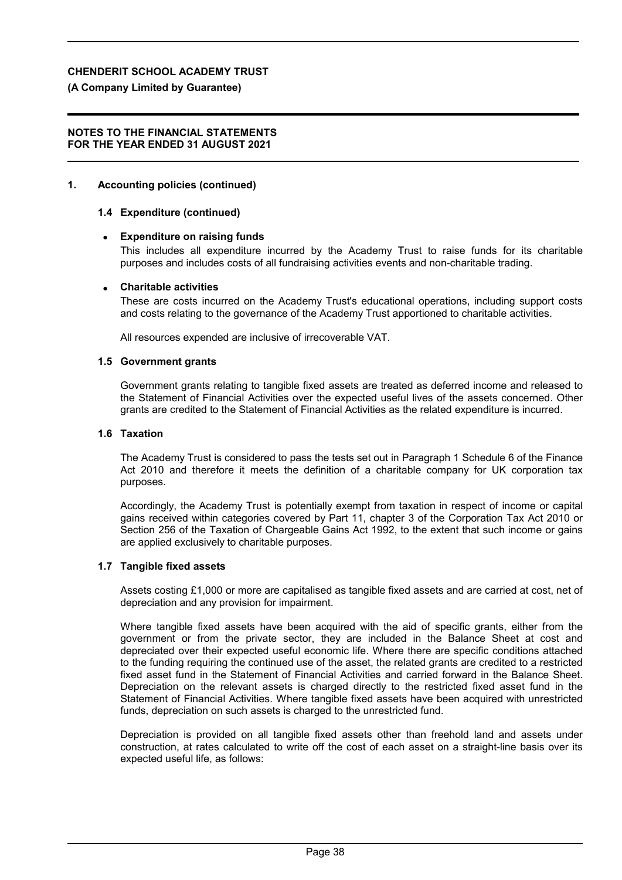## 1. Accounting policies (continued)

### 1.4 Expenditure (continued)

- **Expenditure on raising funds**

  This includes all expenditure incurred by the Academy Trust to raise funds for its charitable purposes and includes costs of all fundraising activities events and non-charitable trading.

- **Charitable activities**

  These are costs incurred on the Academy Trust's educational operations, including support costs and costs relating to the governance of the Academy Trust apportioned to charitable activities.

  All resources expended are inclusive of irrecoverable VAT.

### 1.5 Government grants

Government grants relating to tangible fixed assets are treated as deferred income and released to the Statement of Financial Activities over the expected useful lives of the assets concerned. Other grants are credited to the Statement of Financial Activities as the related expenditure is incurred.

### 1.6 Taxation

The Academy Trust is considered to pass the tests set out in Paragraph 1 Schedule 6 of the Finance Act 2010 and therefore it meets the definition of a charitable company for UK corporation tax purposes.

Accordingly, the Academy Trust is potentially exempt from taxation in respect of income or capital gains received within categories covered by Part 11, chapter 3 of the Corporation Tax Act 2010 or Section 256 of the Taxation of Chargeable Gains Act 1992, to the extent that such income or gains are applied exclusively to charitable purposes.

### 1.7 Tangible fixed assets

Assets costing £1,000 or more are capitalised as tangible fixed assets and are carried at cost, net of depreciation and any provision for impairment.

Where tangible fixed assets have been acquired with the aid of specific grants, either from the government or from the private sector, they are included in the Balance Sheet at cost and depreciated over their expected useful economic life. Where there are specific conditions attached to the funding requiring the continued use of the asset, the related grants are credited to a restricted fixed asset fund in the Statement of Financial Activities and carried forward in the Balance Sheet. Depreciation on the relevant assets is charged directly to the restricted fixed asset fund in the Statement of Financial Activities. Where tangible fixed assets have been acquired with unrestricted funds, depreciation on such assets is charged to the unrestricted fund.

Depreciation is provided on all tangible fixed assets other than freehold land and assets under construction, at rates calculated to write off the cost of each asset on a straight-line basis over its expected useful life, as follows: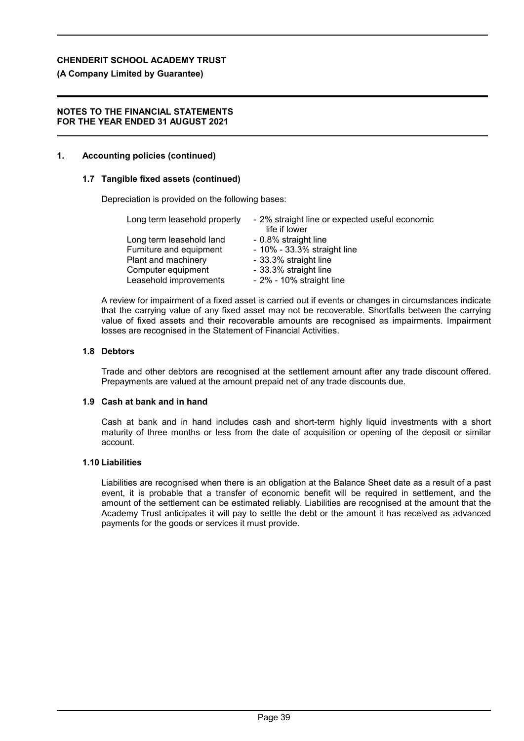**CHENDERIT SCHOOL ACADEMY TRUST**

**(A Company Limited by Guarantee)**

**NOTES TO THE FINANCIAL STATEMENTS FOR THE YEAR ENDED 31 AUGUST 2021**

## 1. Accounting policies (continued)

### 1.7 Tangible fixed assets (continued)

Depreciation is provided on the following bases:

| | |
|---|---|
| Long term leasehold property | - 2% straight line or expected useful economic life if lower |
| Long term leasehold land | - 0.8% straight line |
| Furniture and equipment | - 10% - 33.3% straight line |
| Plant and machinery | - 33.3% straight line |
| Computer equipment | - 33.3% straight line |
| Leasehold improvements | - 2% - 10% straight line |

A review for impairment of a fixed asset is carried out if events or changes in circumstances indicate that the carrying value of any fixed asset may not be recoverable. Shortfalls between the carrying value of fixed assets and their recoverable amounts are recognised as impairments. Impairment losses are recognised in the Statement of Financial Activities.

### 1.8 Debtors

Trade and other debtors are recognised at the settlement amount after any trade discount offered. Prepayments are valued at the amount prepaid net of any trade discounts due.

### 1.9 Cash at bank and in hand

Cash at bank and in hand includes cash and short-term highly liquid investments with a short maturity of three months or less from the date of acquisition or opening of the deposit or similar account.

### 1.10 Liabilities

Liabilities are recognised when there is an obligation at the Balance Sheet date as a result of a past event, it is probable that a transfer of economic benefit will be required in settlement, and the amount of the settlement can be estimated reliably. Liabilities are recognised at the amount that the Academy Trust anticipates it will pay to settle the debt or the amount it has received as advanced payments for the goods or services it must provide.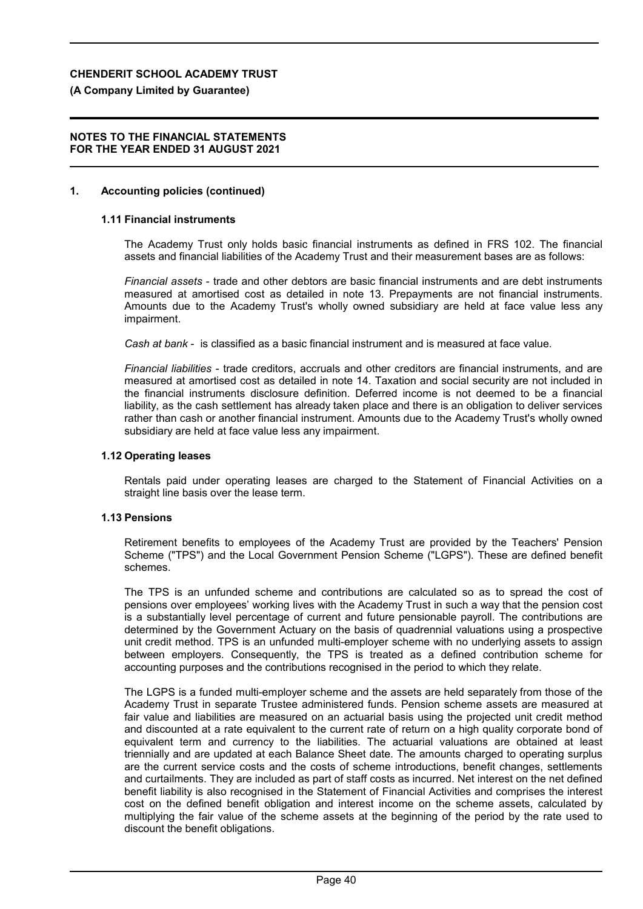## 1. Accounting policies (continued)

### 1.11 Financial instruments

The Academy Trust only holds basic financial instruments as defined in FRS 102. The financial assets and financial liabilities of the Academy Trust and their measurement bases are as follows:

*Financial assets* - trade and other debtors are basic financial instruments and are debt instruments measured at amortised cost as detailed in note 13. Prepayments are not financial instruments. Amounts due to the Academy Trust's wholly owned subsidiary are held at face value less any impairment.

*Cash at bank* - is classified as a basic financial instrument and is measured at face value.

*Financial liabilities* - trade creditors, accruals and other creditors are financial instruments, and are measured at amortised cost as detailed in note 14. Taxation and social security are not included in the financial instruments disclosure definition. Deferred income is not deemed to be a financial liability, as the cash settlement has already taken place and there is an obligation to deliver services rather than cash or another financial instrument. Amounts due to the Academy Trust's wholly owned subsidiary are held at face value less any impairment.

### 1.12 Operating leases

Rentals paid under operating leases are charged to the Statement of Financial Activities on a straight line basis over the lease term.

### 1.13 Pensions

Retirement benefits to employees of the Academy Trust are provided by the Teachers' Pension Scheme ("TPS") and the Local Government Pension Scheme ("LGPS"). These are defined benefit schemes.

The TPS is an unfunded scheme and contributions are calculated so as to spread the cost of pensions over employees' working lives with the Academy Trust in such a way that the pension cost is a substantially level percentage of current and future pensionable payroll. The contributions are determined by the Government Actuary on the basis of quadrennial valuations using a prospective unit credit method. TPS is an unfunded multi-employer scheme with no underlying assets to assign between employers. Consequently, the TPS is treated as a defined contribution scheme for accounting purposes and the contributions recognised in the period to which they relate.

The LGPS is a funded multi-employer scheme and the assets are held separately from those of the Academy Trust in separate Trustee administered funds. Pension scheme assets are measured at fair value and liabilities are measured on an actuarial basis using the projected unit credit method and discounted at a rate equivalent to the current rate of return on a high quality corporate bond of equivalent term and currency to the liabilities. The actuarial valuations are obtained at least triennially and are updated at each Balance Sheet date. The amounts charged to operating surplus are the current service costs and the costs of scheme introductions, benefit changes, settlements and curtailments. They are included as part of staff costs as incurred. Net interest on the net defined benefit liability is also recognised in the Statement of Financial Activities and comprises the interest cost on the defined benefit obligation and interest income on the scheme assets, calculated by multiplying the fair value of the scheme assets at the beginning of the period by the rate used to discount the benefit obligations.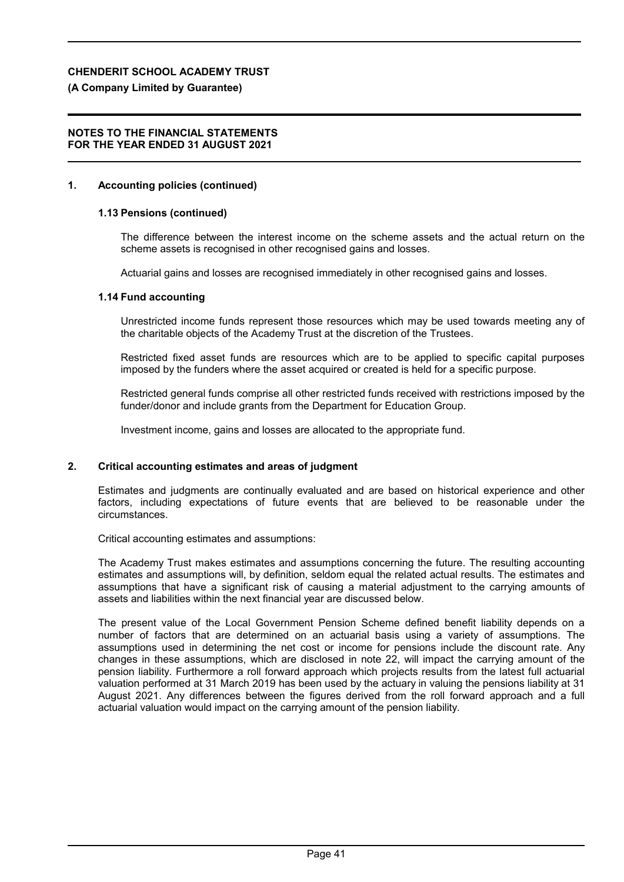## 1. Accounting policies (continued)

### 1.13 Pensions (continued)

The difference between the interest income on the scheme assets and the actual return on the scheme assets is recognised in other recognised gains and losses.

Actuarial gains and losses are recognised immediately in other recognised gains and losses.

### 1.14 Fund accounting

Unrestricted income funds represent those resources which may be used towards meeting any of the charitable objects of the Academy Trust at the discretion of the Trustees.

Restricted fixed asset funds are resources which are to be applied to specific capital purposes imposed by the funders where the asset acquired or created is held for a specific purpose.

Restricted general funds comprise all other restricted funds received with restrictions imposed by the funder/donor and include grants from the Department for Education Group.

Investment income, gains and losses are allocated to the appropriate fund.

## 2. Critical accounting estimates and areas of judgment

Estimates and judgments are continually evaluated and are based on historical experience and other factors, including expectations of future events that are believed to be reasonable under the circumstances.

Critical accounting estimates and assumptions:

The Academy Trust makes estimates and assumptions concerning the future. The resulting accounting estimates and assumptions will, by definition, seldom equal the related actual results. The estimates and assumptions that have a significant risk of causing a material adjustment to the carrying amounts of assets and liabilities within the next financial year are discussed below.

The present value of the Local Government Pension Scheme defined benefit liability depends on a number of factors that are determined on an actuarial basis using a variety of assumptions. The assumptions used in determining the net cost or income for pensions include the discount rate. Any changes in these assumptions, which are disclosed in note 22, will impact the carrying amount of the pension liability. Furthermore a roll forward approach which projects results from the latest full actuarial valuation performed at 31 March 2019 has been used by the actuary in valuing the pensions liability at 31 August 2021. Any differences between the figures derived from the roll forward approach and a full actuarial valuation would impact on the carrying amount of the pension liability.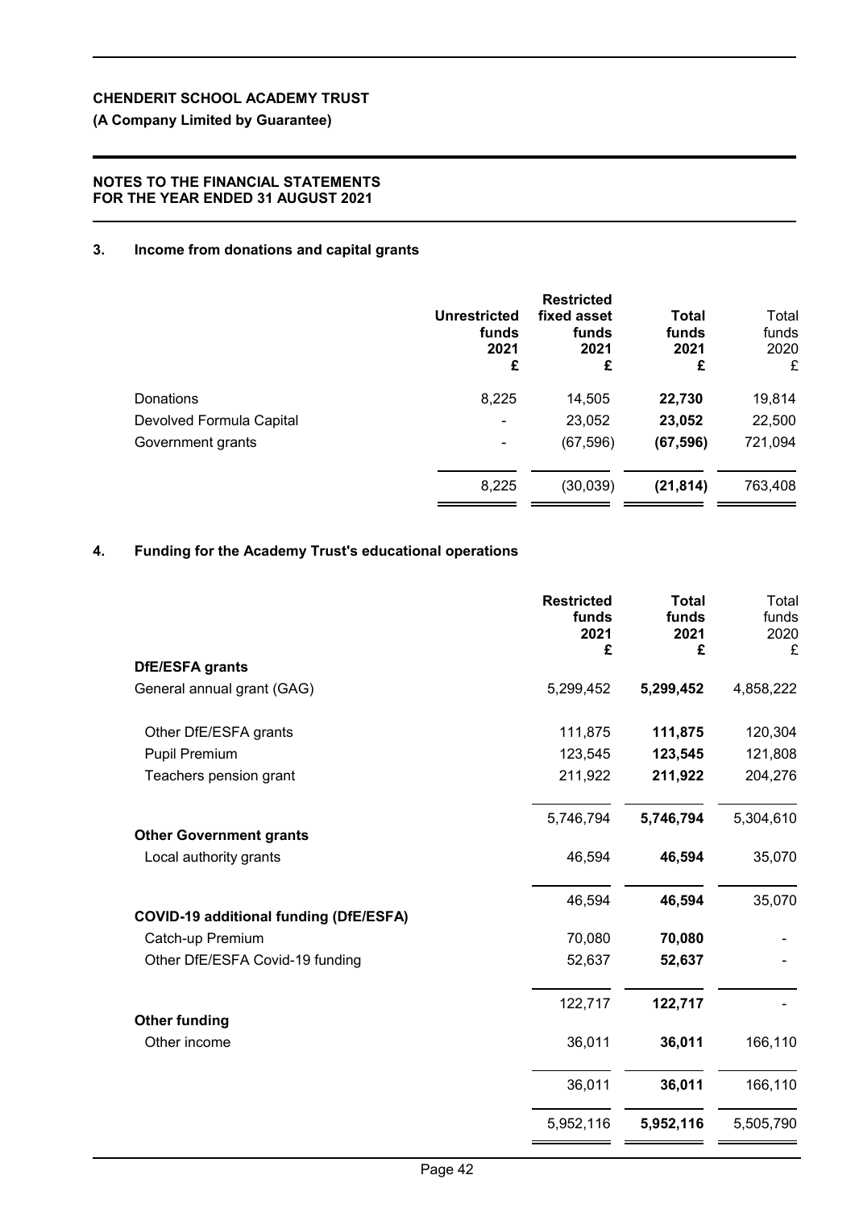# CHENDERIT SCHOOL ACADEMY TRUST

**(A Company Limited by Guarantee)**

**NOTES TO THE FINANCIAL STATEMENTS**
**FOR THE YEAR ENDED 31 AUGUST 2021**

## 3. Income from donations and capital grants

| | Unrestricted funds 2021 £ | Restricted fixed asset funds 2021 £ | Total funds 2021 £ | Total funds 2020 £ |
|---|---|---|---|---|
| Donations | 8,225 | 14,505 | **22,730** | 19,814 |
| Devolved Formula Capital | - | 23,052 | **23,052** | 22,500 |
| Government grants | - | (67,596) | **(67,596)** | 721,094 |
| | 8,225 | (30,039) | **(21,814)** | 763,408 |

## 4. Funding for the Academy Trust's educational operations

| | Restricted funds 2021 £ | Total funds 2021 £ | Total funds 2020 £ |
|---|---|---|---|
| **DfE/ESFA grants** | | | |
| General annual grant (GAG) | 5,299,452 | **5,299,452** | 4,858,222 |
| Other DfE/ESFA grants | 111,875 | **111,875** | 120,304 |
| Pupil Premium | 123,545 | **123,545** | 121,808 |
| Teachers pension grant | 211,922 | **211,922** | 204,276 |
| | 5,746,794 | **5,746,794** | 5,304,610 |
| **Other Government grants** | | | |
| Local authority grants | 46,594 | **46,594** | 35,070 |
| | 46,594 | **46,594** | 35,070 |
| **COVID-19 additional funding (DfE/ESFA)** | | | |
| Catch-up Premium | 70,080 | **70,080** | - |
| Other DfE/ESFA Covid-19 funding | 52,637 | **52,637** | - |
| | 122,717 | **122,717** | - |
| **Other funding** | | | |
| Other income | 36,011 | **36,011** | 166,110 |
| | 36,011 | **36,011** | 166,110 |
| | 5,952,116 | **5,952,116** | 5,505,790 |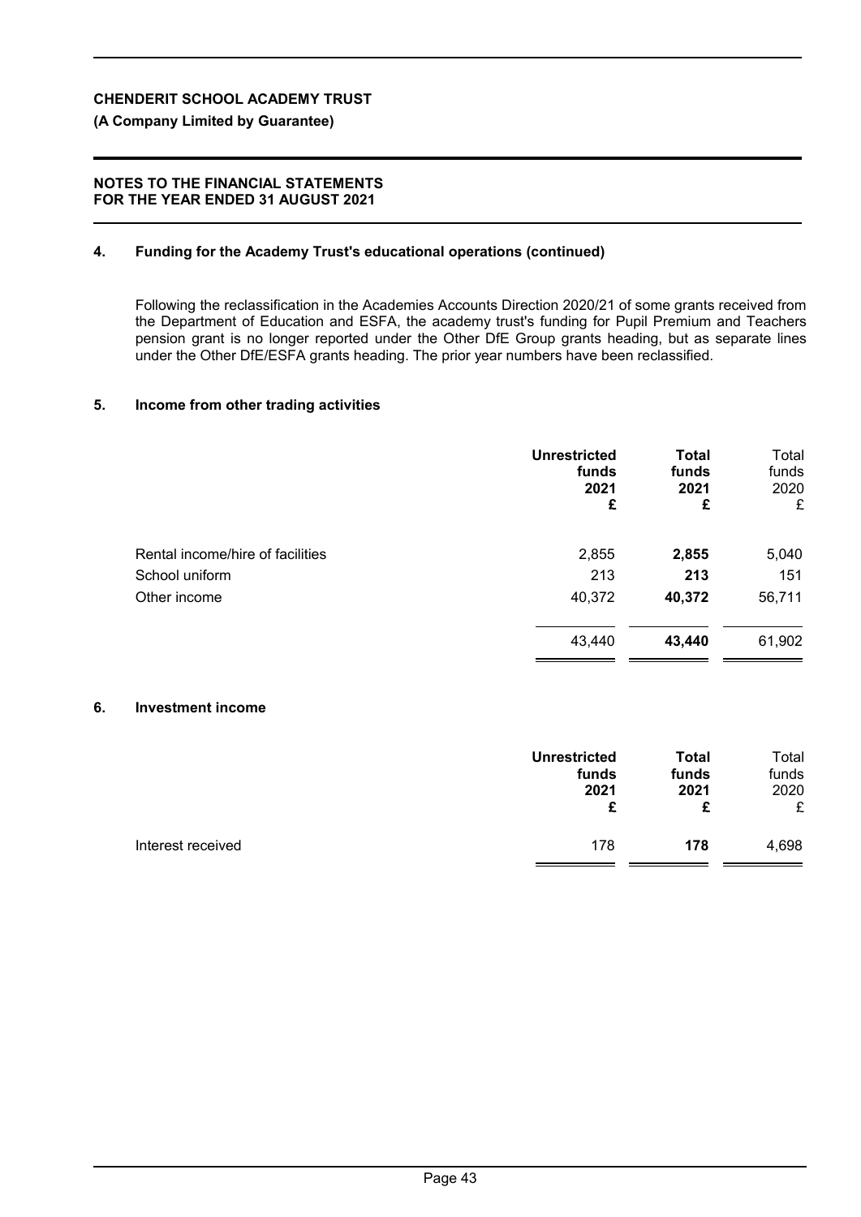## 4. Funding for the Academy Trust's educational operations (continued)

Following the reclassification in the Academies Accounts Direction 2020/21 of some grants received from the Department of Education and ESFA, the academy trust's funding for Pupil Premium and Teachers pension grant is no longer reported under the Other DfE Group grants heading, but as separate lines under the Other DfE/ESFA grants heading. The prior year numbers have been reclassified.

## 5. Income from other trading activities

| | **Unrestricted funds 2021 £** | **Total funds 2021 £** | Total funds 2020 £ |
|---|---|---|---|
| Rental income/hire of facilities | 2,855 | **2,855** | 5,040 |
| School uniform | 213 | **213** | 151 |
| Other income | 40,372 | **40,372** | 56,711 |
| | 43,440 | **43,440** | 61,902 |

## 6. Investment income

| | **Unrestricted funds 2021 £** | **Total funds 2021 £** | Total funds 2020 £ |
|---|---|---|---|
| Interest received | 178 | **178** | 4,698 |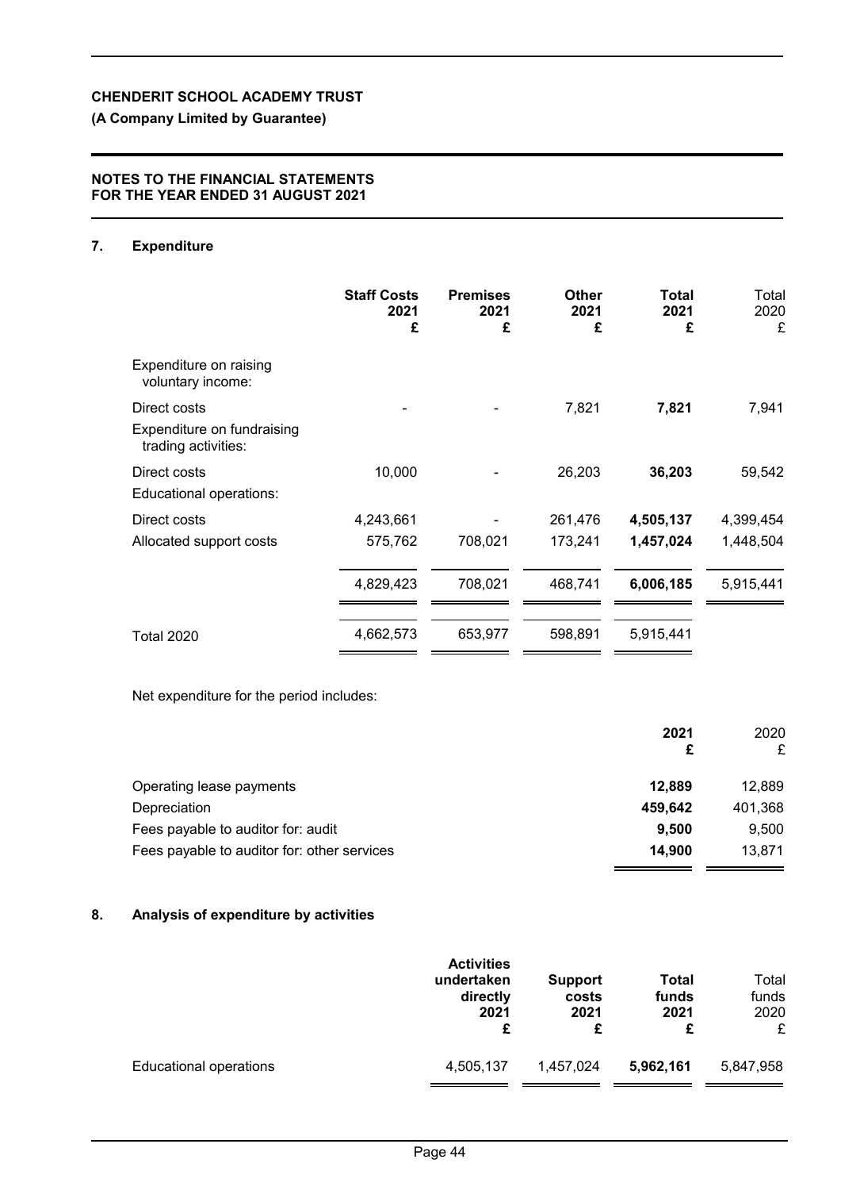**CHENDERIT SCHOOL ACADEMY TRUST**

**(A Company Limited by Guarantee)**

**NOTES TO THE FINANCIAL STATEMENTS FOR THE YEAR ENDED 31 AUGUST 2021**

## 7. Expenditure

| | **Staff Costs 2021 £** | **Premises 2021 £** | **Other 2021 £** | **Total 2021 £** | Total 2020 £ |
|---|---|---|---|---|---|
| Expenditure on raising voluntary income: | | | | | |
| Direct costs | - | - | 7,821 | **7,821** | 7,941 |
| Expenditure on fundraising trading activities: | | | | | |
| Direct costs | 10,000 | - | 26,203 | **36,203** | 59,542 |
| Educational operations: | | | | | |
| Direct costs | 4,243,661 | - | 261,476 | **4,505,137** | 4,399,454 |
| Allocated support costs | 575,762 | 708,021 | 173,241 | **1,457,024** | 1,448,504 |
| | 4,829,423 | 708,021 | 468,741 | **6,006,185** | 5,915,441 |
| Total 2020 | 4,662,573 | 653,977 | 598,891 | 5,915,441 | |

Net expenditure for the period includes:

| | **2021 £** | 2020 £ |
|---|---|---|
| Operating lease payments | **12,889** | 12,889 |
| Depreciation | **459,642** | 401,368 |
| Fees payable to auditor for: audit | **9,500** | 9,500 |
| Fees payable to auditor for: other services | **14,900** | 13,871 |

## 8. Analysis of expenditure by activities

| | **Activities undertaken directly 2021 £** | **Support costs 2021 £** | **Total funds 2021 £** | Total funds 2020 £ |
|---|---|---|---|---|
| Educational operations | 4,505,137 | 1,457,024 | **5,962,161** | 5,847,958 |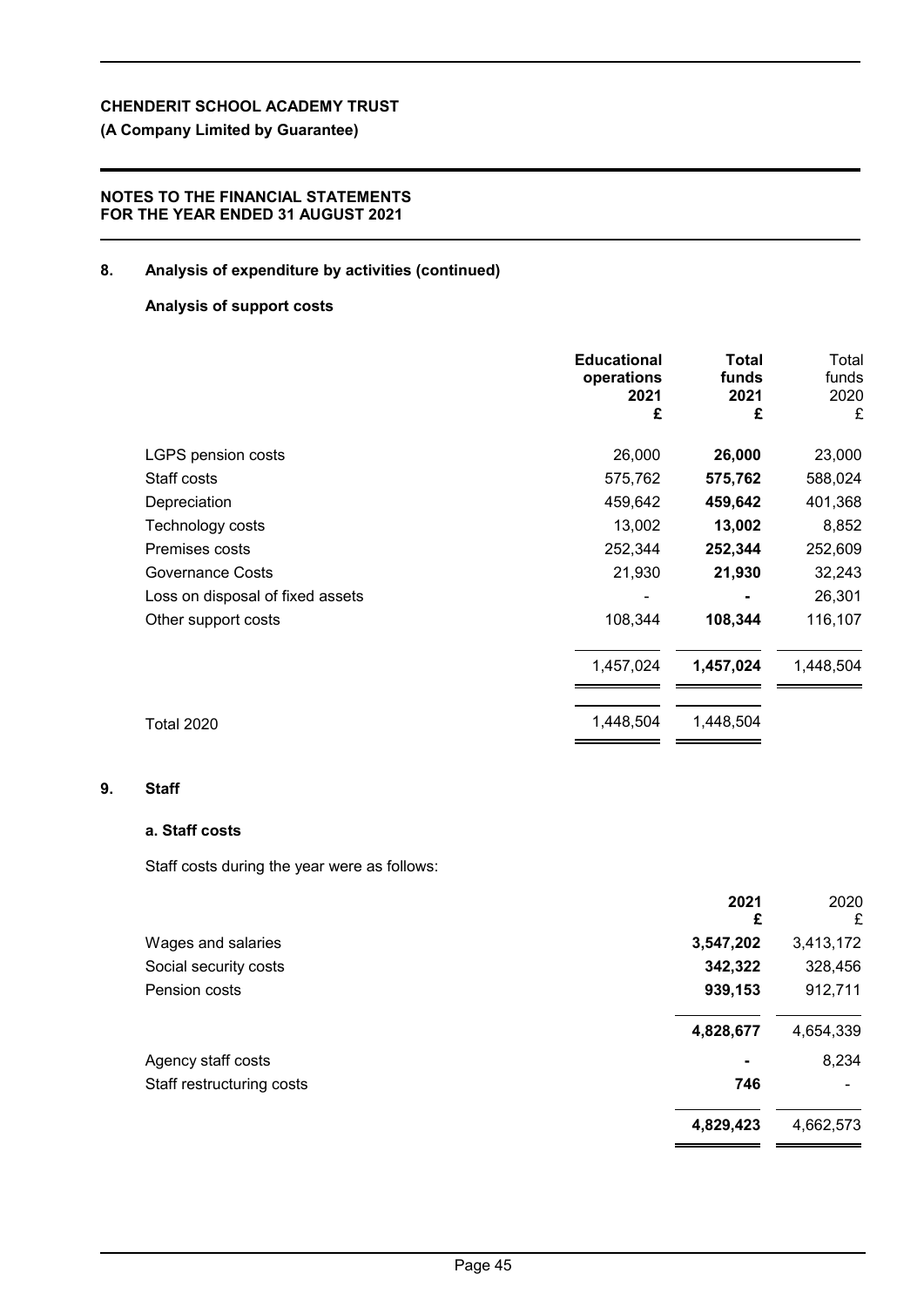**CHENDERIT SCHOOL ACADEMY TRUST**

**(A Company Limited by Guarantee)**

**NOTES TO THE FINANCIAL STATEMENTS FOR THE YEAR ENDED 31 AUGUST 2021**

## 8. Analysis of expenditure by activities (continued)

### Analysis of support costs

| | Educational operations 2021 £ | Total funds 2021 £ | Total funds 2020 £ |
|---|---|---|---|
| LGPS pension costs | 26,000 | **26,000** | 23,000 |
| Staff costs | 575,762 | **575,762** | 588,024 |
| Depreciation | 459,642 | **459,642** | 401,368 |
| Technology costs | 13,002 | **13,002** | 8,852 |
| Premises costs | 252,344 | **252,344** | 252,609 |
| Governance Costs | 21,930 | **21,930** | 32,243 |
| Loss on disposal of fixed assets | - | **-** | 26,301 |
| Other support costs | 108,344 | **108,344** | 116,107 |
| | 1,457,024 | **1,457,024** | 1,448,504 |
| Total 2020 | 1,448,504 | 1,448,504 | |

## 9. Staff

### a. Staff costs

Staff costs during the year were as follows:

| | 2021 £ | 2020 £ |
|---|---|---|
| Wages and salaries | **3,547,202** | 3,413,172 |
| Social security costs | **342,322** | 328,456 |
| Pension costs | **939,153** | 912,711 |
| | **4,828,677** | 4,654,339 |
| Agency staff costs | **-** | 8,234 |
| Staff restructuring costs | **746** | - |
| | **4,829,423** | 4,662,573 |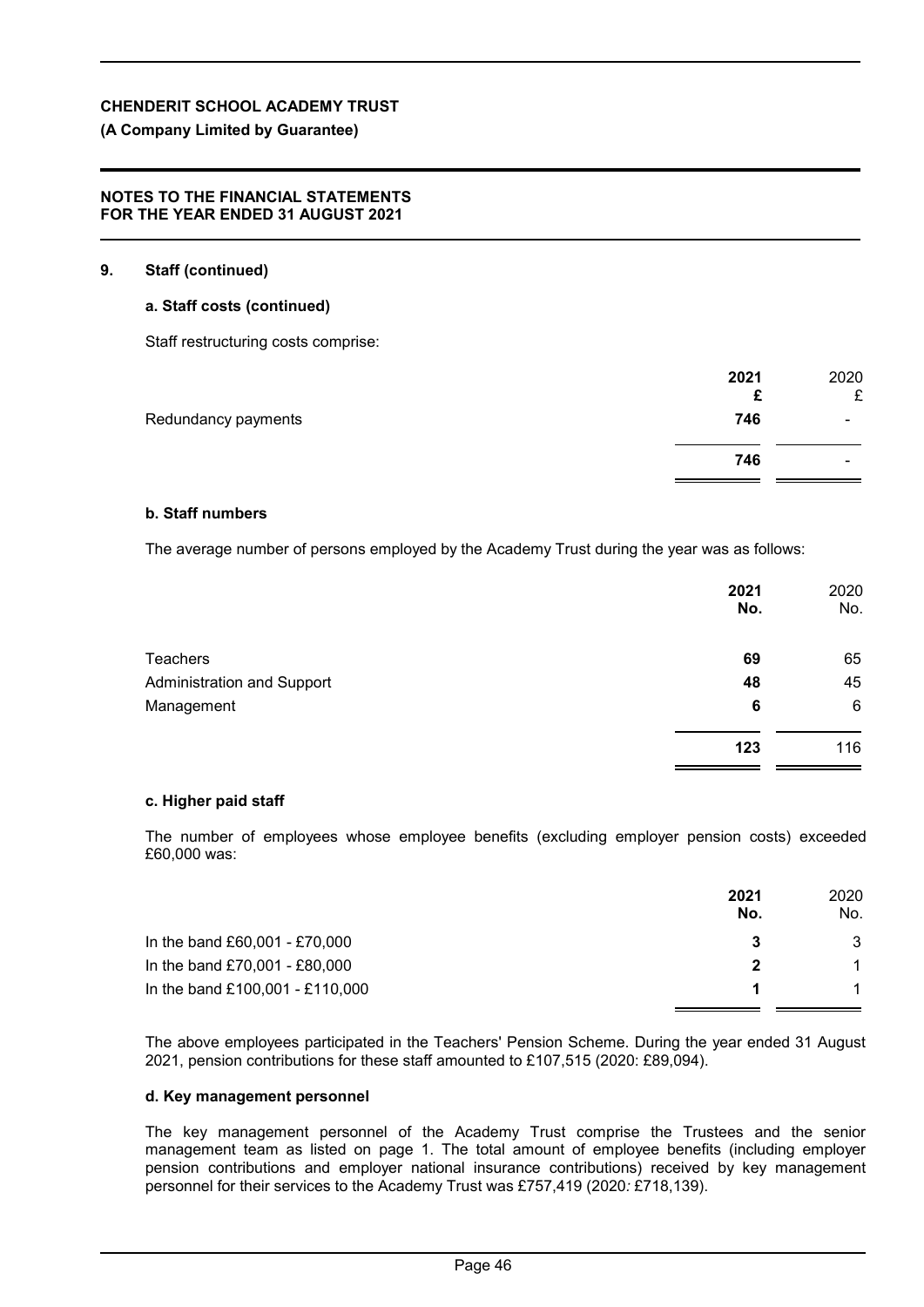## 9. Staff (continued)

### a. Staff costs (continued)

Staff restructuring costs comprise:

| | 2021 £ | 2020 £ |
|---|---|---|
| Redundancy payments | 746 | - |
| | 746 | - |

### b. Staff numbers

The average number of persons employed by the Academy Trust during the year was as follows:

| | 2021 No. | 2020 No. |
|---|---|---|
| Teachers | 69 | 65 |
| Administration and Support | 48 | 45 |
| Management | 6 | 6 |
| | 123 | 116 |

### c. Higher paid staff

The number of employees whose employee benefits (excluding employer pension costs) exceeded £60,000 was:

| | 2021 No. | 2020 No. |
|---|---|---|
| In the band £60,001 - £70,000 | 3 | 3 |
| In the band £70,001 - £80,000 | 2 | 1 |
| In the band £100,001 - £110,000 | 1 | 1 |

The above employees participated in the Teachers' Pension Scheme. During the year ended 31 August 2021, pension contributions for these staff amounted to £107,515 (2020: £89,094).

### d. Key management personnel

The key management personnel of the Academy Trust comprise the Trustees and the senior management team as listed on page 1. The total amount of employee benefits (including employer pension contributions and employer national insurance contributions) received by key management personnel for their services to the Academy Trust was £757,419 (2020: £718,139).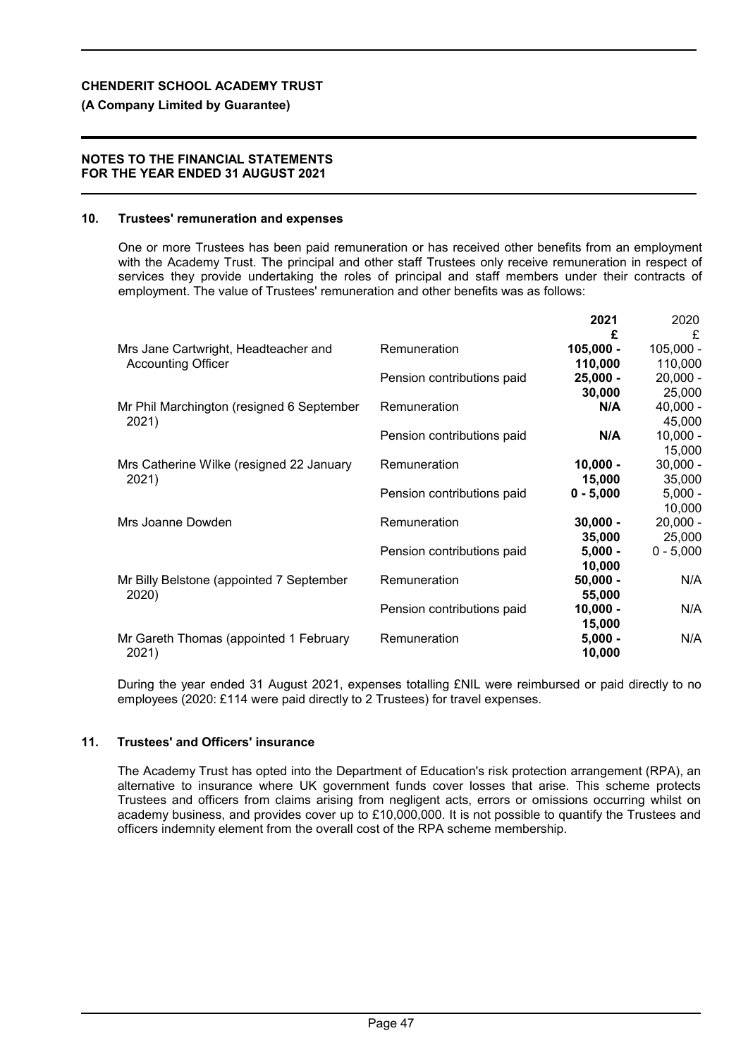**CHENDERIT SCHOOL ACADEMY TRUST**

**(A Company Limited by Guarantee)**

**NOTES TO THE FINANCIAL STATEMENTS**
**FOR THE YEAR ENDED 31 AUGUST 2021**

## 10. Trustees' remuneration and expenses

One or more Trustees has been paid remuneration or has received other benefits from an employment with the Academy Trust. The principal and other staff Trustees only receive remuneration in respect of services they provide undertaking the roles of principal and staff members under their contracts of employment. The value of Trustees' remuneration and other benefits was as follows:

| | | **2021** | 2020 |
|---|---|---|---|
| | | **£** | £ |
| Mrs Jane Cartwright, Headteacher and Accounting Officer | Remuneration | **105,000 - 110,000** | 105,000 - 110,000 |
| | Pension contributions paid | **25,000 - 30,000** | 20,000 - 25,000 |
| Mr Phil Marchington (resigned 6 September 2021) | Remuneration | **N/A** | 40,000 - 45,000 |
| | Pension contributions paid | **N/A** | 10,000 - 15,000 |
| Mrs Catherine Wilke (resigned 22 January 2021) | Remuneration | **10,000 - 15,000** | 30,000 - 35,000 |
| | Pension contributions paid | **0 - 5,000** | 5,000 - 10,000 |
| Mrs Joanne Dowden | Remuneration | **30,000 - 35,000** | 20,000 - 25,000 |
| | Pension contributions paid | **5,000 - 10,000** | 0 - 5,000 |
| Mr Billy Belstone (appointed 7 September 2020) | Remuneration | **50,000 - 55,000** | N/A |
| | Pension contributions paid | **10,000 - 15,000** | N/A |
| Mr Gareth Thomas (appointed 1 February 2021) | Remuneration | **5,000 - 10,000** | N/A |

During the year ended 31 August 2021, expenses totalling £NIL were reimbursed or paid directly to no employees (2020: £114 were paid directly to 2 Trustees) for travel expenses.

## 11. Trustees' and Officers' insurance

The Academy Trust has opted into the Department of Education's risk protection arrangement (RPA), an alternative to insurance where UK government funds cover losses that arise. This scheme protects Trustees and officers from claims arising from negligent acts, errors or omissions occurring whilst on academy business, and provides cover up to £10,000,000. It is not possible to quantify the Trustees and officers indemnity element from the overall cost of the RPA scheme membership.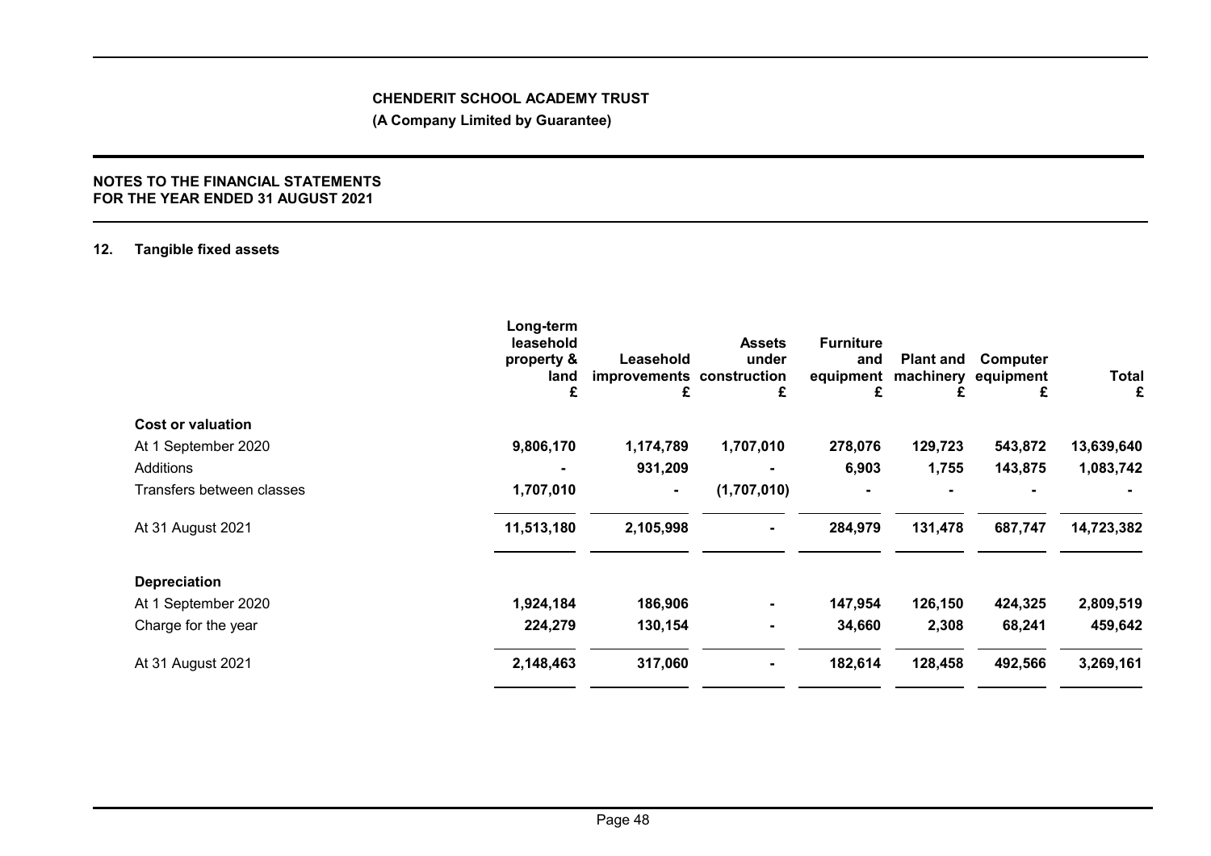## 12. Tangible fixed assets

| | Long-term leasehold property & land £ | Leasehold improvements £ | Assets under construction £ | Furniture and equipment £ | Plant and machinery £ | Computer equipment £ | Total £ |
|---|---|---|---|---|---|---|---|
| **Cost or valuation** | | | | | | | |
| At 1 September 2020 | **9,806,170** | **1,174,789** | **1,707,010** | **278,076** | **129,723** | **543,872** | **13,639,640** |
| Additions | **-** | **931,209** | **-** | **6,903** | **1,755** | **143,875** | **1,083,742** |
| Transfers between classes | **1,707,010** | **-** | **(1,707,010)** | **-** | **-** | **-** | **-** |
| At 31 August 2021 | **11,513,180** | **2,105,998** | **-** | **284,979** | **131,478** | **687,747** | **14,723,382** |
| **Depreciation** | | | | | | | |
| At 1 September 2020 | **1,924,184** | **186,906** | **-** | **147,954** | **126,150** | **424,325** | **2,809,519** |
| Charge for the year | **224,279** | **130,154** | **-** | **34,660** | **2,308** | **68,241** | **459,642** |
| At 31 August 2021 | **2,148,463** | **317,060** | **-** | **182,614** | **128,458** | **492,566** | **3,269,161** |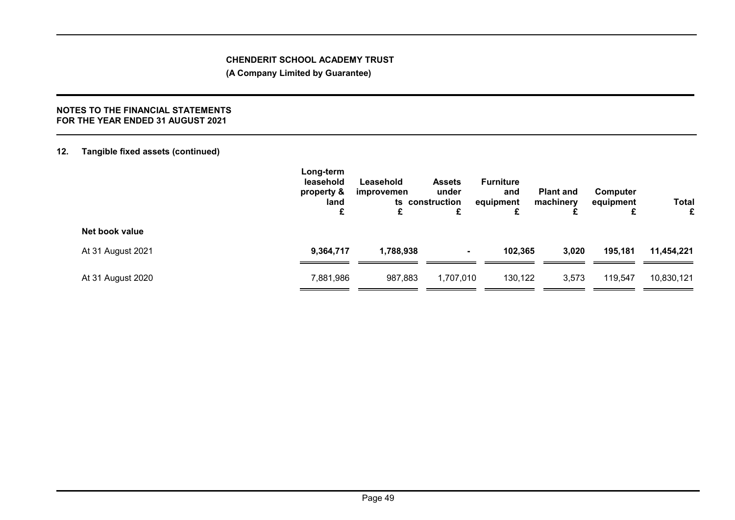**CHENDERIT SCHOOL ACADEMY TRUST**

**(A Company Limited by Guarantee)**

**NOTES TO THE FINANCIAL STATEMENTS**
**FOR THE YEAR ENDED 31 AUGUST 2021**

## 12. Tangible fixed assets (continued)

| | Long-term leasehold property & land £ | Leasehold improvements £ | Assets under construction £ | Furniture and equipment £ | Plant and machinery £ | Computer equipment £ | Total £ |
|---|---|---|---|---|---|---|---|
| **Net book value** | | | | | | | |
| At 31 August 2021 | **9,364,717** | **1,788,938** | **-** | **102,365** | **3,020** | **195,181** | **11,454,221** |
| At 31 August 2020 | 7,881,986 | 987,883 | 1,707,010 | 130,122 | 3,573 | 119,547 | 10,830,121 |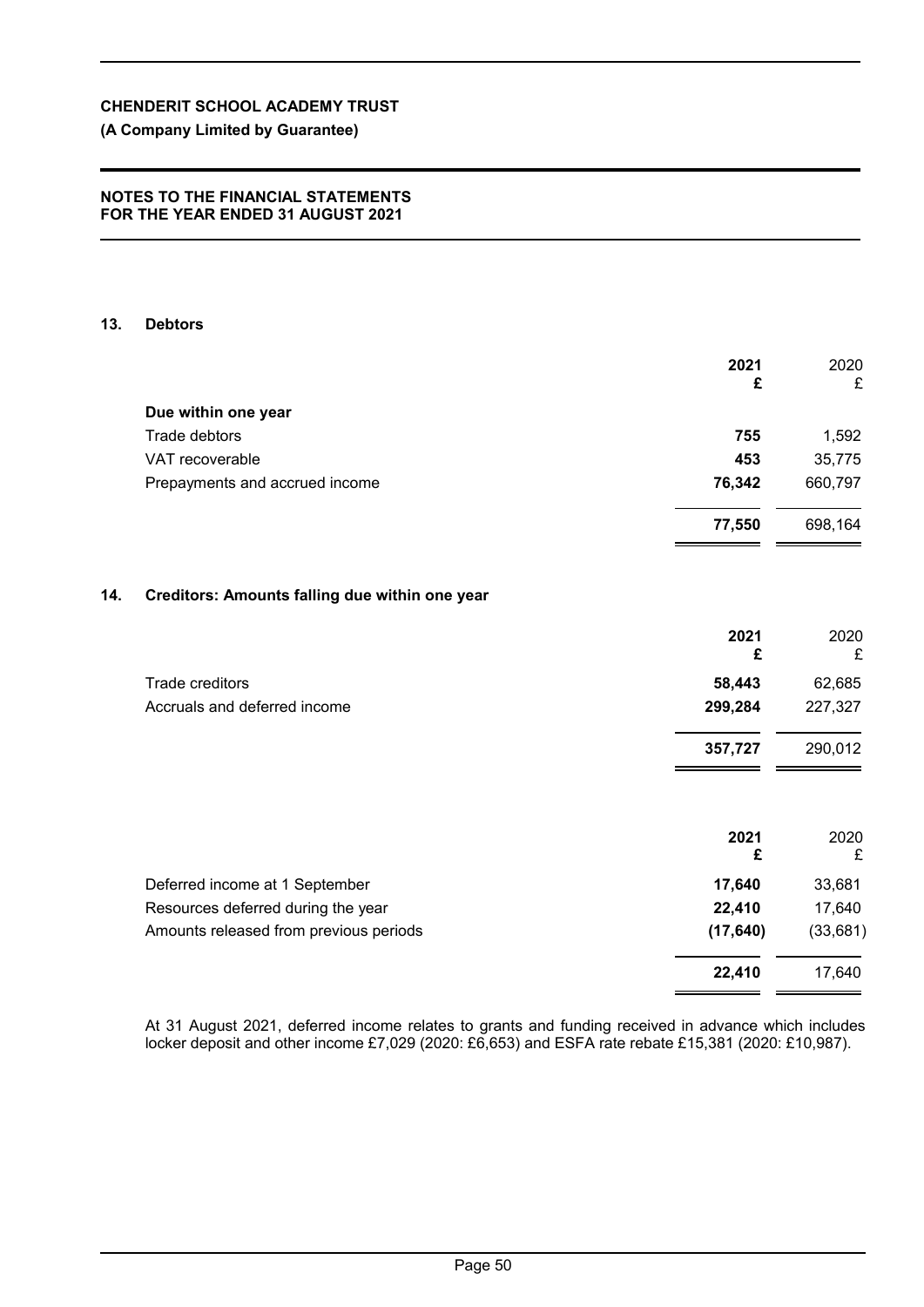## 13. Debtors

| | 2021<br>£ | 2020<br>£ |
|---|---|---|
| **Due within one year** | | |
| Trade debtors | **755** | 1,592 |
| VAT recoverable | **453** | 35,775 |
| Prepayments and accrued income | **76,342** | 660,797 |
| | **77,550** | 698,164 |

## 14. Creditors: Amounts falling due within one year

| | 2021<br>£ | 2020<br>£ |
|---|---|---|
| Trade creditors | **58,443** | 62,685 |
| Accruals and deferred income | **299,284** | 227,327 |
| | **357,727** | 290,012 |

| | 2021<br>£ | 2020<br>£ |
|---|---|---|
| Deferred income at 1 September | **17,640** | 33,681 |
| Resources deferred during the year | **22,410** | 17,640 |
| Amounts released from previous periods | **(17,640)** | (33,681) |
| | **22,410** | 17,640 |

At 31 August 2021, deferred income relates to grants and funding received in advance which includes locker deposit and other income £7,029 (2020: £6,653) and ESFA rate rebate £15,381 (2020: £10,987).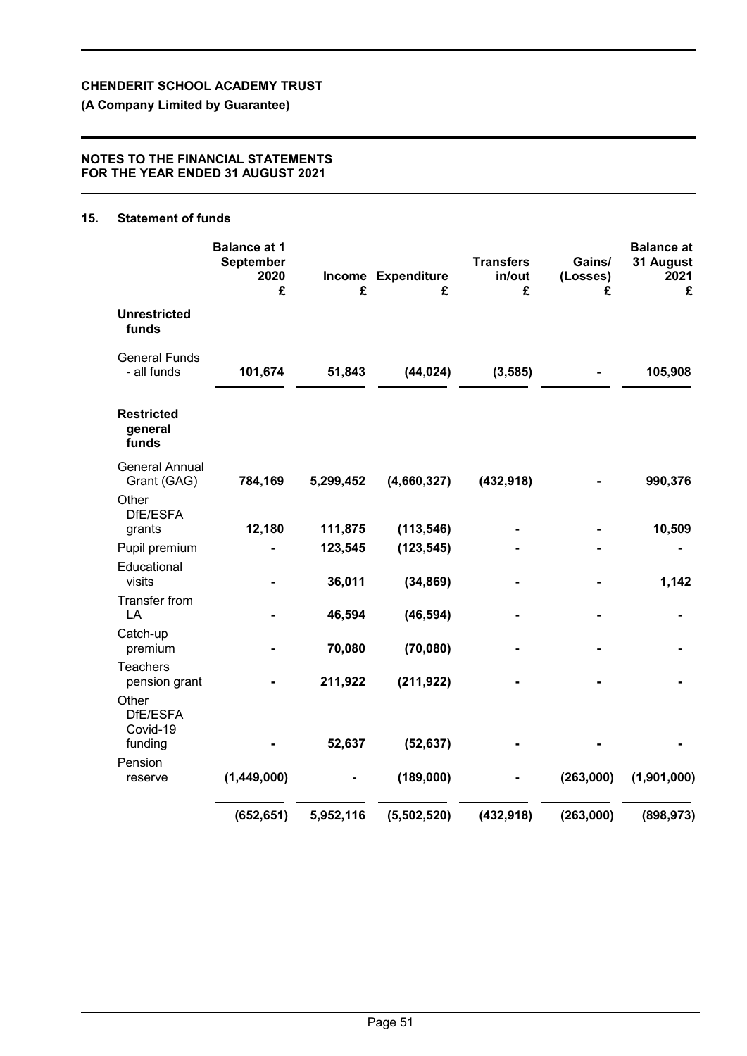## 15. Statement of funds

| | Balance at 1 September 2020 £ | Income £ | Expenditure £ | Transfers in/out £ | Gains/ (Losses) £ | Balance at 31 August 2021 £ |
|---|---|---|---|---|---|---|
| **Unrestricted funds** | | | | | | |
| General Funds - all funds | **101,674** | **51,843** | **(44,024)** | **(3,585)** | **-** | **105,908** |
| **Restricted general funds** | | | | | | |
| General Annual Grant (GAG) | **784,169** | **5,299,452** | **(4,660,327)** | **(432,918)** | **-** | **990,376** |
| Other DfE/ESFA grants | **12,180** | **111,875** | **(113,546)** | **-** | **-** | **10,509** |
| Pupil premium | **-** | **123,545** | **(123,545)** | **-** | **-** | **-** |
| Educational visits | **-** | **36,011** | **(34,869)** | **-** | **-** | **1,142** |
| Transfer from LA | **-** | **46,594** | **(46,594)** | **-** | **-** | **-** |
| Catch-up premium | **-** | **70,080** | **(70,080)** | **-** | **-** | **-** |
| Teachers pension grant | **-** | **211,922** | **(211,922)** | **-** | **-** | **-** |
| Other DfE/ESFA Covid-19 funding | **-** | **52,637** | **(52,637)** | **-** | **-** | **-** |
| Pension reserve | **(1,449,000)** | **-** | **(189,000)** | **-** | **(263,000)** | **(1,901,000)** |
| | **(652,651)** | **5,952,116** | **(5,502,520)** | **(432,918)** | **(263,000)** | **(898,973)** |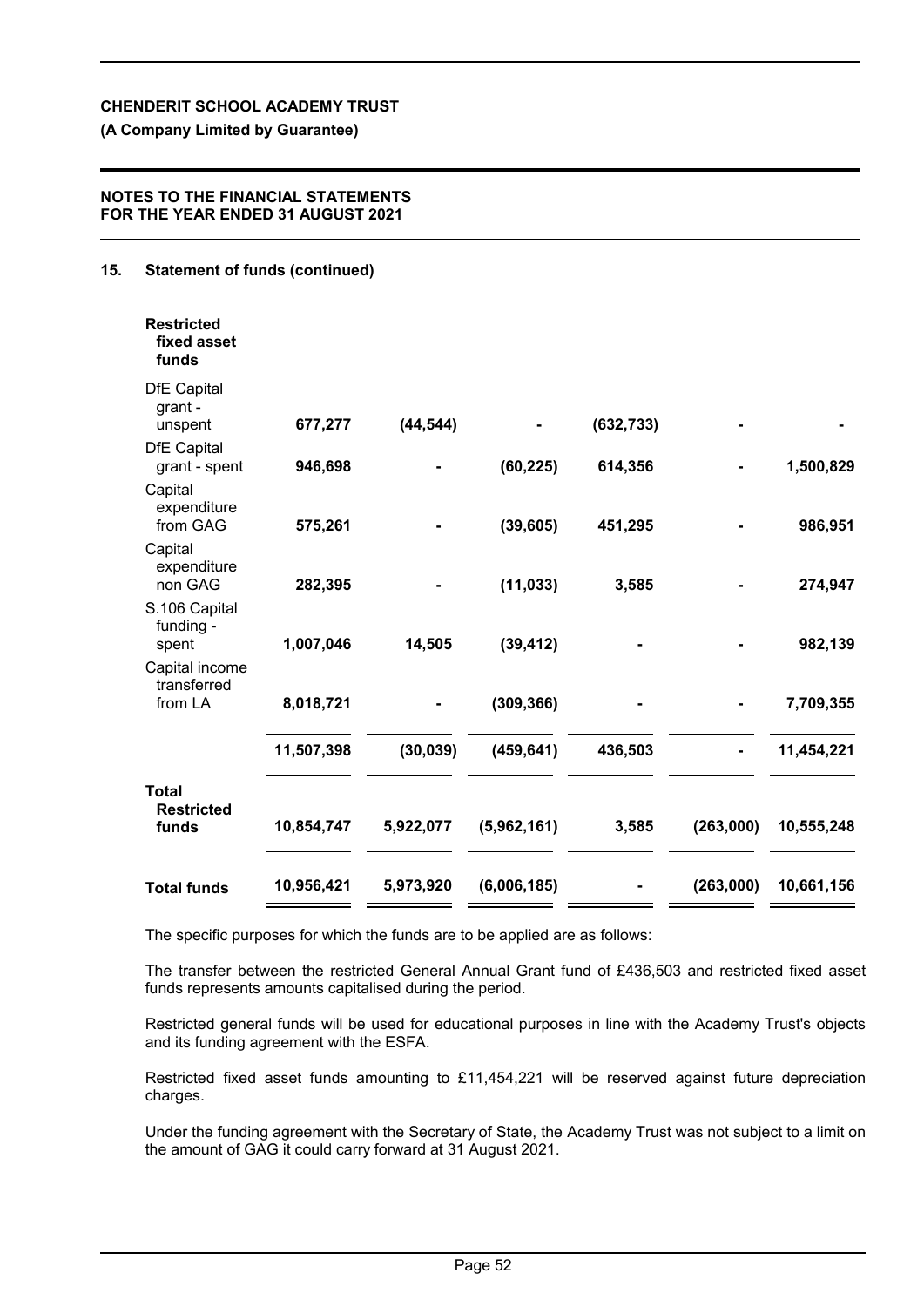**CHENDERIT SCHOOL ACADEMY TRUST**

**(A Company Limited by Guarantee)**

**NOTES TO THE FINANCIAL STATEMENTS FOR THE YEAR ENDED 31 AUGUST 2021**

## 15. Statement of funds (continued)

| | | | | | | |
|---|---|---|---|---|---|---|
| **Restricted fixed asset funds** | | | | | | |
| DfE Capital grant - unspent | 677,277 | (44,544) | - | (632,733) | - | - |
| DfE Capital grant - spent | 946,698 | - | (60,225) | 614,356 | - | 1,500,829 |
| Capital expenditure from GAG | 575,261 | - | (39,605) | 451,295 | - | 986,951 |
| Capital expenditure non GAG | 282,395 | - | (11,033) | 3,585 | - | 274,947 |
| S.106 Capital funding - spent | 1,007,046 | 14,505 | (39,412) | - | - | 982,139 |
| Capital income transferred from LA | 8,018,721 | - | (309,366) | - | - | 7,709,355 |
| | 11,507,398 | (30,039) | (459,641) | 436,503 | - | 11,454,221 |
| **Total Restricted funds** | 10,854,747 | 5,922,077 | (5,962,161) | 3,585 | (263,000) | 10,555,248 |
| **Total funds** | 10,956,421 | 5,973,920 | (6,006,185) | - | (263,000) | 10,661,156 |

The specific purposes for which the funds are to be applied are as follows:

The transfer between the restricted General Annual Grant fund of £436,503 and restricted fixed asset funds represents amounts capitalised during the period.

Restricted general funds will be used for educational purposes in line with the Academy Trust's objects and its funding agreement with the ESFA.

Restricted fixed asset funds amounting to £11,454,221 will be reserved against future depreciation charges.

Under the funding agreement with the Secretary of State, the Academy Trust was not subject to a limit on the amount of GAG it could carry forward at 31 August 2021.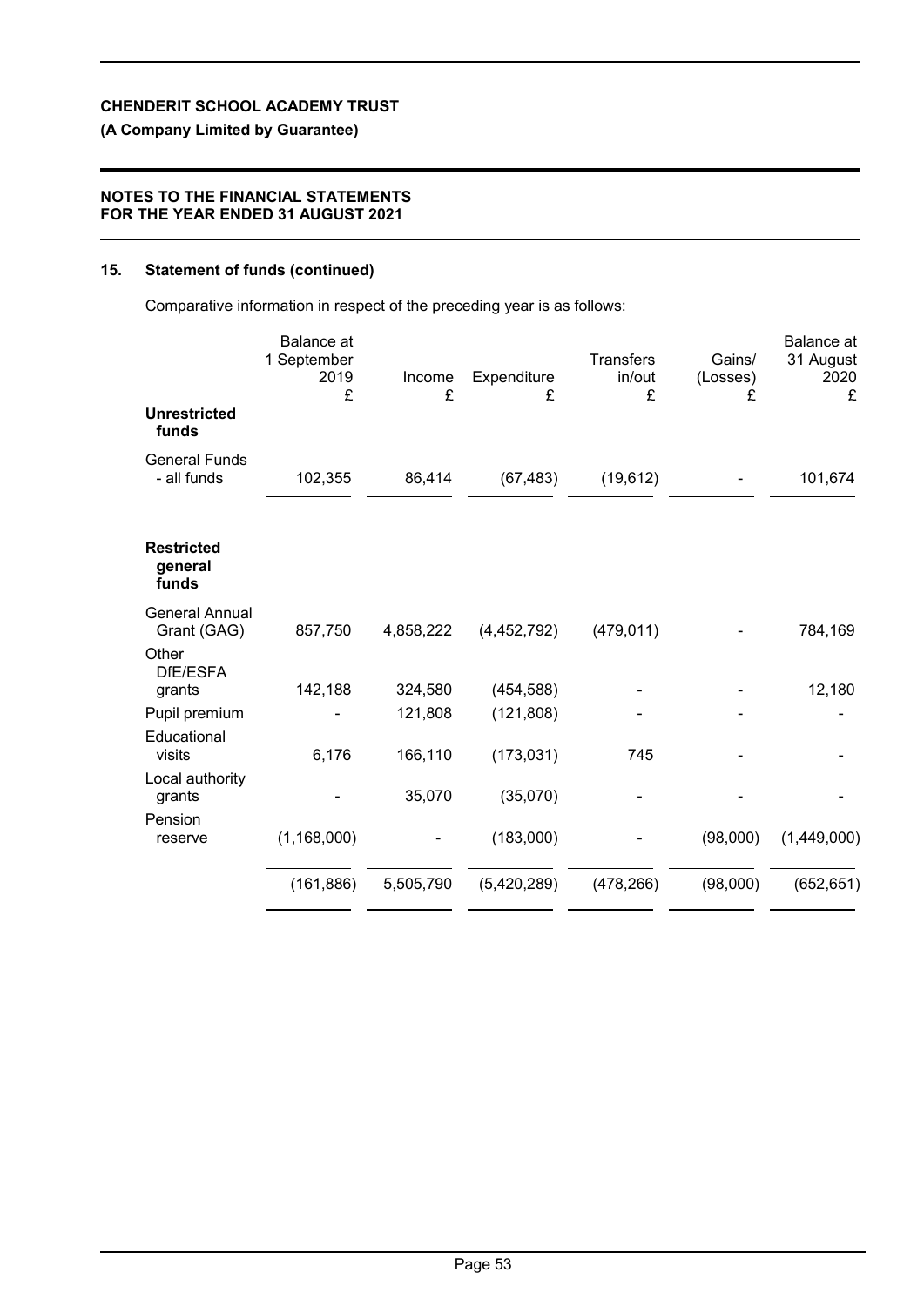**CHENDERIT SCHOOL ACADEMY TRUST**

**(A Company Limited by Guarantee)**

**NOTES TO THE FINANCIAL STATEMENTS FOR THE YEAR ENDED 31 AUGUST 2021**

## 15. Statement of funds (continued)

Comparative information in respect of the preceding year is as follows:

| | Balance at 1 September 2019 £ | Income £ | Expenditure £ | Transfers in/out £ | Gains/ (Losses) £ | Balance at 31 August 2020 £ |
|---|---|---|---|---|---|---|
| **Unrestricted funds** | | | | | | |
| General Funds - all funds | 102,355 | 86,414 | (67,483) | (19,612) | - | 101,674 |
| **Restricted general funds** | | | | | | |
| General Annual Grant (GAG) | 857,750 | 4,858,222 | (4,452,792) | (479,011) | - | 784,169 |
| Other DfE/ESFA grants | 142,188 | 324,580 | (454,588) | - | - | 12,180 |
| Pupil premium | - | 121,808 | (121,808) | - | - | - |
| Educational visits | 6,176 | 166,110 | (173,031) | 745 | - | - |
| Local authority grants | - | 35,070 | (35,070) | - | - | - |
| Pension reserve | (1,168,000) | - | (183,000) | - | (98,000) | (1,449,000) |
| | (161,886) | 5,505,790 | (5,420,289) | (478,266) | (98,000) | (652,651) |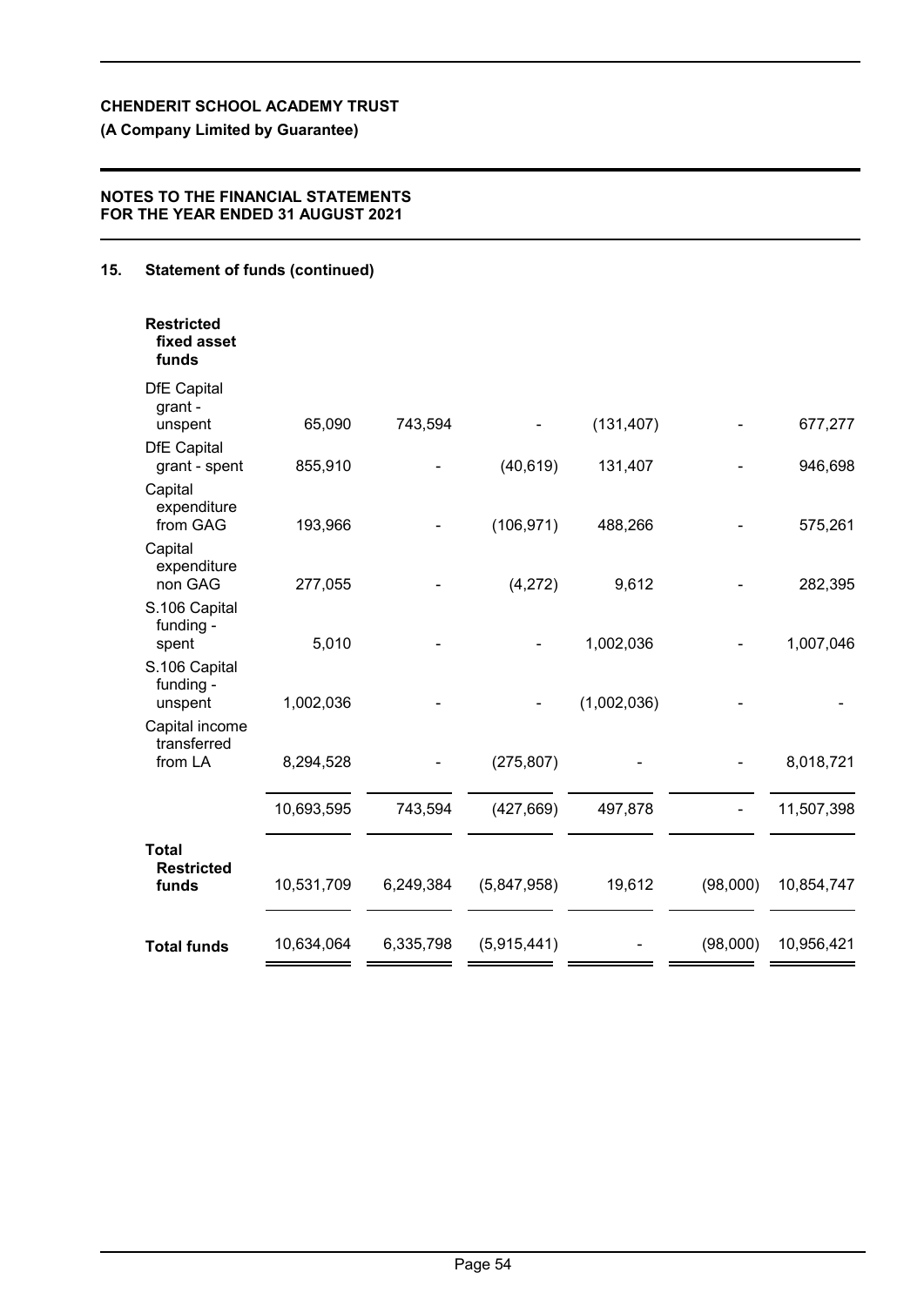## 15. Statement of funds (continued)

| | | | | | | |
|---|---|---|---|---|---|---|
| **Restricted fixed asset funds** | | | | | | |
| DfE Capital grant - unspent | 65,090 | 743,594 | - | (131,407) | - | 677,277 |
| DfE Capital grant - spent | 855,910 | - | (40,619) | 131,407 | - | 946,698 |
| Capital expenditure from GAG | 193,966 | - | (106,971) | 488,266 | - | 575,261 |
| Capital expenditure non GAG | 277,055 | - | (4,272) | 9,612 | - | 282,395 |
| S.106 Capital funding - spent | 5,010 | - | - | 1,002,036 | - | 1,007,046 |
| S.106 Capital funding - unspent | 1,002,036 | - | - | (1,002,036) | - | - |
| Capital income transferred from LA | 8,294,528 | - | (275,807) | - | - | 8,018,721 |
| | 10,693,595 | 743,594 | (427,669) | 497,878 | - | 11,507,398 |
| **Total Restricted funds** | 10,531,709 | 6,249,384 | (5,847,958) | 19,612 | (98,000) | 10,854,747 |
| **Total funds** | 10,634,064 | 6,335,798 | (5,915,441) | - | (98,000) | 10,956,421 |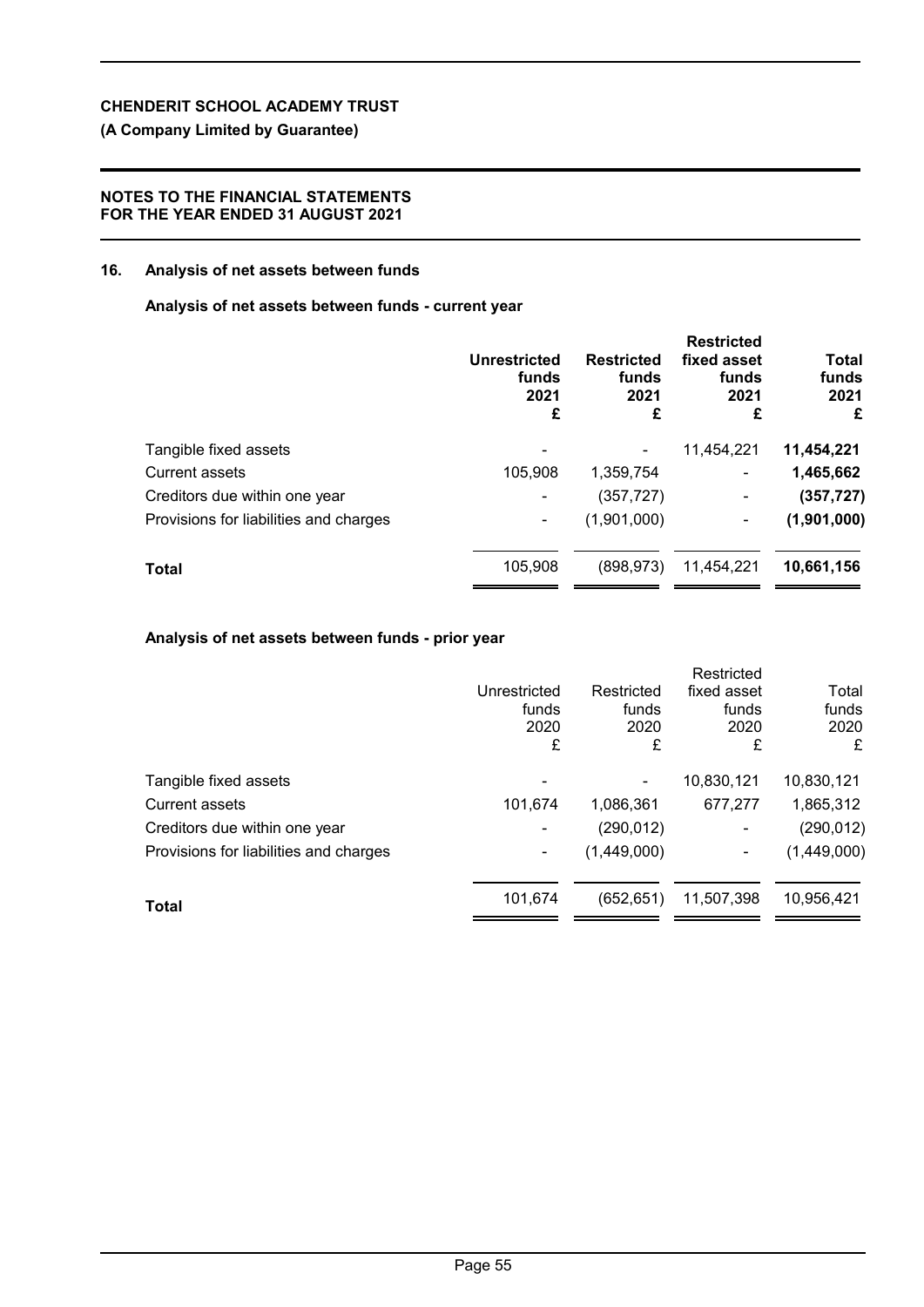## 16. Analysis of net assets between funds

### Analysis of net assets between funds - current year

| | Unrestricted funds 2021 £ | Restricted funds 2021 £ | Restricted fixed asset funds 2021 £ | Total funds 2021 £ |
|---|---|---|---|---|
| Tangible fixed assets | - | - | 11,454,221 | **11,454,221** |
| Current assets | 105,908 | 1,359,754 | - | **1,465,662** |
| Creditors due within one year | - | (357,727) | - | **(357,727)** |
| Provisions for liabilities and charges | - | (1,901,000) | - | **(1,901,000)** |
| **Total** | 105,908 | (898,973) | 11,454,221 | **10,661,156** |

### Analysis of net assets between funds - prior year

| | Unrestricted funds 2020 £ | Restricted funds 2020 £ | Restricted fixed asset funds 2020 £ | Total funds 2020 £ |
|---|---|---|---|---|
| Tangible fixed assets | - | - | 10,830,121 | 10,830,121 |
| Current assets | 101,674 | 1,086,361 | 677,277 | 1,865,312 |
| Creditors due within one year | - | (290,012) | - | (290,012) |
| Provisions for liabilities and charges | - | (1,449,000) | - | (1,449,000) |
| **Total** | 101,674 | (652,651) | 11,507,398 | 10,956,421 |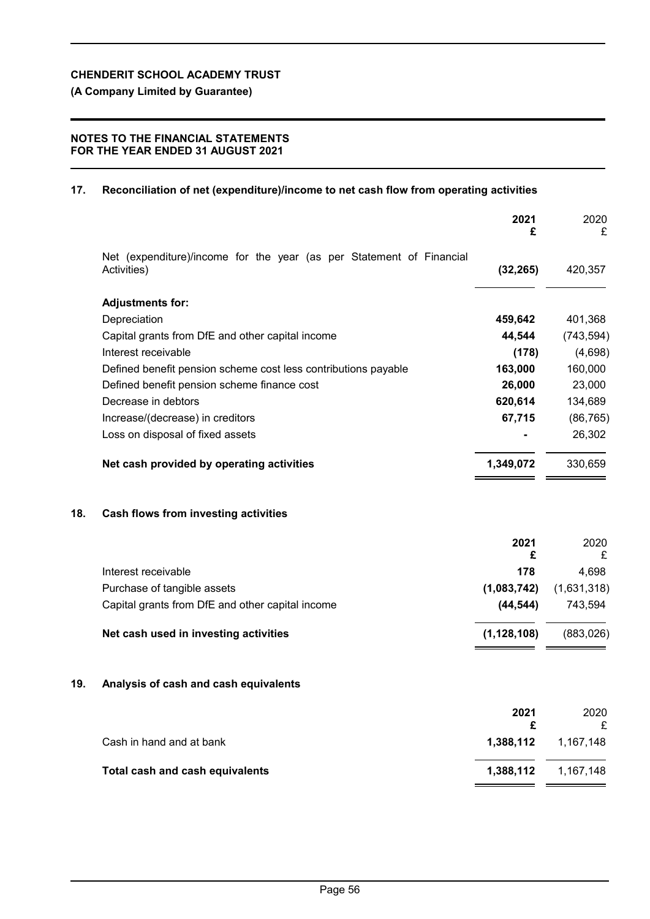**CHENDERIT SCHOOL ACADEMY TRUST**

**(A Company Limited by Guarantee)**

**NOTES TO THE FINANCIAL STATEMENTS FOR THE YEAR ENDED 31 AUGUST 2021**

## 17. Reconciliation of net (expenditure)/income to net cash flow from operating activities

| | 2021 £ | 2020 £ |
|---|---|---|
| Net (expenditure)/income for the year (as per Statement of Financial Activities) | **(32,265)** | 420,357 |
| **Adjustments for:** | | |
| Depreciation | **459,642** | 401,368 |
| Capital grants from DfE and other capital income | **44,544** | (743,594) |
| Interest receivable | **(178)** | (4,698) |
| Defined benefit pension scheme cost less contributions payable | **163,000** | 160,000 |
| Defined benefit pension scheme finance cost | **26,000** | 23,000 |
| Decrease in debtors | **620,614** | 134,689 |
| Increase/(decrease) in creditors | **67,715** | (86,765) |
| Loss on disposal of fixed assets | **-** | 26,302 |
| **Net cash provided by operating activities** | **1,349,072** | 330,659 |

## 18. Cash flows from investing activities

| | 2021 £ | 2020 £ |
|---|---|---|
| Interest receivable | **178** | 4,698 |
| Purchase of tangible assets | **(1,083,742)** | (1,631,318) |
| Capital grants from DfE and other capital income | **(44,544)** | 743,594 |
| **Net cash used in investing activities** | **(1,128,108)** | (883,026) |

## 19. Analysis of cash and cash equivalents

| | 2021 £ | 2020 £ |
|---|---|---|
| Cash in hand and at bank | **1,388,112** | 1,167,148 |
| **Total cash and cash equivalents** | **1,388,112** | 1,167,148 |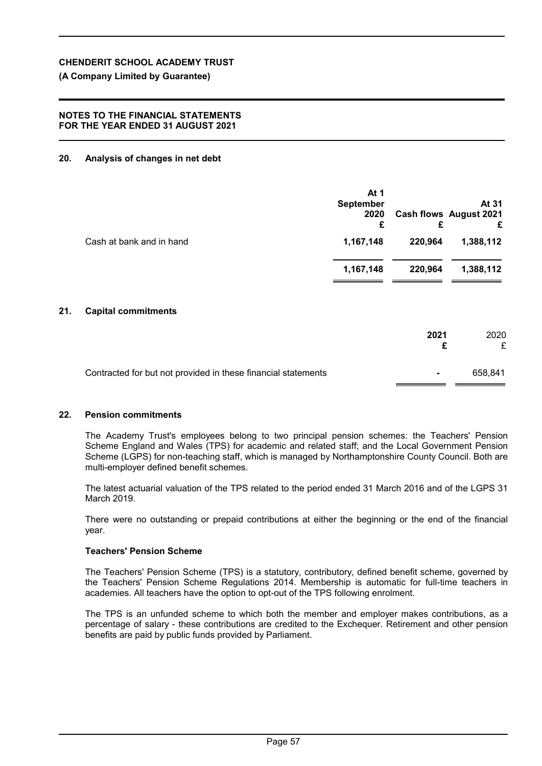## 20. Analysis of changes in net debt

| | At 1 September 2020 £ | Cash flows £ | At 31 August 2021 £ |
|---|---|---|---|
| Cash at bank and in hand | **1,167,148** | **220,964** | **1,388,112** |
| | **1,167,148** | **220,964** | **1,388,112** |

## 21. Capital commitments

| | 2021 £ | 2020 £ |
|---|---|---|
| Contracted for but not provided in these financial statements | **-** | 658,841 |

## 22. Pension commitments

The Academy Trust's employees belong to two principal pension schemes: the Teachers' Pension Scheme England and Wales (TPS) for academic and related staff; and the Local Government Pension Scheme (LGPS) for non-teaching staff, which is managed by Northamptonshire County Council. Both are multi-employer defined benefit schemes.

The latest actuarial valuation of the TPS related to the period ended 31 March 2016 and of the LGPS 31 March 2019.

There were no outstanding or prepaid contributions at either the beginning or the end of the financial year.

### Teachers' Pension Scheme

The Teachers' Pension Scheme (TPS) is a statutory, contributory, defined benefit scheme, governed by the Teachers' Pension Scheme Regulations 2014. Membership is automatic for full-time teachers in academies. All teachers have the option to opt-out of the TPS following enrolment.

The TPS is an unfunded scheme to which both the member and employer makes contributions, as a percentage of salary - these contributions are credited to the Exchequer. Retirement and other pension benefits are paid by public funds provided by Parliament.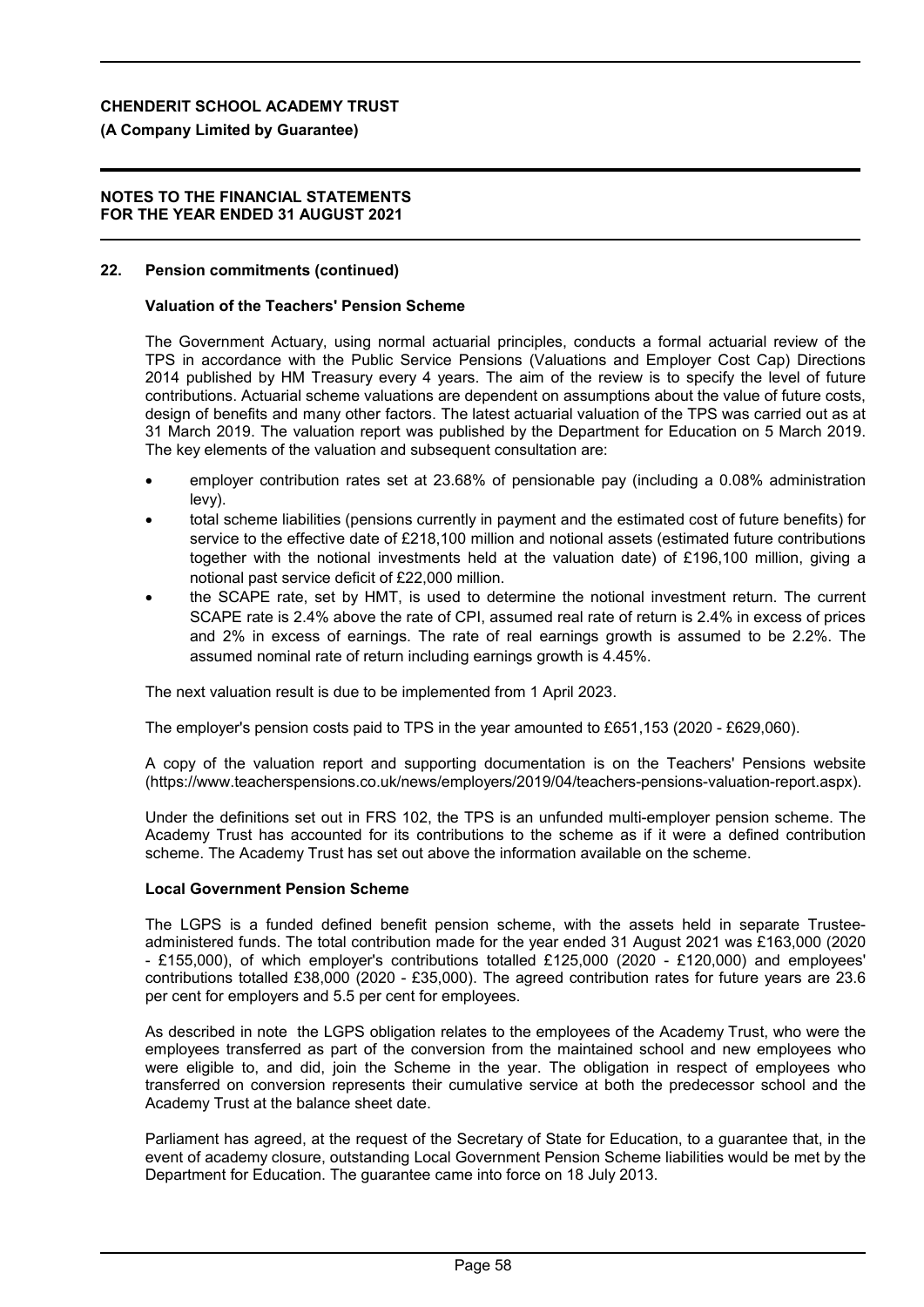## 22. Pension commitments (continued)

### Valuation of the Teachers' Pension Scheme

The Government Actuary, using normal actuarial principles, conducts a formal actuarial review of the TPS in accordance with the Public Service Pensions (Valuations and Employer Cost Cap) Directions 2014 published by HM Treasury every 4 years. The aim of the review is to specify the level of future contributions. Actuarial scheme valuations are dependent on assumptions about the value of future costs, design of benefits and many other factors. The latest actuarial valuation of the TPS was carried out as at 31 March 2019. The valuation report was published by the Department for Education on 5 March 2019. The key elements of the valuation and subsequent consultation are:

- employer contribution rates set at 23.68% of pensionable pay (including a 0.08% administration levy).
- total scheme liabilities (pensions currently in payment and the estimated cost of future benefits) for service to the effective date of £218,100 million and notional assets (estimated future contributions together with the notional investments held at the valuation date) of £196,100 million, giving a notional past service deficit of £22,000 million.
- the SCAPE rate, set by HMT, is used to determine the notional investment return. The current SCAPE rate is 2.4% above the rate of CPI, assumed real rate of return is 2.4% in excess of prices and 2% in excess of earnings. The rate of real earnings growth is assumed to be 2.2%. The assumed nominal rate of return including earnings growth is 4.45%.

The next valuation result is due to be implemented from 1 April 2023.

The employer's pension costs paid to TPS in the year amounted to £651,153 (2020 - £629,060).

A copy of the valuation report and supporting documentation is on the Teachers' Pensions website (https://www.teacherspensions.co.uk/news/employers/2019/04/teachers-pensions-valuation-report.aspx).

Under the definitions set out in FRS 102, the TPS is an unfunded multi-employer pension scheme. The Academy Trust has accounted for its contributions to the scheme as if it were a defined contribution scheme. The Academy Trust has set out above the information available on the scheme.

### Local Government Pension Scheme

The LGPS is a funded defined benefit pension scheme, with the assets held in separate Trustee-administered funds. The total contribution made for the year ended 31 August 2021 was £163,000 (2020 - £155,000), of which employer's contributions totalled £125,000 (2020 - £120,000) and employees' contributions totalled £38,000 (2020 - £35,000). The agreed contribution rates for future years are 23.6 per cent for employers and 5.5 per cent for employees.

As described in note  the LGPS obligation relates to the employees of the Academy Trust, who were the employees transferred as part of the conversion from the maintained school and new employees who were eligible to, and did, join the Scheme in the year. The obligation in respect of employees who transferred on conversion represents their cumulative service at both the predecessor school and the Academy Trust at the balance sheet date.

Parliament has agreed, at the request of the Secretary of State for Education, to a guarantee that, in the event of academy closure, outstanding Local Government Pension Scheme liabilities would be met by the Department for Education. The guarantee came into force on 18 July 2013.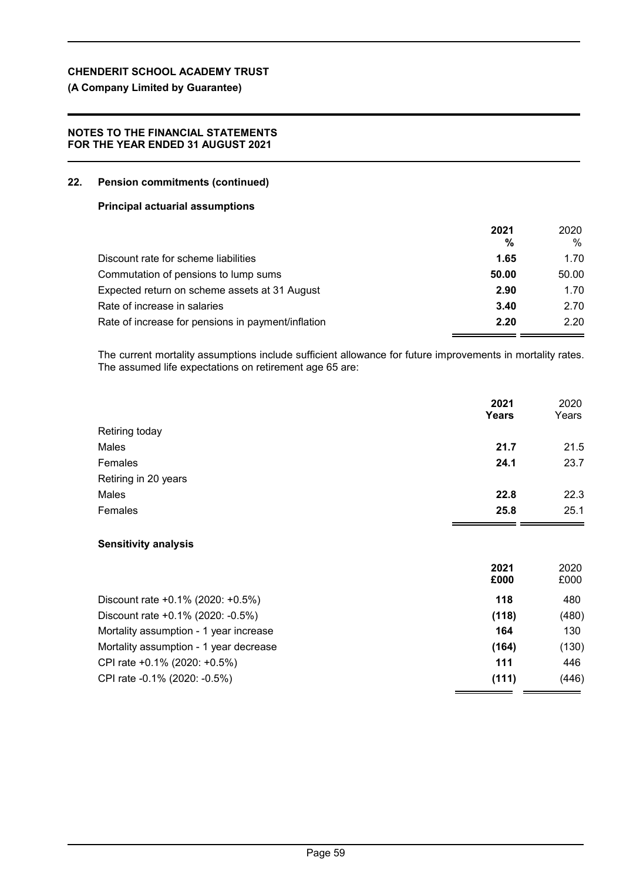## 22. Pension commitments (continued)

### Principal actuarial assumptions

| | 2021 % | 2020 % |
|---|---|---|
| Discount rate for scheme liabilities | **1.65** | 1.70 |
| Commutation of pensions to lump sums | **50.00** | 50.00 |
| Expected return on scheme assets at 31 August | **2.90** | 1.70 |
| Rate of increase in salaries | **3.40** | 2.70 |
| Rate of increase for pensions in payment/inflation | **2.20** | 2.20 |

The current mortality assumptions include sufficient allowance for future improvements in mortality rates. The assumed life expectations on retirement age 65 are:

| | 2021 Years | 2020 Years |
|---|---|---|
| Retiring today | | |
| Males | **21.7** | 21.5 |
| Females | **24.1** | 23.7 |
| Retiring in 20 years | | |
| Males | **22.8** | 22.3 |
| Females | **25.8** | 25.1 |

### Sensitivity analysis

| | 2021 £000 | 2020 £000 |
|---|---|---|
| Discount rate +0.1% (2020: +0.5%) | **118** | 480 |
| Discount rate +0.1% (2020: -0.5%) | **(118)** | (480) |
| Mortality assumption - 1 year increase | **164** | 130 |
| Mortality assumption - 1 year decrease | **(164)** | (130) |
| CPI rate +0.1% (2020: +0.5%) | **111** | 446 |
| CPI rate -0.1% (2020: -0.5%) | **(111)** | (446) |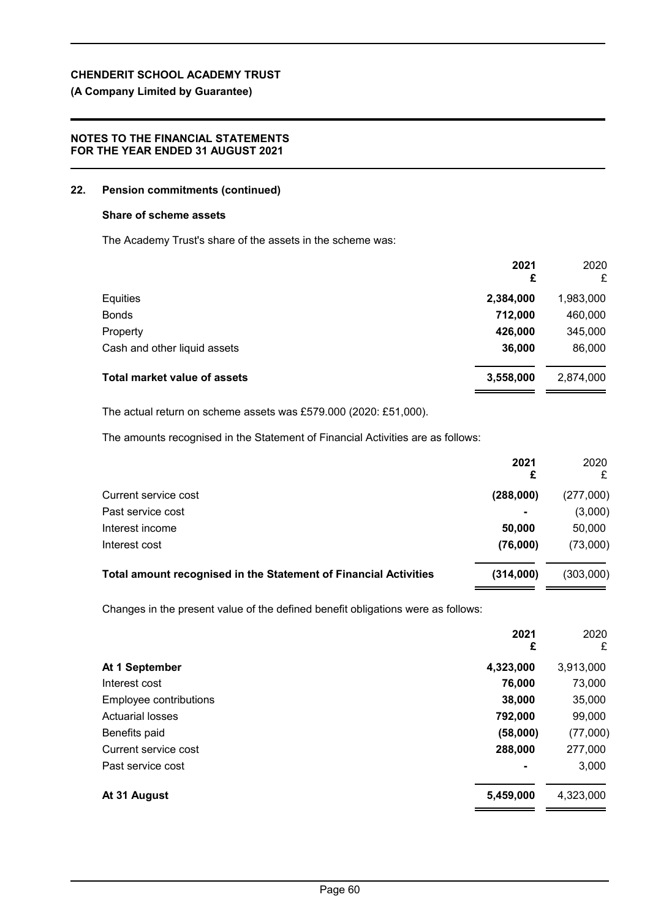**CHENDERIT SCHOOL ACADEMY TRUST**

**(A Company Limited by Guarantee)**

**NOTES TO THE FINANCIAL STATEMENTS FOR THE YEAR ENDED 31 AUGUST 2021**

## 22. Pension commitments (continued)

### Share of scheme assets

The Academy Trust's share of the assets in the scheme was:

| | **2021 £** | 2020 £ |
|---|---|---|
| Equities | **2,384,000** | 1,983,000 |
| Bonds | **712,000** | 460,000 |
| Property | **426,000** | 345,000 |
| Cash and other liquid assets | **36,000** | 86,000 |
| **Total market value of assets** | **3,558,000** | 2,874,000 |

The actual return on scheme assets was £579.000 (2020: £51,000).

The amounts recognised in the Statement of Financial Activities are as follows:

| | **2021 £** | 2020 £ |
|---|---|---|
| Current service cost | **(288,000)** | (277,000) |
| Past service cost | **-** | (3,000) |
| Interest income | **50,000** | 50,000 |
| Interest cost | **(76,000)** | (73,000) |
| **Total amount recognised in the Statement of Financial Activities** | **(314,000)** | (303,000) |

Changes in the present value of the defined benefit obligations were as follows:

| | **2021 £** | 2020 £ |
|---|---|---|
| **At 1 September** | **4,323,000** | 3,913,000 |
| Interest cost | **76,000** | 73,000 |
| Employee contributions | **38,000** | 35,000 |
| Actuarial losses | **792,000** | 99,000 |
| Benefits paid | **(58,000)** | (77,000) |
| Current service cost | **288,000** | 277,000 |
| Past service cost | **-** | 3,000 |
| **At 31 August** | **5,459,000** | 4,323,000 |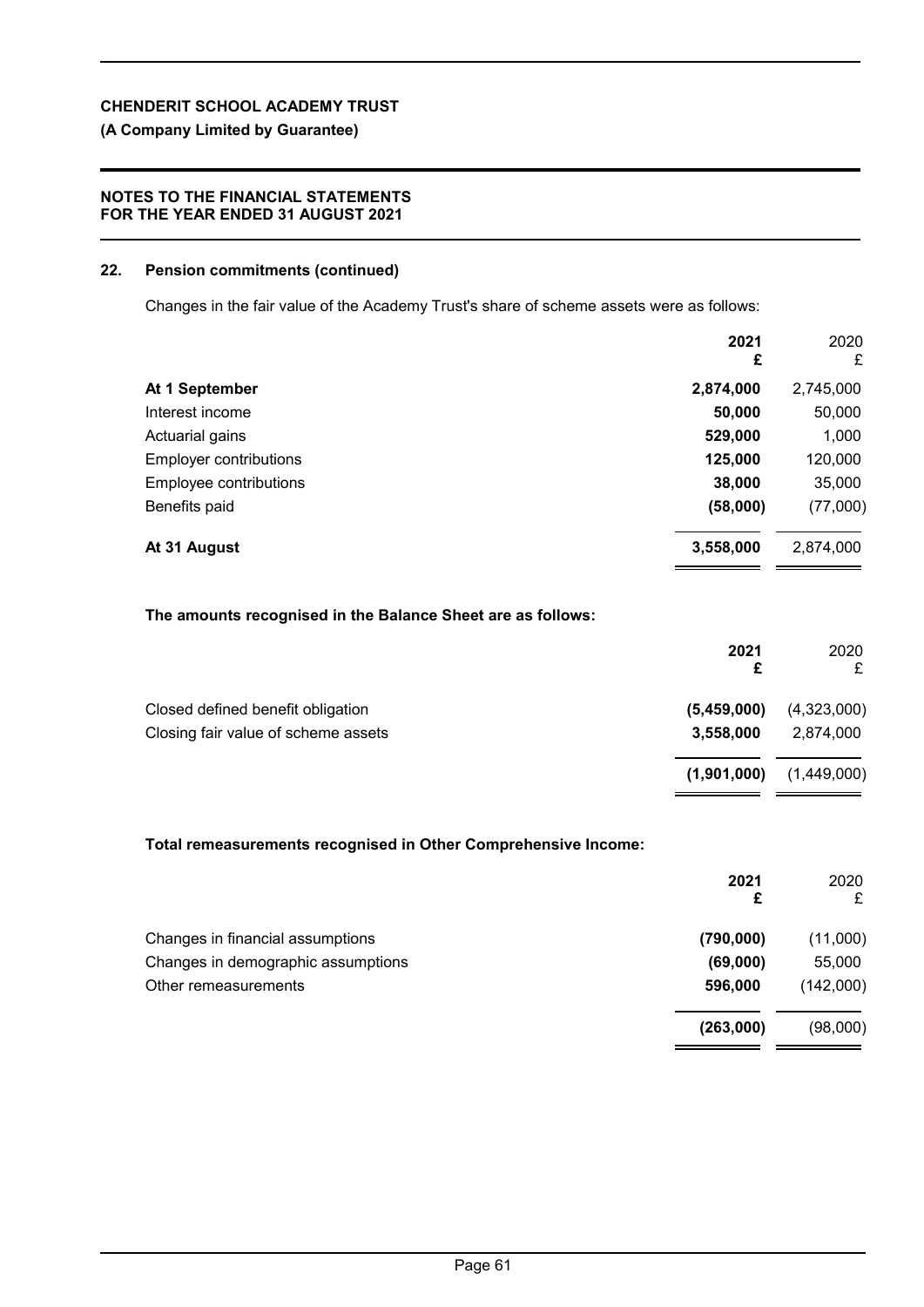**CHENDERIT SCHOOL ACADEMY TRUST**

**(A Company Limited by Guarantee)**

**NOTES TO THE FINANCIAL STATEMENTS FOR THE YEAR ENDED 31 AUGUST 2021**

## 22. Pension commitments (continued)

Changes in the fair value of the Academy Trust's share of scheme assets were as follows:

| | 2021 £ | 2020 £ |
|---|---|---|
| **At 1 September** | **2,874,000** | 2,745,000 |
| Interest income | **50,000** | 50,000 |
| Actuarial gains | **529,000** | 1,000 |
| Employer contributions | **125,000** | 120,000 |
| Employee contributions | **38,000** | 35,000 |
| Benefits paid | **(58,000)** | (77,000) |
| **At 31 August** | **3,558,000** | 2,874,000 |

**The amounts recognised in the Balance Sheet are as follows:**

| | 2021 £ | 2020 £ |
|---|---|---|
| Closed defined benefit obligation | **(5,459,000)** | (4,323,000) |
| Closing fair value of scheme assets | **3,558,000** | 2,874,000 |
| | **(1,901,000)** | (1,449,000) |

**Total remeasurements recognised in Other Comprehensive Income:**

| | 2021 £ | 2020 £ |
|---|---|---|
| Changes in financial assumptions | **(790,000)** | (11,000) |
| Changes in demographic assumptions | **(69,000)** | 55,000 |
| Other remeasurements | **596,000** | (142,000) |
| | **(263,000)** | (98,000) |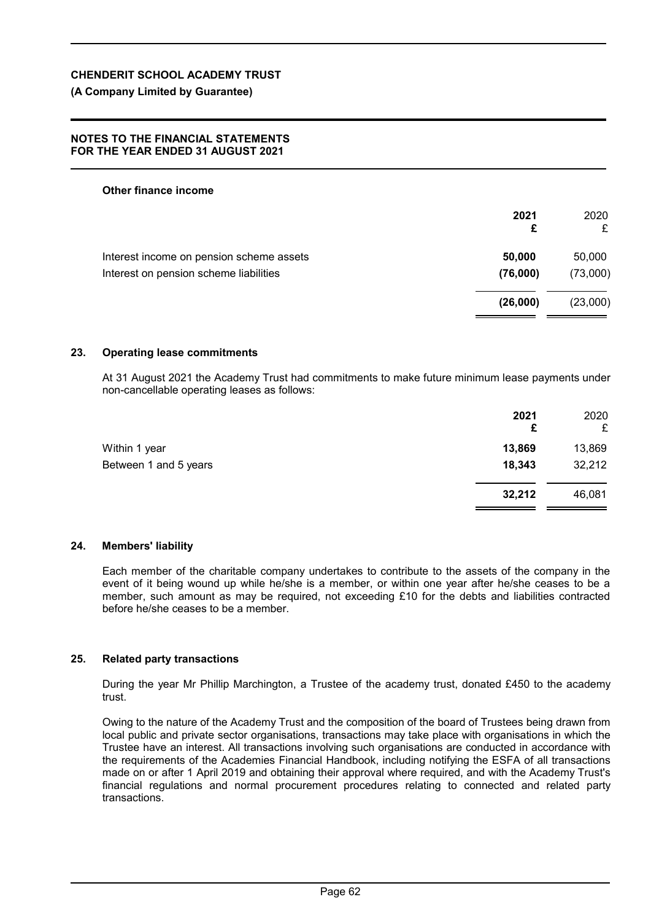**Other finance income**

| | 2021 £ | 2020 £ |
|---|---|---|
| Interest income on pension scheme assets | **50,000** | 50,000 |
| Interest on pension scheme liabilities | **(76,000)** | (73,000) |
| | **(26,000)** | (23,000) |

## 23. Operating lease commitments

At 31 August 2021 the Academy Trust had commitments to make future minimum lease payments under non-cancellable operating leases as follows:

| | 2021 £ | 2020 £ |
|---|---|---|
| Within 1 year | **13,869** | 13,869 |
| Between 1 and 5 years | **18,343** | 32,212 |
| | **32,212** | 46,081 |

## 24. Members' liability

Each member of the charitable company undertakes to contribute to the assets of the company in the event of it being wound up while he/she is a member, or within one year after he/she ceases to be a member, such amount as may be required, not exceeding £10 for the debts and liabilities contracted before he/she ceases to be a member.

## 25. Related party transactions

During the year Mr Phillip Marchington, a Trustee of the academy trust, donated £450 to the academy trust.

Owing to the nature of the Academy Trust and the composition of the board of Trustees being drawn from local public and private sector organisations, transactions may take place with organisations in which the Trustee have an interest. All transactions involving such organisations are conducted in accordance with the requirements of the Academies Financial Handbook, including notifying the ESFA of all transactions made on or after 1 April 2019 and obtaining their approval where required, and with the Academy Trust's financial regulations and normal procurement procedures relating to connected and related party transactions.